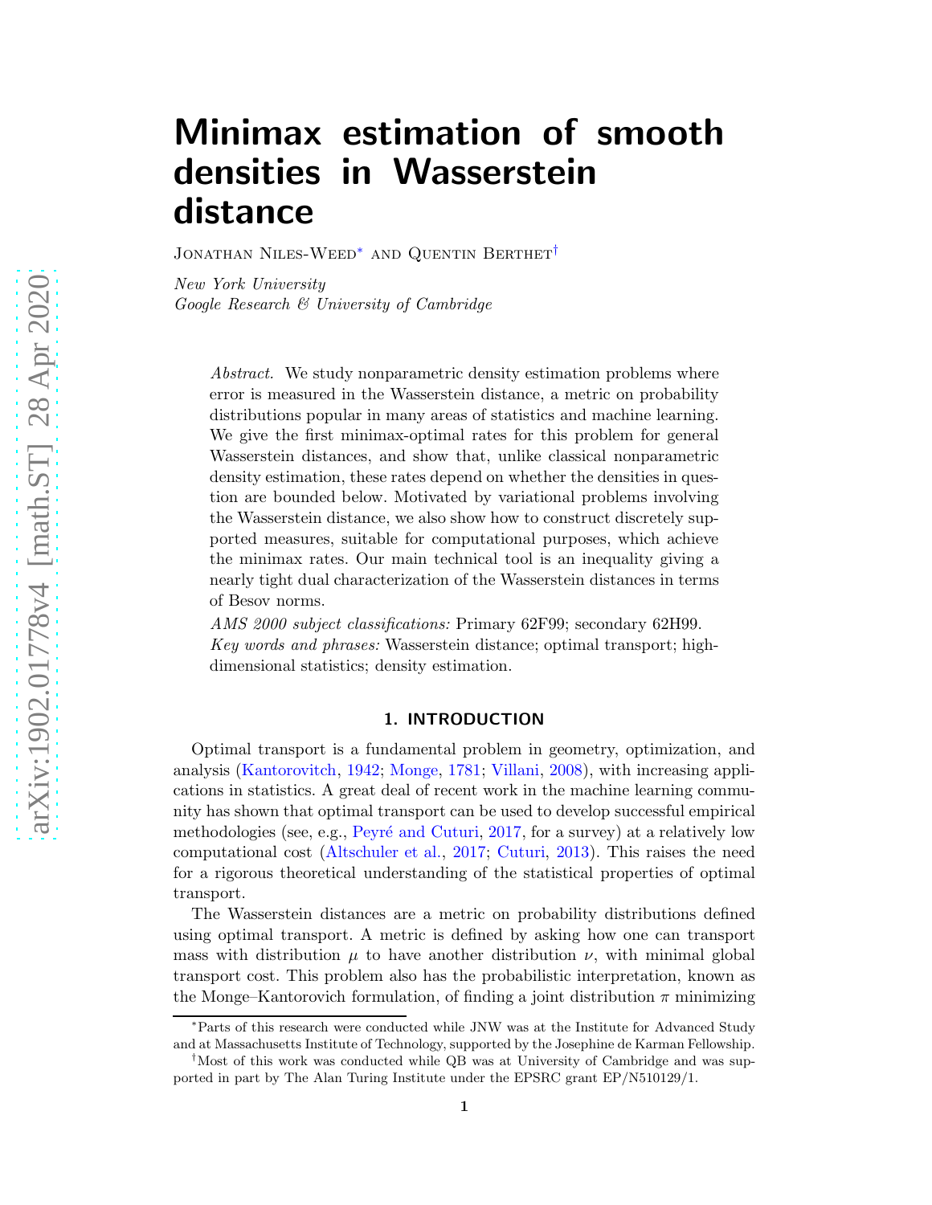# Minimax estimation of smooth densities in Wasserstein distance

Jonathan Niles-Weed[*] and Quentin Berthet[†]

*New York University*
*Google Research & University of Cambridge*

*Abstract.* We study nonparametric density estimation problems where error is measured in the Wasserstein distance, a metric on probability distributions popular in many areas of statistics and machine learning. We give the first minimax-optimal rates for this problem for general Wasserstein distances, and show that, unlike classical nonparametric density estimation, these rates depend on whether the densities in question are bounded below. Motivated by variational problems involving the Wasserstein distance, we also show how to construct discretely supported measures, suitable for computational purposes, which achieve the minimax rates. Our main technical tool is an inequality giving a nearly tight dual characterization of the Wasserstein distances in terms of Besov norms.

*AMS 2000 subject classifications:* Primary 62F99; secondary 62H99.
*Key words and phrases:* Wasserstein distance; optimal transport; high-dimensional statistics; density estimation.

## 1. INTRODUCTION

Optimal transport is a fundamental problem in geometry, optimization, and analysis (Kantorovitch, 1942; Monge, 1781; Villani, 2008), with increasing applications in statistics. A great deal of recent work in the machine learning community has shown that optimal transport can be used to develop successful empirical methodologies (see, e.g., Peyré and Cuturi, 2017, for a survey) at a relatively low computational cost (Altschuler et al., 2017; Cuturi, 2013). This raises the need for a rigorous theoretical understanding of the statistical properties of optimal transport.

The Wasserstein distances are a metric on probability distributions defined using optimal transport. A metric is defined by asking how one can transport mass with distribution $\mu$ to have another distribution $\nu$, with minimal global transport cost. This problem also has the probabilistic interpretation, known as the Monge–Kantorovich formulation, of finding a joint distribution $\pi$ minimizing

[*] Parts of this research were conducted while JNW was at the Institute for Advanced Study and at Massachusetts Institute of Technology, supported by the Josephine de Karman Fellowship.

[†] Most of this work was conducted while QB was at University of Cambridge and was supported in part by The Alan Turing Institute under the EPSRC grant EP/N510129/1.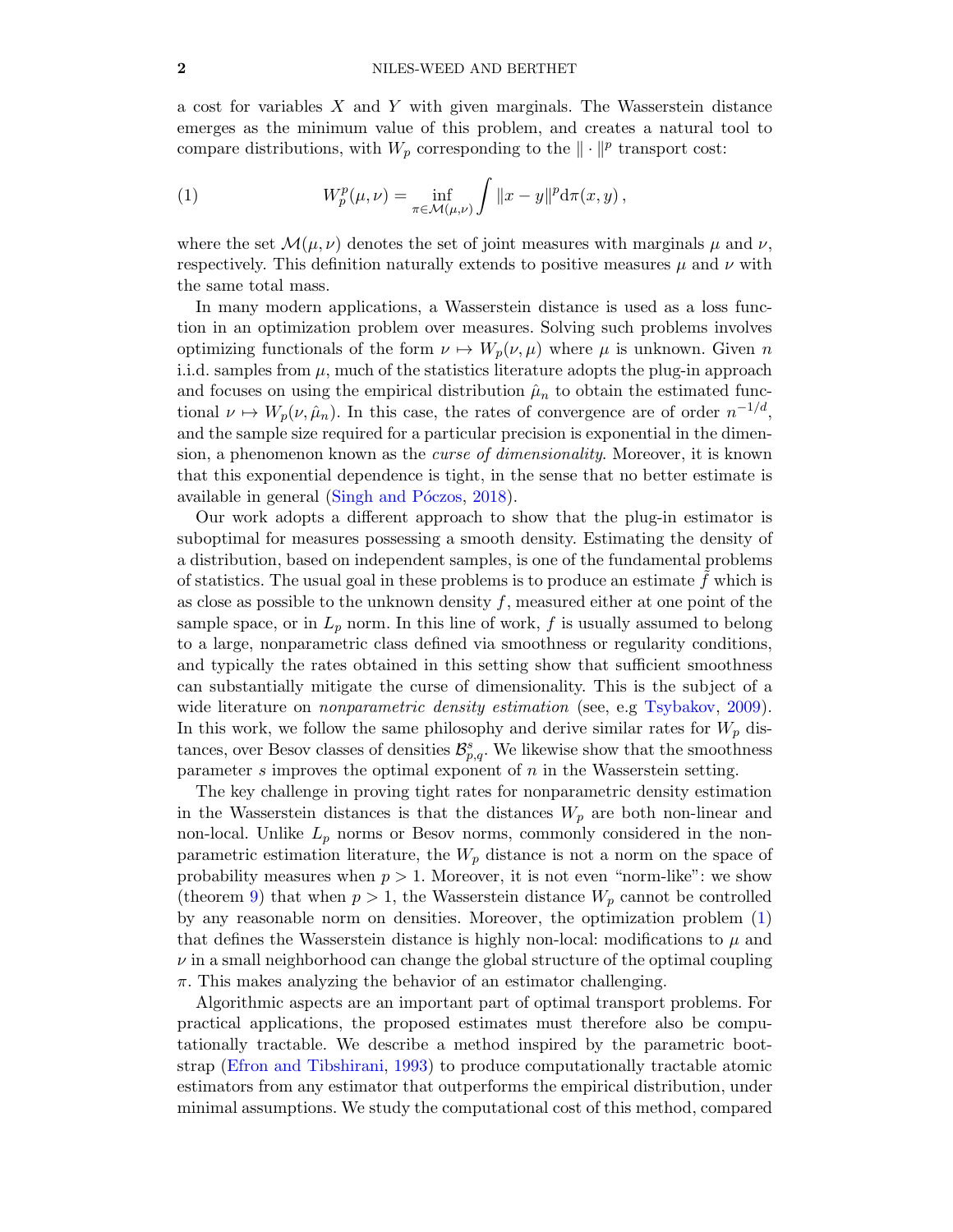a cost for variables $X$ and $Y$ with given marginals. The Wasserstein distance emerges as the minimum value of this problem, and creates a natural tool to compare distributions, with $W_p$ corresponding to the $\|\cdot\|^p$ transport cost:

$$W_p^p(\mu,\nu) = \inf_{\pi \in \mathcal{M}(\mu,\nu)} \int \|x-y\|^p \mathrm{d}\pi(x,y)\,, \tag{1}$$

where the set $\mathcal{M}(\mu,\nu)$ denotes the set of joint measures with marginals $\mu$ and $\nu$, respectively. This definition naturally extends to positive measures $\mu$ and $\nu$ with the same total mass.

In many modern applications, a Wasserstein distance is used as a loss function in an optimization problem over measures. Solving such problems involves optimizing functionals of the form $\nu \mapsto W_p(\nu,\mu)$ where $\mu$ is unknown. Given $n$ i.i.d. samples from $\mu$, much of the statistics literature adopts the plug-in approach and focuses on using the empirical distribution $\hat{\mu}_n$ to obtain the estimated functional $\nu \mapsto W_p(\nu,\hat{\mu}_n)$. In this case, the rates of convergence are of order $n^{-1/d}$, and the sample size required for a particular precision is exponential in the dimension, a phenomenon known as the *curse of dimensionality*. Moreover, it is known that this exponential dependence is tight, in the sense that no better estimate is available in general (Singh and Póczos, 2018).

Our work adopts a different approach to show that the plug-in estimator is suboptimal for measures possessing a smooth density. Estimating the density of a distribution, based on independent samples, is one of the fundamental problems of statistics. The usual goal in these problems is to produce an estimate $\tilde{f}$ which is as close as possible to the unknown density $f$, measured either at one point of the sample space, or in $L_p$ norm. In this line of work, $f$ is usually assumed to belong to a large, nonparametric class defined via smoothness or regularity conditions, and typically the rates obtained in this setting show that sufficient smoothness can substantially mitigate the curse of dimensionality. This is the subject of a wide literature on *nonparametric density estimation* (see, e.g Tsybakov, 2009). In this work, we follow the same philosophy and derive similar rates for $W_p$ distances, over Besov classes of densities $\mathcal{B}^s_{p,q}$. We likewise show that the smoothness parameter $s$ improves the optimal exponent of $n$ in the Wasserstein setting.

The key challenge in proving tight rates for nonparametric density estimation in the Wasserstein distances is that the distances $W_p$ are both non-linear and non-local. Unlike $L_p$ norms or Besov norms, commonly considered in the nonparametric estimation literature, the $W_p$ distance is not a norm on the space of probability measures when $p > 1$. Moreover, it is not even "norm-like": we show (theorem 9) that when $p > 1$, the Wasserstein distance $W_p$ cannot be controlled by any reasonable norm on densities. Moreover, the optimization problem (1) that defines the Wasserstein distance is highly non-local: modifications to $\mu$ and $\nu$ in a small neighborhood can change the global structure of the optimal coupling $\pi$. This makes analyzing the behavior of an estimator challenging.

Algorithmic aspects are an important part of optimal transport problems. For practical applications, the proposed estimates must therefore also be computationally tractable. We describe a method inspired by the parametric bootstrap (Efron and Tibshirani, 1993) to produce computationally tractable atomic estimators from any estimator that outperforms the empirical distribution, under minimal assumptions. We study the computational cost of this method, compared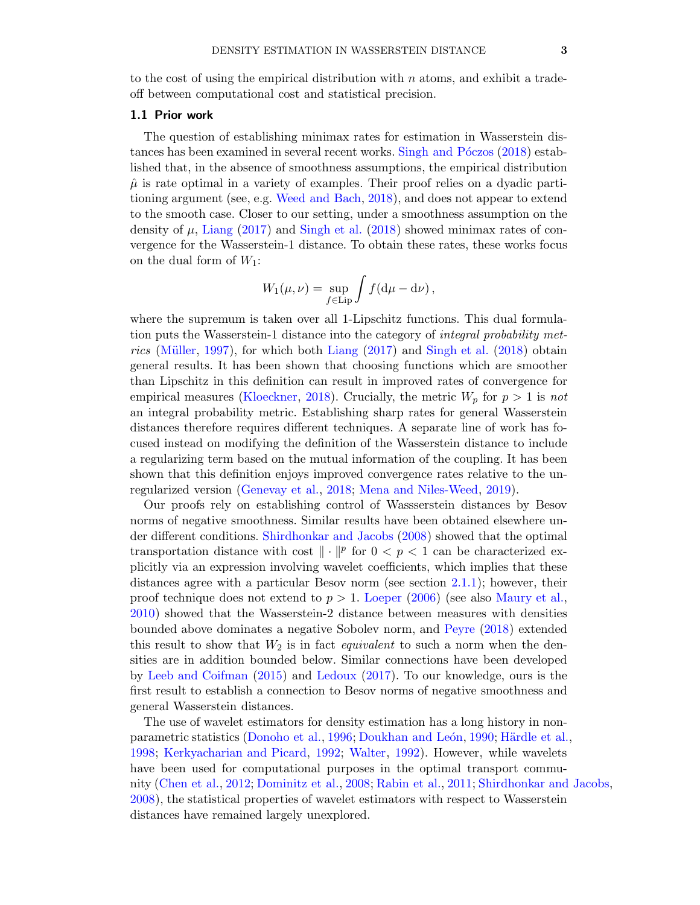to the cost of using the empirical distribution with $n$ atoms, and exhibit a trade-off between computational cost and statistical precision.

### 1.1 Prior work

The question of establishing minimax rates for estimation in Wasserstein distances has been examined in several recent works. Singh and Póczos (2018) established that, in the absence of smoothness assumptions, the empirical distribution $\hat{\mu}$ is rate optimal in a variety of examples. Their proof relies on a dyadic partitioning argument (see, e.g. Weed and Bach, 2018), and does not appear to extend to the smooth case. Closer to our setting, under a smoothness assumption on the density of $\mu$, Liang (2017) and Singh et al. (2018) showed minimax rates of convergence for the Wasserstein-1 distance. To obtain these rates, these works focus on the dual form of $W_1$:

$$W_1(\mu, \nu) = \sup_{f \in \mathrm{Lip}} \int f(\mathrm{d}\mu - \mathrm{d}\nu)\,,$$

where the supremum is taken over all 1-Lipschitz functions. This dual formulation puts the Wasserstein-1 distance into the category of *integral probability metrics* (Müller, 1997), for which both Liang (2017) and Singh et al. (2018) obtain general results. It has been shown that choosing functions which are smoother than Lipschitz in this definition can result in improved rates of convergence for empirical measures (Kloeckner, 2018). Crucially, the metric $W_p$ for $p > 1$ is *not* an integral probability metric. Establishing sharp rates for general Wasserstein distances therefore requires different techniques. A separate line of work has focused instead on modifying the definition of the Wasserstein distance to include a regularizing term based on the mutual information of the coupling. It has been shown that this definition enjoys improved convergence rates relative to the unregularized version (Genevay et al., 2018; Mena and Niles-Weed, 2019).

Our proofs rely on establishing control of Wassserstein distances by Besov norms of negative smoothness. Similar results have been obtained elsewhere under different conditions. Shirdhonkar and Jacobs (2008) showed that the optimal transportation distance with cost $\|\cdot\|^p$ for $0 < p < 1$ can be characterized explicitly via an expression involving wavelet coefficients, which implies that these distances agree with a particular Besov norm (see section 2.1.1); however, their proof technique does not extend to $p > 1$. Loeper (2006) (see also Maury et al., 2010) showed that the Wasserstein-2 distance between measures with densities bounded above dominates a negative Sobolev norm, and Peyre (2018) extended this result to show that $W_2$ is in fact *equivalent* to such a norm when the densities are in addition bounded below. Similar connections have been developed by Leeb and Coifman (2015) and Ledoux (2017). To our knowledge, ours is the first result to establish a connection to Besov norms of negative smoothness and general Wasserstein distances.

The use of wavelet estimators for density estimation has a long history in nonparametric statistics (Donoho et al., 1996; Doukhan and León, 1990; Härdle et al., 1998; Kerkyacharian and Picard, 1992; Walter, 1992). However, while wavelets have been used for computational purposes in the optimal transport community (Chen et al., 2012; Dominitz et al., 2008; Rabin et al., 2011; Shirdhonkar and Jacobs, 2008), the statistical properties of wavelet estimators with respect to Wasserstein distances have remained largely unexplored.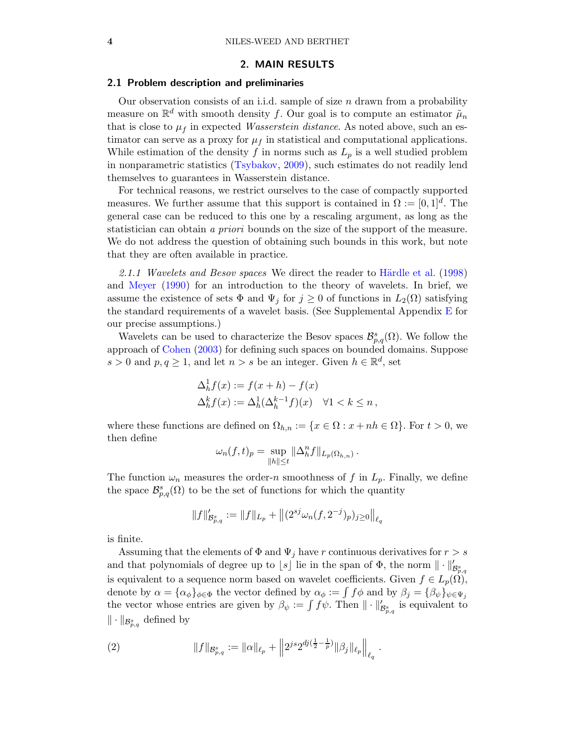## 2. MAIN RESULTS

### 2.1 Problem description and preliminaries

Our observation consists of an i.i.d. sample of size $n$ drawn from a probability measure on $\mathbb{R}^d$ with smooth density $f$. Our goal is to compute an estimator $\tilde{\mu}_n$ that is close to $\mu_f$ in expected *Wasserstein distance*. As noted above, such an estimator can serve as a proxy for $\mu_f$ in statistical and computational applications. While estimation of the density $f$ in norms such as $L_p$ is a well studied problem in nonparametric statistics (Tsybakov, 2009), such estimates do not readily lend themselves to guarantees in Wasserstein distance.

For technical reasons, we restrict ourselves to the case of compactly supported measures. We further assume that this support is contained in $\Omega := [0,1]^d$. The general case can be reduced to this one by a rescaling argument, as long as the statistician can obtain *a priori* bounds on the size of the support of the measure. We do not address the question of obtaining such bounds in this work, but note that they are often available in practice.

*2.1.1 Wavelets and Besov spaces* We direct the reader to Härdle et al. (1998) and Meyer (1990) for an introduction to the theory of wavelets. In brief, we assume the existence of sets $\Phi$ and $\Psi_j$ for $j \geq 0$ of functions in $L_2(\Omega)$ satisfying the standard requirements of a wavelet basis. (See Supplemental Appendix E for our precise assumptions.)

Wavelets can be used to characterize the Besov spaces $\mathcal{B}^s_{p,q}(\Omega)$. We follow the approach of Cohen (2003) for defining such spaces on bounded domains. Suppose $s > 0$ and $p, q \geq 1$, and let $n > s$ be an integer. Given $h \in \mathbb{R}^d$, set

$$
\begin{aligned}
\Delta^1_h f(x) &:= f(x+h) - f(x) \\
\Delta^k_h f(x) &:= \Delta^1_h(\Delta^{k-1}_h f)(x) \quad \forall 1 < k \leq n\,,
\end{aligned}
$$

where these functions are defined on $\Omega_{h,n} := \{x \in \Omega : x + nh \in \Omega\}$. For $t > 0$, we then define

$$
\omega_n(f,t)_p = \sup_{\|h\| \leq t} \|\Delta^n_h f\|_{L_p(\Omega_{h,n})}\,.
$$

The function $\omega_n$ measures the order-$n$ smoothness of $f$ in $L_p$. Finally, we define the space $\mathcal{B}^s_{p,q}(\Omega)$ to be the set of functions for which the quantity

$$
\|f\|'_{\mathcal{B}^s_{p,q}} := \|f\|_{L_p} + \left\|(2^{sj}\omega_n(f, 2^{-j})_p)_{j\geq 0}\right\|_{\ell_q}
$$

is finite.

Assuming that the elements of $\Phi$ and $\Psi_j$ have $r$ continuous derivatives for $r > s$ and that polynomials of degree up to $\lfloor s \rfloor$ lie in the span of $\Phi$, the norm $\|\cdot\|'_{\mathcal{B}^s_{p,q}}$ is equivalent to a sequence norm based on wavelet coefficients. Given $f \in L_p(\Omega)$, denote by $\alpha = \{\alpha_\phi\}_{\phi\in\Phi}$ the vector defined by $\alpha_\phi := \int f\phi$ and by $\beta_j = \{\beta_\psi\}_{\psi\in\Psi_j}$ the vector whose entries are given by $\beta_\psi := \int f\psi$. Then $\|\cdot\|'_{\mathcal{B}^s_{p,q}}$ is equivalent to $\|\cdot\|_{\mathcal{B}^s_{p,q}}$ defined by

$$
\|f\|_{\mathcal{B}^s_{p,q}} := \|\alpha\|_{\ell_p} + \left\|2^{js}2^{dj(\frac{1}{2}-\frac{1}{p})}\|\beta_j\|_{\ell_p}\right\|_{\ell_q}\,. \tag{2}
$$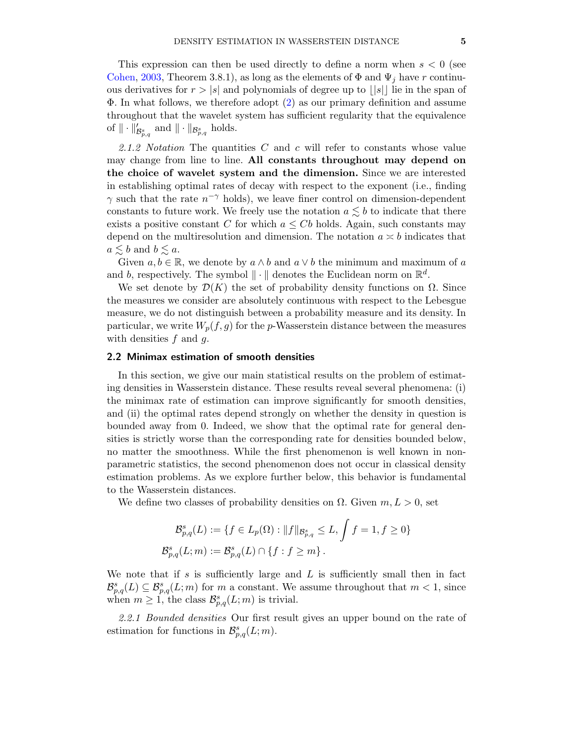This expression can then be used directly to define a norm when $s < 0$ (see Cohen, 2003, Theorem 3.8.1), as long as the elements of $\Phi$ and $\Psi_j$ have $r$ continuous derivatives for $r > |s|$ and polynomials of degree up to $\lfloor |s| \rfloor$ lie in the span of $\Phi$. In what follows, we therefore adopt (2) as our primary definition and assume throughout that the wavelet system has sufficient regularity that the equivalence of $\| \cdot \|'_{\mathcal{B}^s_{p,q}}$ and $\| \cdot \|_{\mathcal{B}^s_{p,q}}$ holds.

*2.1.2 Notation* The quantities $C$ and $c$ will refer to constants whose value may change from line to line. **All constants throughout may depend on the choice of wavelet system and the dimension.** Since we are interested in establishing optimal rates of decay with respect to the exponent (i.e., finding $\gamma$ such that the rate $n^{-\gamma}$ holds), we leave finer control on dimension-dependent constants to future work. We freely use the notation $a \lesssim b$ to indicate that there exists a positive constant $C$ for which $a \leq Cb$ holds. Again, such constants may depend on the multiresolution and dimension. The notation $a \asymp b$ indicates that $a \lesssim b$ and $b \lesssim a$.

Given $a, b \in \mathbb{R}$, we denote by $a \wedge b$ and $a \vee b$ the minimum and maximum of $a$ and $b$, respectively. The symbol $\| \cdot \|$ denotes the Euclidean norm on $\mathbb{R}^d$.

We set denote by $\mathcal{D}(K)$ the set of probability density functions on $\Omega$. Since the measures we consider are absolutely continuous with respect to the Lebesgue measure, we do not distinguish between a probability measure and its density. In particular, we write $W_p(f, g)$ for the $p$-Wasserstein distance between the measures with densities $f$ and $g$.

## 2.2 Minimax estimation of smooth densities

In this section, we give our main statistical results on the problem of estimating densities in Wasserstein distance. These results reveal several phenomena: (i) the minimax rate of estimation can improve significantly for smooth densities, and (ii) the optimal rates depend strongly on whether the density in question is bounded away from 0. Indeed, we show that the optimal rate for general densities is strictly worse than the corresponding rate for densities bounded below, no matter the smoothness. While the first phenomenon is well known in nonparametric statistics, the second phenomenon does not occur in classical density estimation problems. As we explore further below, this behavior is fundamental to the Wasserstein distances.

We define two classes of probability densities on $\Omega$. Given $m, L > 0$, set

$$
\begin{aligned}
\mathcal{B}^s_{p,q}(L) &:= \{ f \in L_p(\Omega) : \|f\|_{\mathcal{B}^s_{p,q}} \leq L, \int f = 1, f \geq 0 \} \\
\mathcal{B}^s_{p,q}(L; m) &:= \mathcal{B}^s_{p,q}(L) \cap \{ f : f \geq m \} .
\end{aligned}
$$

We note that if $s$ is sufficiently large and $L$ is sufficiently small then in fact $\mathcal{B}^s_{p,q}(L) \subseteq \mathcal{B}^s_{p,q}(L; m)$ for $m$ a constant. We assume throughout that $m < 1$, since when $m \geq 1$, the class $\mathcal{B}^s_{p,q}(L; m)$ is trivial.

*2.2.1 Bounded densities* Our first result gives an upper bound on the rate of estimation for functions in $\mathcal{B}^s_{p,q}(L; m)$.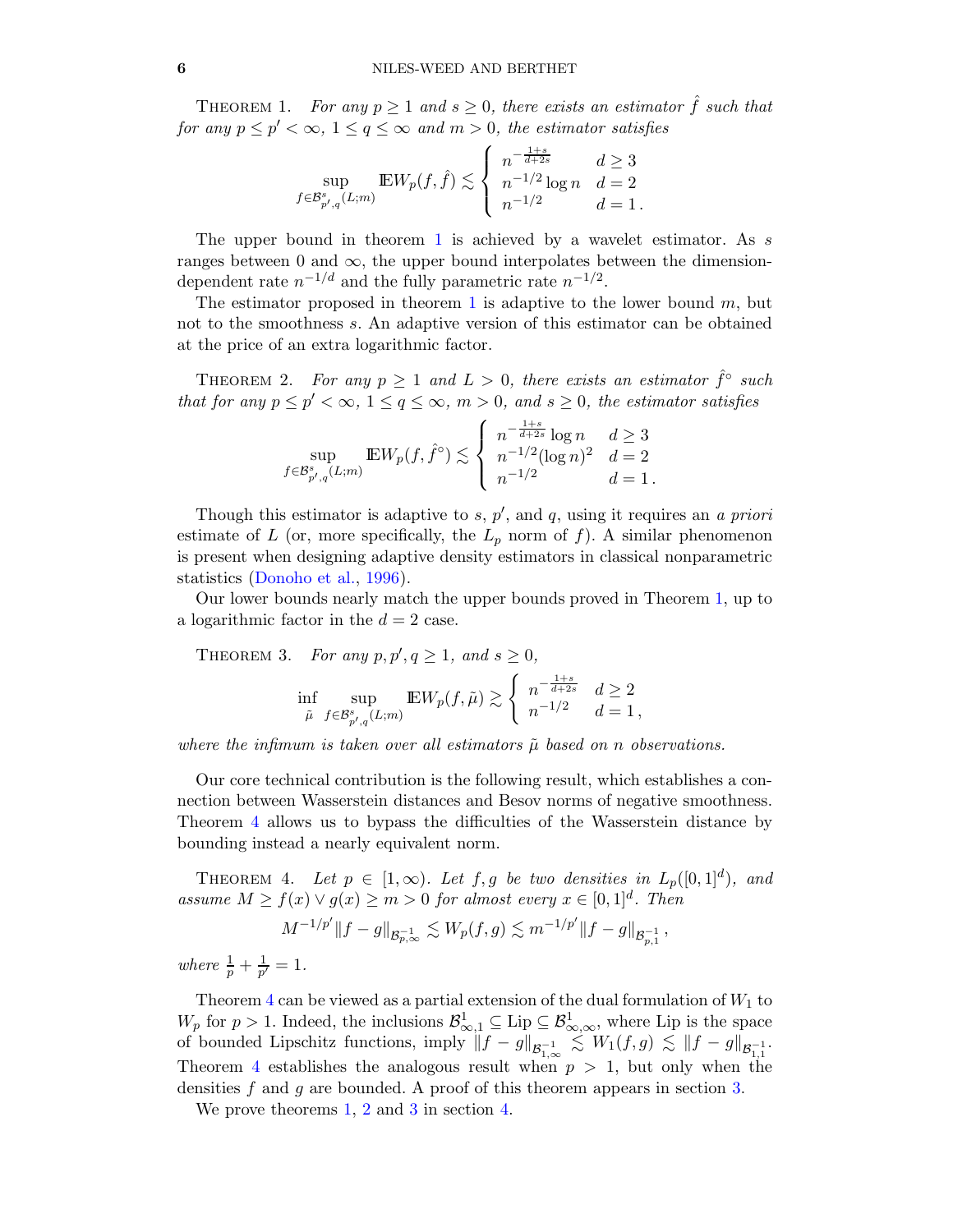Theorem 1. *For any $p \geq 1$ and $s \geq 0$, there exists an estimator $\hat{f}$ such that for any $p \leq p' < \infty$, $1 \leq q \leq \infty$ and $m > 0$, the estimator satisfies*

$$\sup_{f \in \mathcal{B}^s_{p',q}(L;m)} \mathbb{E} W_p(f, \hat{f}) \lesssim \begin{cases} n^{-\frac{1+s}{d+2s}} & d \geq 3 \\ n^{-1/2} \log n & d = 2 \\ n^{-1/2} & d = 1\,. \end{cases}$$

The upper bound in theorem 1 is achieved by a wavelet estimator. As $s$ ranges between 0 and $\infty$, the upper bound interpolates between the dimension-dependent rate $n^{-1/d}$ and the fully parametric rate $n^{-1/2}$.

The estimator proposed in theorem 1 is adaptive to the lower bound $m$, but not to the smoothness $s$. An adaptive version of this estimator can be obtained at the price of an extra logarithmic factor.

Theorem 2. *For any $p \geq 1$ and $L > 0$, there exists an estimator $\hat{f}^\circ$ such that for any $p \leq p' < \infty$, $1 \leq q \leq \infty$, $m > 0$, and $s \geq 0$, the estimator satisfies*

$$\sup_{f \in \mathcal{B}^s_{p',q}(L;m)} \mathbb{E} W_p(f, \hat{f}^\circ) \lesssim \begin{cases} n^{-\frac{1+s}{d+2s}} \log n & d \geq 3 \\ n^{-1/2} (\log n)^2 & d = 2 \\ n^{-1/2} & d = 1\,. \end{cases}$$

Though this estimator is adaptive to $s$, $p'$, and $q$, using it requires an *a priori* estimate of $L$ (or, more specifically, the $L_p$ norm of $f$). A similar phenomenon is present when designing adaptive density estimators in classical nonparametric statistics (Donoho et al., 1996).

Our lower bounds nearly match the upper bounds proved in Theorem 1, up to a logarithmic factor in the $d = 2$ case.

Theorem 3. *For any $p, p', q \geq 1$, and $s \geq 0$,*

$$\inf_{\tilde{\mu}} \sup_{f \in \mathcal{B}^s_{p',q}(L;m)} \mathbb{E} W_p(f, \tilde{\mu}) \gtrsim \begin{cases} n^{-\frac{1+s}{d+2s}} & d \geq 2 \\ n^{-1/2} & d = 1\,, \end{cases}$$

*where the infimum is taken over all estimators $\tilde{\mu}$ based on $n$ observations.*

Our core technical contribution is the following result, which establishes a connection between Wasserstein distances and Besov norms of negative smoothness. Theorem 4 allows us to bypass the difficulties of the Wasserstein distance by bounding instead a nearly equivalent norm.

Theorem 4. *Let $p \in [1, \infty)$. Let $f, g$ be two densities in $L_p([0,1]^d)$, and assume $M \geq f(x) \vee g(x) \geq m > 0$ for almost every $x \in [0,1]^d$. Then*

$$M^{-1/p'} \|f - g\|_{\mathcal{B}^{-1}_{p,\infty}} \lesssim W_p(f, g) \lesssim m^{-1/p'} \|f - g\|_{\mathcal{B}^{-1}_{p,1}}\,,$$

*where $\frac{1}{p} + \frac{1}{p'} = 1$.*

Theorem 4 can be viewed as a partial extension of the dual formulation of $W_1$ to $W_p$ for $p > 1$. Indeed, the inclusions $\mathcal{B}^1_{\infty,1} \subseteq \mathrm{Lip} \subseteq \mathcal{B}^1_{\infty,\infty}$, where Lip is the space of bounded Lipschitz functions, imply $\|f - g\|_{\mathcal{B}^{-1}_{1,\infty}} \lesssim W_1(f, g) \lesssim \|f - g\|_{\mathcal{B}^{-1}_{1,1}}$. Theorem 4 establishes the analogous result when $p > 1$, but only when the densities $f$ and $g$ are bounded. A proof of this theorem appears in section 3.

We prove theorems 1, 2 and 3 in section 4.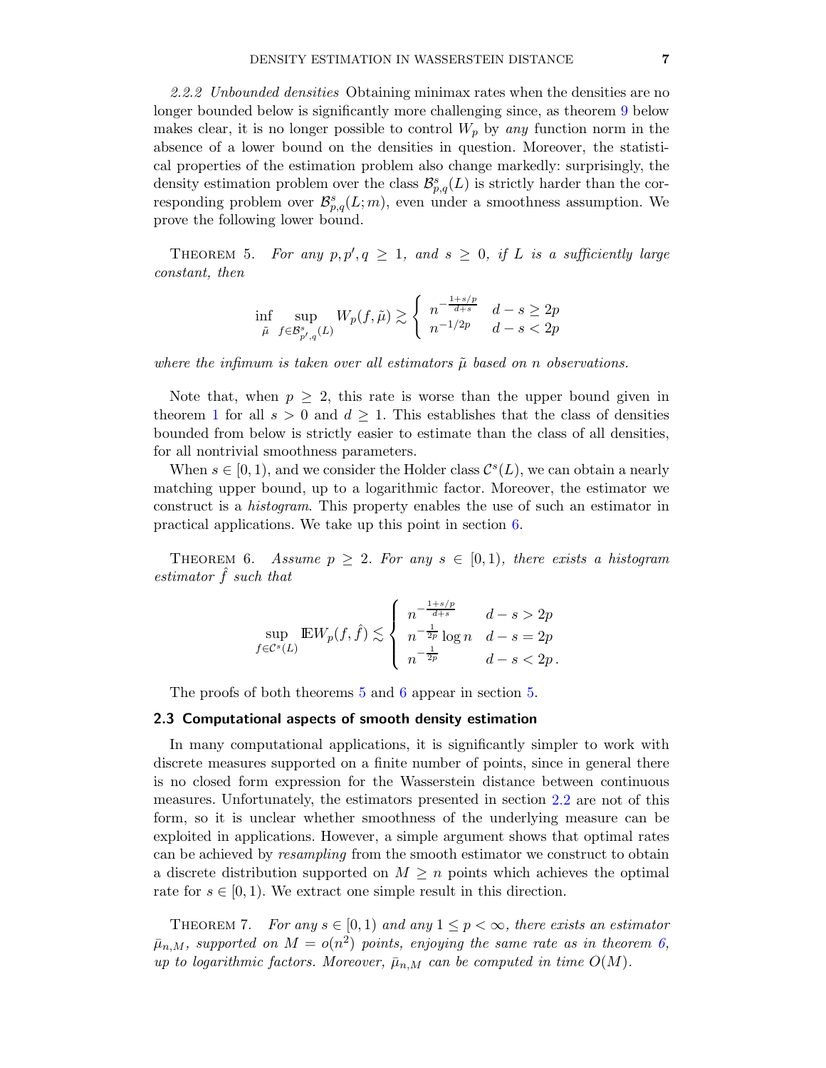*2.2.2 Unbounded densities* Obtaining minimax rates when the densities are no longer bounded below is significantly more challenging since, as theorem 9 below makes clear, it is no longer possible to control $W_p$ by *any* function norm in the absence of a lower bound on the densities in question. Moreover, the statistical properties of the estimation problem also change markedly: surprisingly, the density estimation problem over the class $\mathcal{B}^s_{p,q}(L)$ is strictly harder than the corresponding problem over $\mathcal{B}^s_{p,q}(L;m)$, even under a smoothness assumption. We prove the following lower bound.

THEOREM 5. *For any $p, p', q \geq 1$, and $s \geq 0$, if $L$ is a sufficiently large constant, then*

$$\inf_{\tilde{\mu}} \sup_{f \in \mathcal{B}^s_{p',q}(L)} W_p(f, \tilde{\mu}) \gtrsim \begin{cases} n^{-\frac{1+s/p}{d+s}} & d-s \geq 2p \\ n^{-1/2p} & d-s < 2p \end{cases}$$

*where the infimum is taken over all estimators $\tilde{\mu}$ based on $n$ observations.*

Note that, when $p \geq 2$, this rate is worse than the upper bound given in theorem 1 for all $s > 0$ and $d \geq 1$. This establishes that the class of densities bounded from below is strictly easier to estimate than the class of all densities, for all nontrivial smoothness parameters.

When $s \in [0, 1)$, and we consider the Holder class $\mathcal{C}^s(L)$, we can obtain a nearly matching upper bound, up to a logarithmic factor. Moreover, the estimator we construct is a *histogram*. This property enables the use of such an estimator in practical applications. We take up this point in section 6.

THEOREM 6. *Assume $p \geq 2$. For any $s \in [0, 1)$, there exists a histogram estimator $\hat{f}$ such that*

$$\sup_{f \in \mathcal{C}^s(L)} \mathbb{E} W_p(f, \hat{f}) \lesssim \begin{cases} n^{-\frac{1+s/p}{d+s}} & d-s > 2p \\ n^{-\frac{1}{2p}} \log n & d-s = 2p \\ n^{-\frac{1}{2p}} & d-s < 2p \,. \end{cases}$$

The proofs of both theorems 5 and 6 appear in section 5.

## 2.3 Computational aspects of smooth density estimation

In many computational applications, it is significantly simpler to work with discrete measures supported on a finite number of points, since in general there is no closed form expression for the Wasserstein distance between continuous measures. Unfortunately, the estimators presented in section 2.2 are not of this form, so it is unclear whether smoothness of the underlying measure can be exploited in applications. However, a simple argument shows that optimal rates can be achieved by *resampling* from the smooth estimator we construct to obtain a discrete distribution supported on $M \geq n$ points which achieves the optimal rate for $s \in [0, 1)$. We extract one simple result in this direction.

THEOREM 7. *For any $s \in [0, 1)$ and any $1 \leq p < \infty$, there exists an estimator $\bar{\mu}_{n,M}$, supported on $M = o(n^2)$ points, enjoying the same rate as in theorem 6, up to logarithmic factors. Moreover, $\bar{\mu}_{n,M}$ can be computed in time $O(M)$.*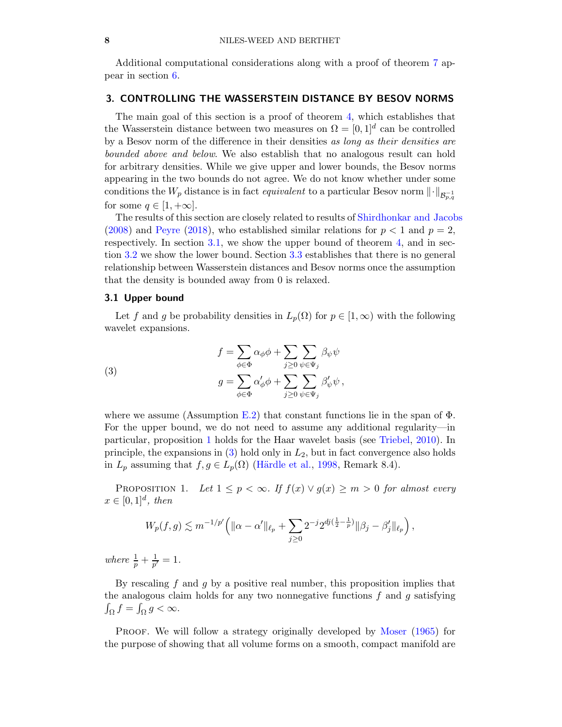Additional computational considerations along with a proof of theorem 7 appear in section 6.

## 3. CONTROLLING THE WASSERSTEIN DISTANCE BY BESOV NORMS

The main goal of this section is a proof of theorem 4, which establishes that the Wasserstein distance between two measures on $\Omega = [0,1]^d$ can be controlled by a Besov norm of the difference in their densities *as long as their densities are bounded above and below*. We also establish that no analogous result can hold for arbitrary densities. While we give upper and lower bounds, the Besov norms appearing in the two bounds do not agree. We do not know whether under some conditions the $W_p$ distance is in fact *equivalent* to a particular Besov norm $\|\cdot\|_{\mathcal{B}^{-1}_{p,q}}$ for some $q \in [1, +\infty]$.

The results of this section are closely related to results of Shirdhonkar and Jacobs (2008) and Peyre (2018), who established similar relations for $p < 1$ and $p = 2$, respectively. In section 3.1, we show the upper bound of theorem 4, and in section 3.2 we show the lower bound. Section 3.3 establishes that there is no general relationship between Wasserstein distances and Besov norms once the assumption that the density is bounded away from 0 is relaxed.

### 3.1 Upper bound

Let $f$ and $g$ be probability densities in $L_p(\Omega)$ for $p \in [1, \infty)$ with the following wavelet expansions.

$$
\begin{aligned}
f &= \sum_{\phi \in \Phi} \alpha_\phi \phi + \sum_{j \geq 0} \sum_{\psi \in \Psi_j} \beta_\psi \psi \\
g &= \sum_{\phi \in \Phi} \alpha'_\phi \phi + \sum_{j \geq 0} \sum_{\psi \in \Psi_j} \beta'_\psi \psi \,,
\end{aligned}
\tag{3}
$$

where we assume (Assumption E.2) that constant functions lie in the span of $\Phi$. For the upper bound, we do not need to assume any additional regularity—in particular, proposition 1 holds for the Haar wavelet basis (see Triebel, 2010). In principle, the expansions in (3) hold only in $L_2$, but in fact convergence also holds in $L_p$ assuming that $f, g \in L_p(\Omega)$ (Härdle et al., 1998, Remark 8.4).

Proposition 1. *Let $1 \leq p < \infty$. If $f(x) \vee g(x) \geq m > 0$ for almost every $x \in [0,1]^d$, then*

$$
W_p(f,g) \lesssim m^{-1/p'} \Big( \|\alpha - \alpha'\|_{\ell_p} + \sum_{j \geq 0} 2^{-j} 2^{dj(\frac{1}{2} - \frac{1}{p})} \|\beta_j - \beta'_j\|_{\ell_p} \Big) \,,
$$

*where $\frac{1}{p} + \frac{1}{p'} = 1$.*

By rescaling $f$ and $g$ by a positive real number, this proposition implies that the analogous claim holds for any two nonnegative functions $f$ and $g$ satisfying $\int_\Omega f = \int_\Omega g < \infty$.

Proof. We will follow a strategy originally developed by Moser (1965) for the purpose of showing that all volume forms on a smooth, compact manifold are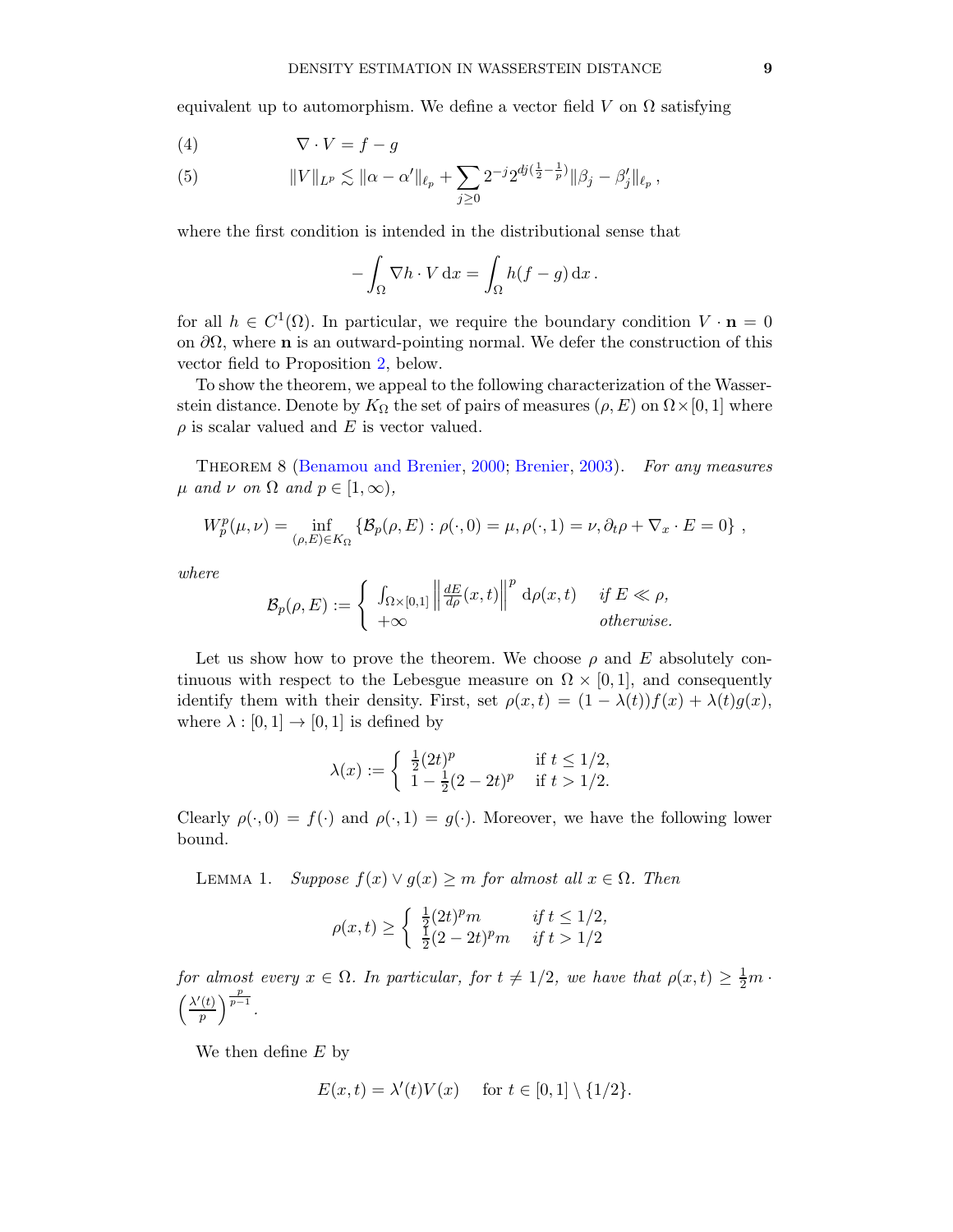equivalent up to automorphism. We define a vector field $V$ on $\Omega$ satisfying

$$\nabla \cdot V = f - g \tag{4}$$

$$\|V\|_{L^p} \lesssim \|\alpha - \alpha'\|_{\ell_p} + \sum_{j \geq 0} 2^{-j} 2^{dj(\frac{1}{2} - \frac{1}{p})} \|\beta_j - \beta_j'\|_{\ell_p}, \tag{5}$$

where the first condition is intended in the distributional sense that

$$-\int_\Omega \nabla h \cdot V \, \mathrm{d}x = \int_\Omega h(f - g) \, \mathrm{d}x.$$

for all $h \in C^1(\Omega)$. In particular, we require the boundary condition $V \cdot \mathbf{n} = 0$ on $\partial\Omega$, where $\mathbf{n}$ is an outward-pointing normal. We defer the construction of this vector field to Proposition 2, below.

To show the theorem, we appeal to the following characterization of the Wasserstein distance. Denote by $K_\Omega$ the set of pairs of measures $(\rho, E)$ on $\Omega \times [0, 1]$ where $\rho$ is scalar valued and $E$ is vector valued.

Theorem 8 (Benamou and Brenier, 2000; Brenier, 2003). *For any measures $\mu$ and $\nu$ on $\Omega$ and $p \in [1, \infty)$,*

$$W_p^p(\mu, \nu) = \inf_{(\rho, E) \in K_\Omega} \left\{ \mathcal{B}_p(\rho, E) : \rho(\cdot, 0) = \mu, \rho(\cdot, 1) = \nu, \partial_t \rho + \nabla_x \cdot E = 0 \right\},$$

*where*

$$\mathcal{B}_p(\rho, E) := \begin{cases} \int_{\Omega \times [0,1]} \left\| \frac{dE}{d\rho}(x, t) \right\|^p \mathrm{d}\rho(x, t) & \text{if } E \ll \rho, \\ +\infty & \text{otherwise.} \end{cases}$$

Let us show how to prove the theorem. We choose $\rho$ and $E$ absolutely continuous with respect to the Lebesgue measure on $\Omega \times [0, 1]$, and consequently identify them with their density. First, set $\rho(x, t) = (1 - \lambda(t)) f(x) + \lambda(t) g(x)$, where $\lambda : [0, 1] \to [0, 1]$ is defined by

$$\lambda(x) := \begin{cases} \frac{1}{2}(2t)^p & \text{if } t \leq 1/2, \\ 1 - \frac{1}{2}(2 - 2t)^p & \text{if } t > 1/2. \end{cases}$$

Clearly $\rho(\cdot, 0) = f(\cdot)$ and $\rho(\cdot, 1) = g(\cdot)$. Moreover, we have the following lower bound.

Lemma 1. *Suppose $f(x) \vee g(x) \geq m$ for almost all $x \in \Omega$. Then*

$$\rho(x, t) \geq \begin{cases} \frac{1}{2}(2t)^p m & \text{if } t \leq 1/2, \\ \frac{1}{2}(2 - 2t)^p m & \text{if } t > 1/2 \end{cases}$$

*for almost every $x \in \Omega$. In particular, for $t \neq 1/2$, we have that $\rho(x, t) \geq \frac{1}{2} m \cdot \left( \frac{\lambda'(t)}{p} \right)^{\frac{p}{p-1}}$.*

We then define $E$ by

$$E(x, t) = \lambda'(t) V(x) \quad \text{for } t \in [0, 1] \setminus \{1/2\}.$$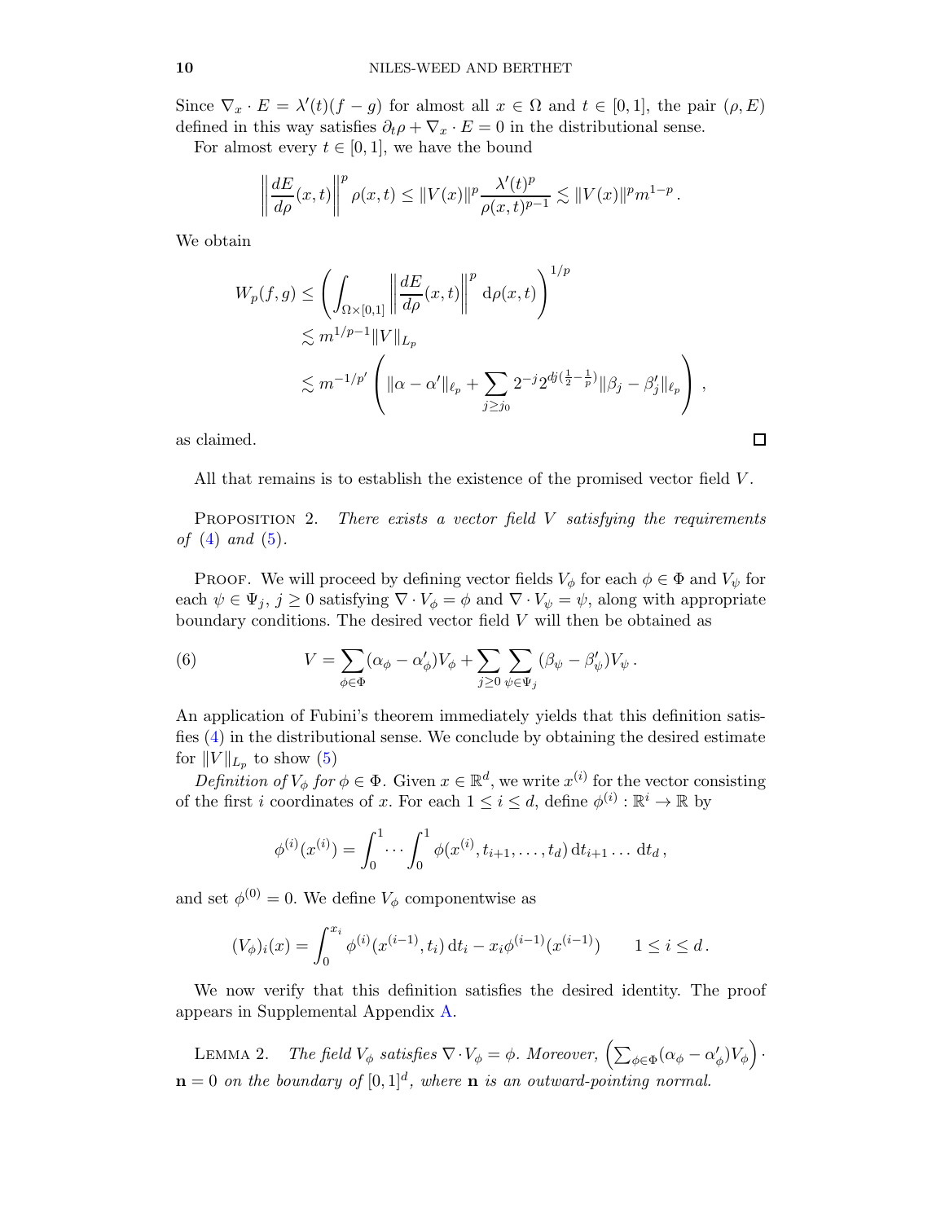Since $\nabla_x \cdot E = \lambda'(t)(f - g)$ for almost all $x \in \Omega$ and $t \in [0,1]$, the pair $(\rho, E)$ defined in this way satisfies $\partial_t \rho + \nabla_x \cdot E = 0$ in the distributional sense.

For almost every $t \in [0,1]$, we have the bound

$$\left\| \frac{dE}{d\rho}(x,t) \right\|^p \rho(x,t) \leq \|V(x)\|^p \frac{\lambda'(t)^p}{\rho(x,t)^{p-1}} \lesssim \|V(x)\|^p m^{1-p} .$$

We obtain

$$\begin{aligned}
W_p(f,g) &\leq \left( \int_{\Omega \times [0,1]} \left\| \frac{dE}{d\rho}(x,t) \right\|^p \mathrm{d}\rho(x,t) \right)^{1/p} \\
&\lesssim m^{1/p-1} \|V\|_{L_p} \\
&\lesssim m^{-1/p'} \left( \|\alpha - \alpha'\|_{\ell_p} + \sum_{j \geq j_0} 2^{-j} 2^{dj(\frac{1}{2} - \frac{1}{p})} \|\beta_j - \beta_j'\|_{\ell_p} \right) ,
\end{aligned}$$

as claimed. □

All that remains is to establish the existence of the promised vector field $V$.

Proposition 2. *There exists a vector field $V$ satisfying the requirements of (4) and (5).*

Proof. We will proceed by defining vector fields $V_\phi$ for each $\phi \in \Phi$ and $V_\psi$ for each $\psi \in \Psi_j$, $j \geq 0$ satisfying $\nabla \cdot V_\phi = \phi$ and $\nabla \cdot V_\psi = \psi$, along with appropriate boundary conditions. The desired vector field $V$ will then be obtained as

$$V = \sum_{\phi \in \Phi} (\alpha_\phi - \alpha'_\phi) V_\phi + \sum_{j \geq 0} \sum_{\psi \in \Psi_j} (\beta_\psi - \beta'_\psi) V_\psi . \tag{6}$$

An application of Fubini's theorem immediately yields that this definition satisfies (4) in the distributional sense. We conclude by obtaining the desired estimate for $\|V\|_{L_p}$ to show (5)

*Definition of $V_\phi$ for $\phi \in \Phi$.* Given $x \in \mathbb{R}^d$, we write $x^{(i)}$ for the vector consisting of the first $i$ coordinates of $x$. For each $1 \leq i \leq d$, define $\phi^{(i)} : \mathbb{R}^i \to \mathbb{R}$ by

$$\phi^{(i)}(x^{(i)}) = \int_0^1 \cdots \int_0^1 \phi(x^{(i)}, t_{i+1}, \ldots, t_d) \, \mathrm{d}t_{i+1} \ldots \mathrm{d}t_d ,$$

and set $\phi^{(0)} = 0$. We define $V_\phi$ componentwise as

$$(V_\phi)_i(x) = \int_0^{x_i} \phi^{(i)}(x^{(i-1)}, t_i) \, \mathrm{d}t_i - x_i \phi^{(i-1)}(x^{(i-1)}) \qquad 1 \leq i \leq d .$$

We now verify that this definition satisfies the desired identity. The proof appears in Supplemental Appendix A.

Lemma 2. *The field $V_\phi$ satisfies $\nabla \cdot V_\phi = \phi$. Moreover, $\left( \sum_{\phi \in \Phi} (\alpha_\phi - \alpha'_\phi) V_\phi \right) \cdot \mathbf{n} = 0$ on the boundary of $[0,1]^d$, where $\mathbf{n}$ is an outward-pointing normal.*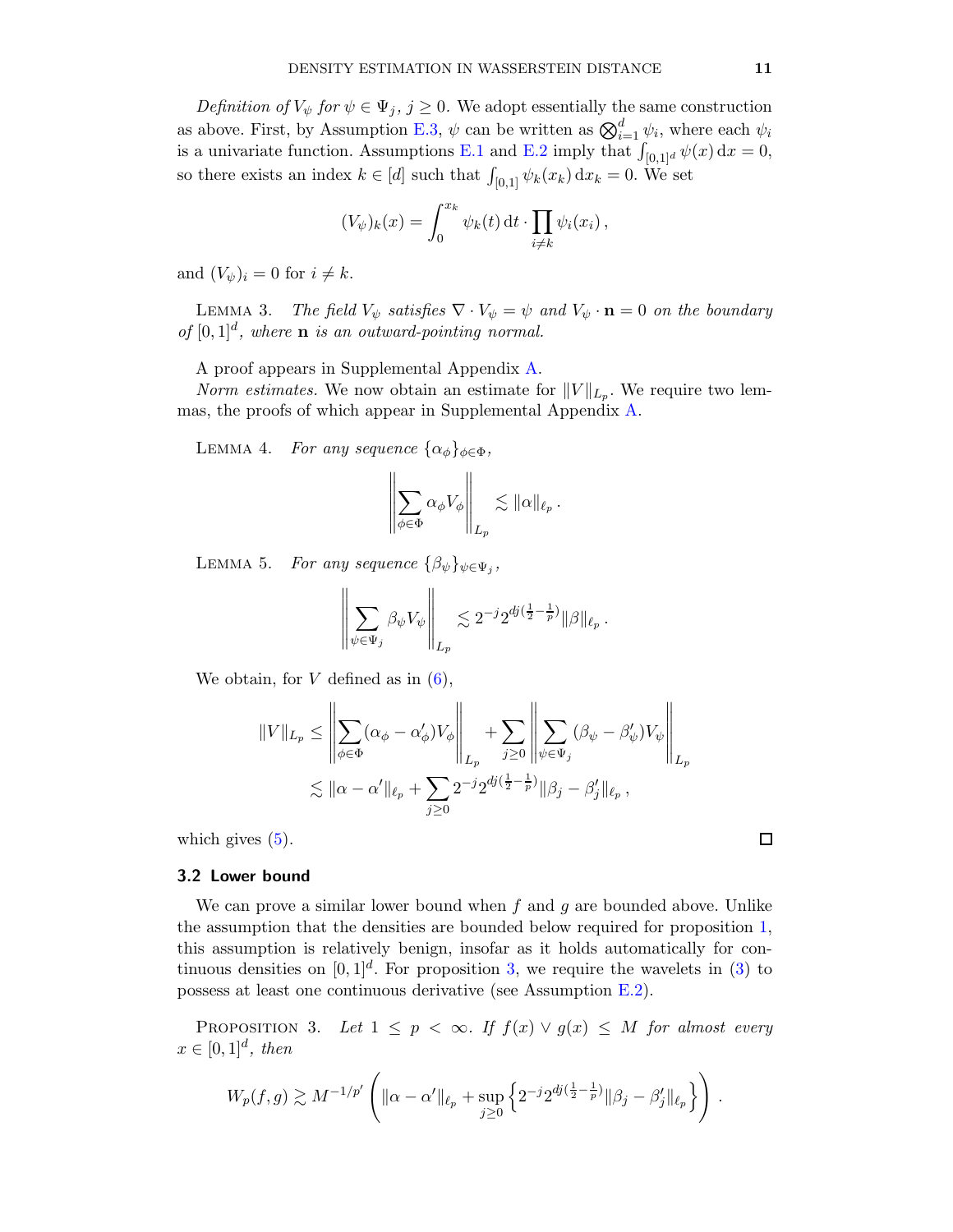*Definition of $V_\psi$ for $\psi \in \Psi_j$, $j \geq 0$.* We adopt essentially the same construction as above. First, by Assumption E.3, $\psi$ can be written as $\bigotimes_{i=1}^d \psi_i$, where each $\psi_i$ is a univariate function. Assumptions E.1 and E.2 imply that $\int_{[0,1]^d} \psi(x)\,\mathrm{d}x = 0$, so there exists an index $k \in [d]$ such that $\int_{[0,1]} \psi_k(x_k)\,\mathrm{d}x_k = 0$. We set

$$(V_\psi)_k(x) = \int_0^{x_k} \psi_k(t)\,\mathrm{d}t \cdot \prod_{i \neq k} \psi_i(x_i)\,,$$

and $(V_\psi)_i = 0$ for $i \neq k$.

Lemma 3. *The field $V_\psi$ satisfies $\nabla \cdot V_\psi = \psi$ and $V_\psi \cdot \mathbf{n} = 0$ on the boundary of $[0,1]^d$, where $\mathbf{n}$ is an outward-pointing normal.*

A proof appears in Supplemental Appendix A.

*Norm estimates.* We now obtain an estimate for $\|V\|_{L_p}$. We require two lemmas, the proofs of which appear in Supplemental Appendix A.

Lemma 4. *For any sequence $\{\alpha_\phi\}_{\phi \in \Phi}$,*

$$\left\| \sum_{\phi \in \Phi} \alpha_\phi V_\phi \right\|_{L_p} \lesssim \|\alpha\|_{\ell_p}\,.$$

Lemma 5. *For any sequence $\{\beta_\psi\}_{\psi \in \Psi_j}$,*

$$\left\| \sum_{\psi \in \Psi_j} \beta_\psi V_\psi \right\|_{L_p} \lesssim 2^{-j} 2^{dj(\frac{1}{2} - \frac{1}{p})} \|\beta\|_{\ell_p}\,.$$

We obtain, for $V$ defined as in (6),

$$\begin{aligned}
\|V\|_{L_p} &\leq \left\| \sum_{\phi \in \Phi} (\alpha_\phi - \alpha'_\phi) V_\phi \right\|_{L_p} + \sum_{j \geq 0} \left\| \sum_{\psi \in \Psi_j} (\beta_\psi - \beta'_\psi) V_\psi \right\|_{L_p} \\
&\lesssim \|\alpha - \alpha'\|_{\ell_p} + \sum_{j \geq 0} 2^{-j} 2^{dj(\frac{1}{2} - \frac{1}{p})} \|\beta_j - \beta'_j\|_{\ell_p}\,,
\end{aligned}$$

which gives (5). ◻

### 3.2 Lower bound

We can prove a similar lower bound when $f$ and $g$ are bounded above. Unlike the assumption that the densities are bounded below required for proposition 1, this assumption is relatively benign, insofar as it holds automatically for continuous densities on $[0,1]^d$. For proposition 3, we require the wavelets in (3) to possess at least one continuous derivative (see Assumption E.2).

Proposition 3. *Let $1 \leq p < \infty$. If $f(x) \vee g(x) \leq M$ for almost every $x \in [0,1]^d$, then*

$$W_p(f,g) \gtrsim M^{-1/p'} \left( \|\alpha - \alpha'\|_{\ell_p} + \sup_{j \geq 0} \left\{ 2^{-j} 2^{dj(\frac{1}{2} - \frac{1}{p})} \|\beta_j - \beta'_j\|_{\ell_p} \right\} \right)\,.$$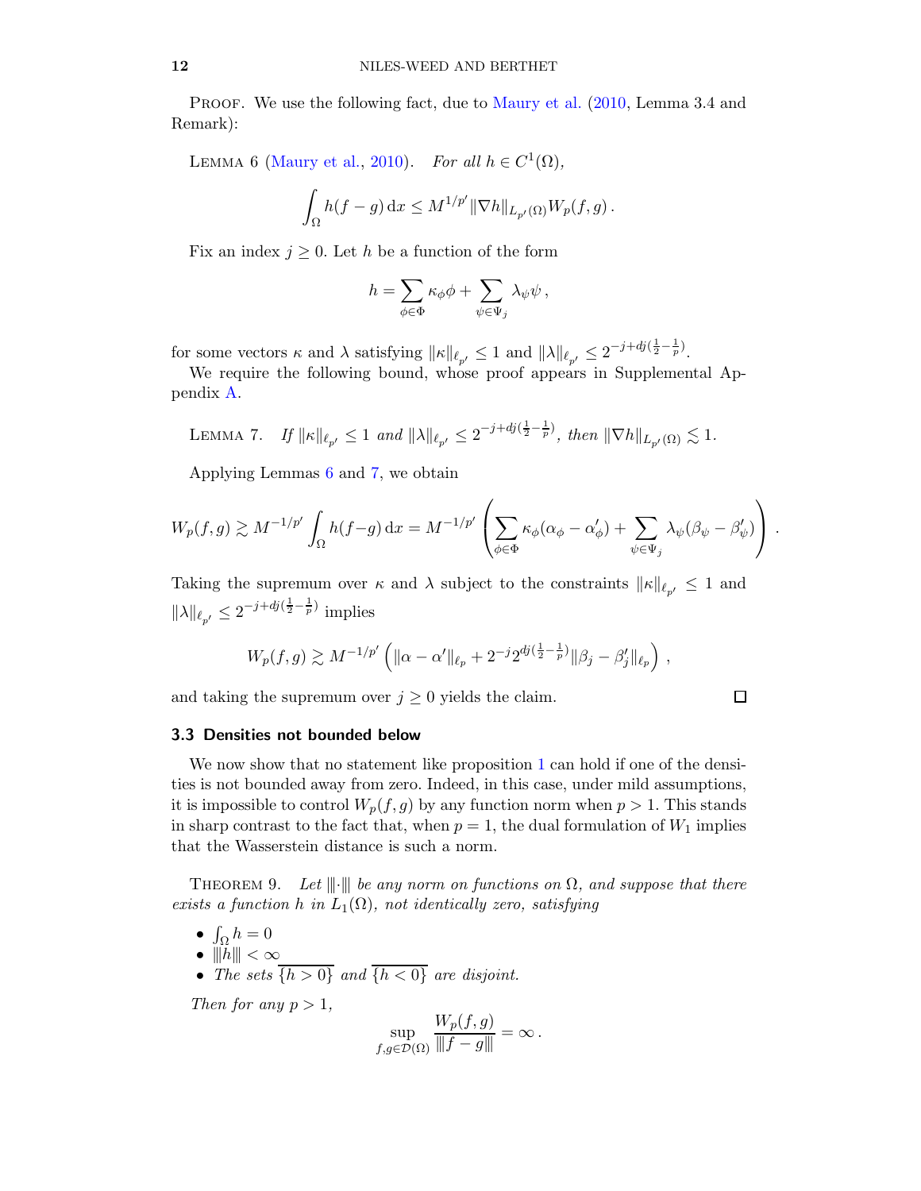PROOF. We use the following fact, due to Maury et al. (2010, Lemma 3.4 and Remark):

LEMMA 6 (Maury et al., 2010). *For all $h \in C^1(\Omega)$,*

$$\int_\Omega h(f-g)\,\mathrm{d}x \leq M^{1/p'} \|\nabla h\|_{L_{p'}(\Omega)} W_p(f,g)\,.$$

Fix an index $j \geq 0$. Let $h$ be a function of the form

$$h = \sum_{\phi \in \Phi} \kappa_\phi \phi + \sum_{\psi \in \Psi_j} \lambda_\psi \psi\,,$$

for some vectors $\kappa$ and $\lambda$ satisfying $\|\kappa\|_{\ell_{p'}} \leq 1$ and $\|\lambda\|_{\ell_{p'}} \leq 2^{-j+dj(\frac{1}{2}-\frac{1}{p})}$.

We require the following bound, whose proof appears in Supplemental Appendix A.

LEMMA 7. *If $\|\kappa\|_{\ell_{p'}} \leq 1$ and $\|\lambda\|_{\ell_{p'}} \leq 2^{-j+dj(\frac{1}{2}-\frac{1}{p})}$, then $\|\nabla h\|_{L_{p'}(\Omega)} \lesssim 1$.*

Applying Lemmas 6 and 7, we obtain

$$W_p(f,g) \gtrsim M^{-1/p'} \int_\Omega h(f-g)\,\mathrm{d}x = M^{-1/p'} \left( \sum_{\phi \in \Phi} \kappa_\phi(\alpha_\phi - \alpha'_\phi) + \sum_{\psi \in \Psi_j} \lambda_\psi(\beta_\psi - \beta'_\psi) \right)\,.$$

Taking the supremum over $\kappa$ and $\lambda$ subject to the constraints $\|\kappa\|_{\ell_{p'}} \leq 1$ and $\|\lambda\|_{\ell_{p'}} \leq 2^{-j+dj(\frac{1}{2}-\frac{1}{p})}$ implies

$$W_p(f,g) \gtrsim M^{-1/p'} \left( \|\alpha - \alpha'\|_{\ell_p} + 2^{-j} 2^{dj(\frac{1}{2}-\frac{1}{p})} \|\beta_j - \beta'_j\|_{\ell_p} \right)\,,$$

and taking the supremum over $j \geq 0$ yields the claim. $\square$

### 3.3 Densities not bounded below

We now show that no statement like proposition 1 can hold if one of the densities is not bounded away from zero. Indeed, in this case, under mild assumptions, it is impossible to control $W_p(f,g)$ by any function norm when $p > 1$. This stands in sharp contrast to the fact that, when $p = 1$, the dual formulation of $W_1$ implies that the Wasserstein distance is such a norm.

THEOREM 9. *Let $|||\cdot|||$ be any norm on functions on $\Omega$, and suppose that there exists a function $h$ in $L_1(\Omega)$, not identically zero, satisfying*

- $\int_\Omega h = 0$
- $|||h||| < \infty$
- *The sets $\overline{\{h > 0\}}$ and $\overline{\{h < 0\}}$ are disjoint.*

*Then for any $p > 1$,*

$$\sup_{f,g \in \mathcal{D}(\Omega)} \frac{W_p(f,g)}{|||f-g|||} = \infty\,.$$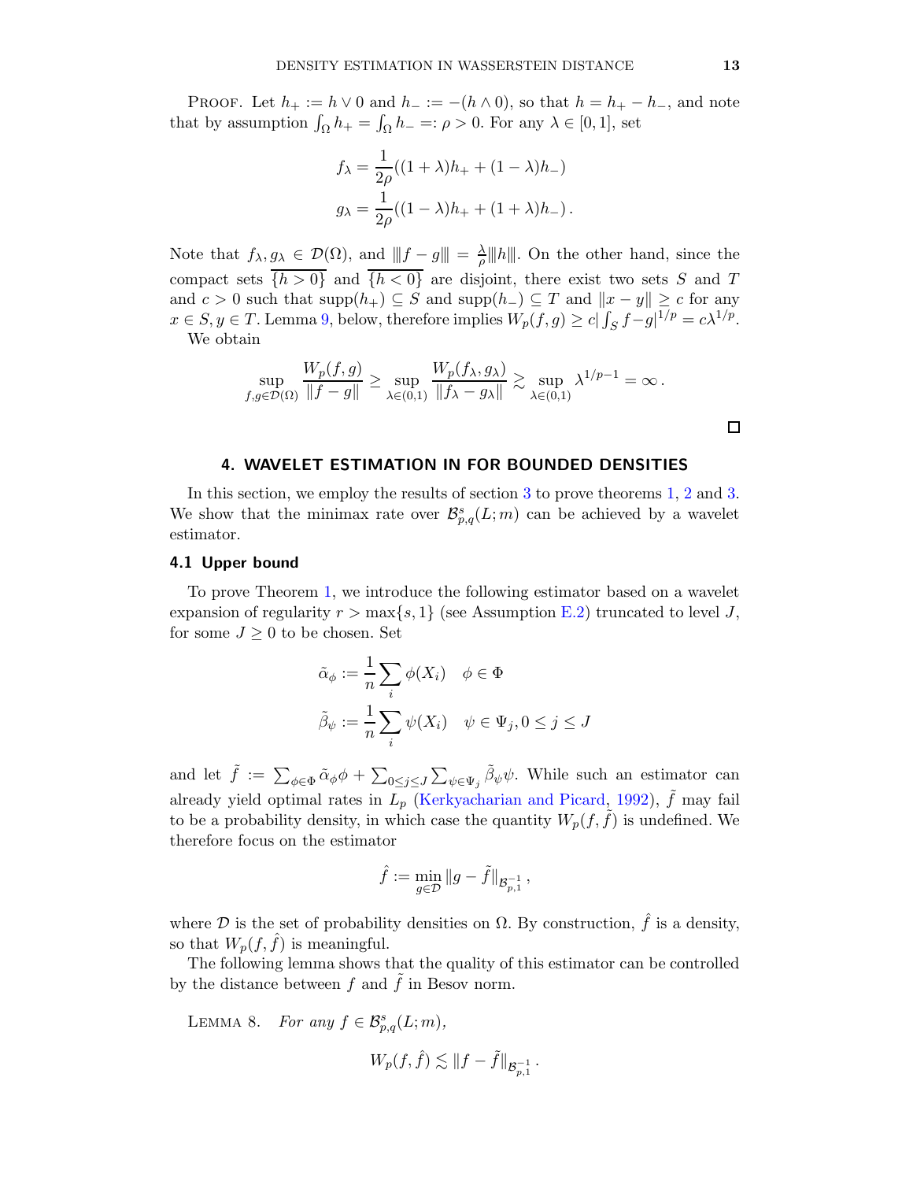PROOF. Let $h_+ := h \vee 0$ and $h_- := -(h \wedge 0)$, so that $h = h_+ - h_-$, and note that by assumption $\int_\Omega h_+ = \int_\Omega h_- =: \rho > 0$. For any $\lambda \in [0,1]$, set

$$
\begin{aligned}
f_\lambda &= \frac{1}{2\rho}((1+\lambda)h_+ + (1-\lambda)h_-) \\
g_\lambda &= \frac{1}{2\rho}((1-\lambda)h_+ + (1+\lambda)h_-) \,.
\end{aligned}
$$

Note that $f_\lambda, g_\lambda \in \mathcal{D}(\Omega)$, and $\|\!|f - g|\!\| = \frac{\lambda}{\rho}\|\!|h|\!\|$. On the other hand, since the compact sets $\overline{\{h > 0\}}$ and $\overline{\{h < 0\}}$ are disjoint, there exist two sets $S$ and $T$ and $c > 0$ such that $\mathrm{supp}(h_+) \subseteq S$ and $\mathrm{supp}(h_-) \subseteq T$ and $\|x - y\| \geq c$ for any $x \in S, y \in T$. Lemma 9, below, therefore implies $W_p(f,g) \geq c|\int_S f - g|^{1/p} = c\lambda^{1/p}$.

We obtain

$$
\sup_{f,g \in \mathcal{D}(\Omega)} \frac{W_p(f,g)}{\|\!|f - g|\!\|} \geq \sup_{\lambda \in (0,1)} \frac{W_p(f_\lambda, g_\lambda)}{\|\!|f_\lambda - g_\lambda|\!\|} \gtrsim \sup_{\lambda \in (0,1)} \lambda^{1/p - 1} = \infty \,.
$$

□

## 4. WAVELET ESTIMATION IN FOR BOUNDED DENSITIES

In this section, we employ the results of section 3 to prove theorems 1, 2 and 3. We show that the minimax rate over $\mathcal{B}^s_{p,q}(L; m)$ can be achieved by a wavelet estimator.

### 4.1 Upper bound

To prove Theorem 1, we introduce the following estimator based on a wavelet expansion of regularity $r > \max\{s, 1\}$ (see Assumption E.2) truncated to level $J$, for some $J \geq 0$ to be chosen. Set

$$
\begin{aligned}
\tilde{\alpha}_\phi &:= \frac{1}{n}\sum_i \phi(X_i) \quad \phi \in \Phi \\
\tilde{\beta}_\psi &:= \frac{1}{n}\sum_i \psi(X_i) \quad \psi \in \Psi_j, 0 \leq j \leq J
\end{aligned}
$$

and let $\tilde{f} := \sum_{\phi \in \Phi} \tilde{\alpha}_\phi \phi + \sum_{0 \leq j \leq J} \sum_{\psi \in \Psi_j} \tilde{\beta}_\psi \psi$. While such an estimator can already yield optimal rates in $L_p$ (Kerkyacharian and Picard, 1992), $\tilde{f}$ may fail to be a probability density, in which case the quantity $W_p(f, \tilde{f})$ is undefined. We therefore focus on the estimator

$$
\hat{f} := \min_{g \in \mathcal{D}} \|g - \tilde{f}\|_{\mathcal{B}^{-1}_{p,1}} \,,
$$

where $\mathcal{D}$ is the set of probability densities on $\Omega$. By construction, $\hat{f}$ is a density, so that $W_p(f, \hat{f})$ is meaningful.

The following lemma shows that the quality of this estimator can be controlled by the distance between $f$ and $\tilde{f}$ in Besov norm.

LEMMA 8. *For any $f \in \mathcal{B}^s_{p,q}(L; m)$,*

$$
W_p(f, \hat{f}) \lesssim \|f - \tilde{f}\|_{\mathcal{B}^{-1}_{p,1}} \,.
$$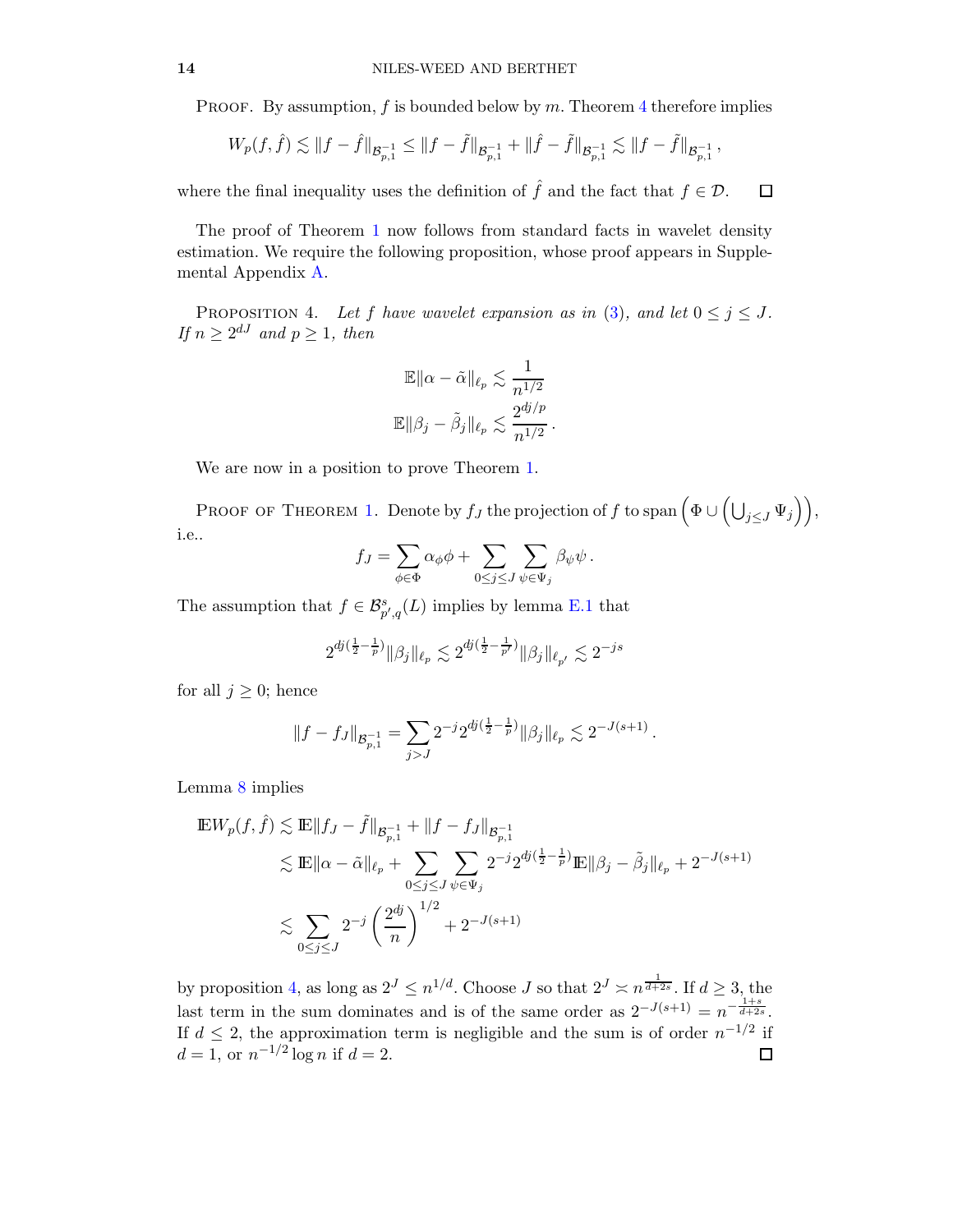PROOF. By assumption, $f$ is bounded below by $m$. Theorem 4 therefore implies

$$W_p(f, \hat{f}) \lesssim \|f - \hat{f}\|_{\mathcal{B}^{-1}_{p,1}} \leq \|f - \tilde{f}\|_{\mathcal{B}^{-1}_{p,1}} + \|\hat{f} - \tilde{f}\|_{\mathcal{B}^{-1}_{p,1}} \lesssim \|f - \tilde{f}\|_{\mathcal{B}^{-1}_{p,1}},$$

where the final inequality uses the definition of $\hat{f}$ and the fact that $f \in \mathcal{D}$. □

The proof of Theorem 1 now follows from standard facts in wavelet density estimation. We require the following proposition, whose proof appears in Supplemental Appendix A.

PROPOSITION 4. *Let $f$ have wavelet expansion as in (3), and let $0 \leq j \leq J$. If $n \geq 2^{dJ}$ and $p \geq 1$, then*

$$\mathbb{E}\|\alpha - \tilde{\alpha}\|_{\ell_p} \lesssim \frac{1}{n^{1/2}}$$

$$\mathbb{E}\|\beta_j - \tilde{\beta}_j\|_{\ell_p} \lesssim \frac{2^{dj/p}}{n^{1/2}}.$$

We are now in a position to prove Theorem 1.

PROOF OF THEOREM 1. Denote by $f_J$ the projection of $f$ to $\operatorname{span}\left(\Phi \cup \left(\bigcup_{j \leq J} \Psi_j\right)\right)$, i.e..

$$f_J = \sum_{\phi \in \Phi} \alpha_\phi \phi + \sum_{0 \leq j \leq J} \sum_{\psi \in \Psi_j} \beta_\psi \psi.$$

The assumption that $f \in \mathcal{B}^s_{p',q}(L)$ implies by lemma E.1 that

$$2^{dj(\frac{1}{2} - \frac{1}{p})} \|\beta_j\|_{\ell_p} \lesssim 2^{dj(\frac{1}{2} - \frac{1}{p'})} \|\beta_j\|_{\ell_{p'}} \lesssim 2^{-js}$$

for all $j \geq 0$; hence

$$\|f - f_J\|_{\mathcal{B}^{-1}_{p,1}} = \sum_{j > J} 2^{-j} 2^{dj(\frac{1}{2} - \frac{1}{p})} \|\beta_j\|_{\ell_p} \lesssim 2^{-J(s+1)}.$$

Lemma 8 implies

$$\begin{aligned}
\mathbb{E} W_p(f, \hat{f}) &\lesssim \mathbb{E}\|f_J - \tilde{f}\|_{\mathcal{B}^{-1}_{p,1}} + \|f - f_J\|_{\mathcal{B}^{-1}_{p,1}} \\
&\lesssim \mathbb{E}\|\alpha - \tilde{\alpha}\|_{\ell_p} + \sum_{0 \leq j \leq J} \sum_{\psi \in \Psi_j} 2^{-j} 2^{dj(\frac{1}{2} - \frac{1}{p})} \mathbb{E}\|\beta_j - \tilde{\beta}_j\|_{\ell_p} + 2^{-J(s+1)} \\
&\lesssim \sum_{0 \leq j \leq J} 2^{-j} \left(\frac{2^{dj}}{n}\right)^{1/2} + 2^{-J(s+1)}
\end{aligned}$$

by proposition 4, as long as $2^J \leq n^{1/d}$. Choose $J$ so that $2^J \asymp n^{\frac{1}{d+2s}}$. If $d \geq 3$, the last term in the sum dominates and is of the same order as $2^{-J(s+1)} = n^{-\frac{1+s}{d+2s}}$. If $d \leq 2$, the approximation term is negligible and the sum is of order $n^{-1/2}$ if $d = 1$, or $n^{-1/2} \log n$ if $d = 2$. □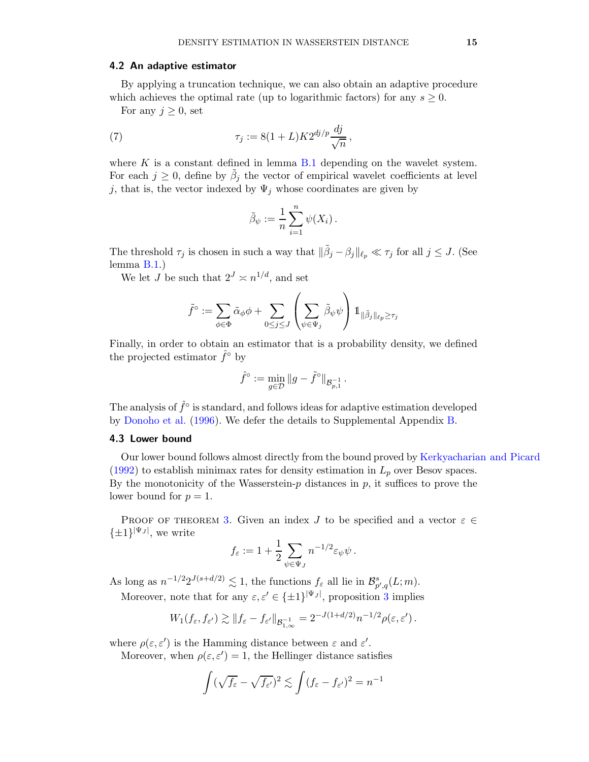### 4.2 An adaptive estimator

By applying a truncation technique, we can also obtain an adaptive procedure which achieves the optimal rate (up to logarithmic factors) for any $s \geq 0$.

For any $j \geq 0$, set

$$\tau_j := 8(1+L)K2^{dj/p}\frac{dj}{\sqrt{n}}\,, \tag{7}$$

where $K$ is a constant defined in lemma B.1 depending on the wavelet system. For each $j \geq 0$, define by $\tilde{\beta}_j$ the vector of empirical wavelet coefficients at level $j$, that is, the vector indexed by $\Psi_j$ whose coordinates are given by

$$\tilde{\beta}_\psi := \frac{1}{n}\sum_{i=1}^n \psi(X_i)\,.$$

The threshold $\tau_j$ is chosen in such a way that $\|\tilde{\beta}_j - \beta_j\|_{\ell_p} \ll \tau_j$ for all $j \leq J$. (See lemma B.1.)

We let $J$ be such that $2^J \asymp n^{1/d}$, and set

$$\tilde{f}^\circ := \sum_{\phi \in \Phi} \tilde{\alpha}_\phi \phi + \sum_{0 \leq j \leq J}\left(\sum_{\psi \in \Psi_j} \tilde{\beta}_\psi \psi\right)\mathbb{1}_{\|\tilde{\beta}_j\|_{\ell_p} \geq \tau_j}$$

Finally, in order to obtain an estimator that is a probability density, we defined the projected estimator $\hat{f}^\circ$ by

$$\hat{f}^\circ := \min_{g \in \mathcal{D}} \|g - \tilde{f}^\circ\|_{\mathcal{B}^{-1}_{p,1}}\,.$$

The analysis of $\hat{f}^\circ$ is standard, and follows ideas for adaptive estimation developed by Donoho et al. (1996). We defer the details to Supplemental Appendix B.

### 4.3 Lower bound

Our lower bound follows almost directly from the bound proved by Kerkyacharian and Picard (1992) to establish minimax rates for density estimation in $L_p$ over Besov spaces. By the monotonicity of the Wasserstein-$p$ distances in $p$, it suffices to prove the lower bound for $p = 1$.

Proof of theorem 3. Given an index $J$ to be specified and a vector $\varepsilon \in \{\pm 1\}^{|\Psi_J|}$, we write

$$f_\varepsilon := 1 + \frac{1}{2}\sum_{\psi \in \Psi_J} n^{-1/2}\varepsilon_\psi \psi\,.$$

As long as $n^{-1/2}2^{J(s+d/2)} \lesssim 1$, the functions $f_\varepsilon$ all lie in $\mathcal{B}^s_{p',q}(L; m)$.

Moreover, note that for any $\varepsilon, \varepsilon' \in \{\pm 1\}^{|\Psi_J|}$, proposition 3 implies

$$W_1(f_\varepsilon, f_{\varepsilon'}) \gtrsim \|f_\varepsilon - f_{\varepsilon'}\|_{\mathcal{B}^{-1}_{1,\infty}} = 2^{-J(1+d/2)}n^{-1/2}\rho(\varepsilon, \varepsilon')\,.$$

where $\rho(\varepsilon, \varepsilon')$ is the Hamming distance between $\varepsilon$ and $\varepsilon'$.

Moreover, when $\rho(\varepsilon, \varepsilon') = 1$, the Hellinger distance satisfies

$$\int(\sqrt{f_\varepsilon} - \sqrt{f_{\varepsilon'}})^2 \lesssim \int(f_\varepsilon - f_{\varepsilon'})^2 = n^{-1}$$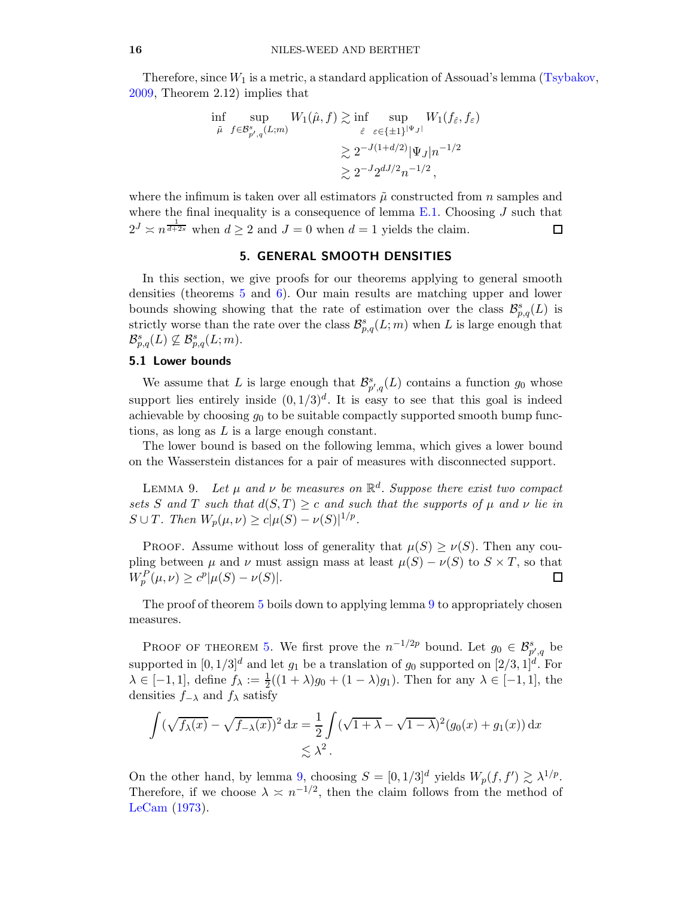Therefore, since $W_1$ is a metric, a standard application of Assouad's lemma (Tsybakov, 2009, Theorem 2.12) implies that

$$
\begin{aligned}
\inf_{\tilde{\mu}} \sup_{f \in \mathcal{B}^s_{p',q}(L;m)} W_1(\hat{\mu}, f) &\gtrsim \inf_{\hat{\varepsilon}} \sup_{\varepsilon \in \{\pm 1\}^{|\Psi_J|}} W_1(f_{\hat{\varepsilon}}, f_\varepsilon) \\
&\gtrsim 2^{-J(1+d/2)} |\Psi_J| n^{-1/2} \\
&\gtrsim 2^{-J} 2^{dJ/2} n^{-1/2} \,,
\end{aligned}
$$

where the infimum is taken over all estimators $\tilde{\mu}$ constructed from $n$ samples and where the final inequality is a consequence of lemma E.1. Choosing $J$ such that $2^J \asymp n^{\frac{1}{d+2s}}$ when $d \geq 2$ and $J = 0$ when $d = 1$ yields the claim. □

## 5. GENERAL SMOOTH DENSITIES

In this section, we give proofs for our theorems applying to general smooth densities (theorems 5 and 6). Our main results are matching upper and lower bounds showing showing that the rate of estimation over the class $\mathcal{B}^s_{p,q}(L)$ is strictly worse than the rate over the class $\mathcal{B}^s_{p,q}(L; m)$ when $L$ is large enough that $\mathcal{B}^s_{p,q}(L) \not\subseteq \mathcal{B}^s_{p,q}(L; m)$.

### 5.1 Lower bounds

We assume that $L$ is large enough that $\mathcal{B}^s_{p',q}(L)$ contains a function $g_0$ whose support lies entirely inside $(0, 1/3)^d$. It is easy to see that this goal is indeed achievable by choosing $g_0$ to be suitable compactly supported smooth bump functions, as long as $L$ is a large enough constant.

The lower bound is based on the following lemma, which gives a lower bound on the Wasserstein distances for a pair of measures with disconnected support.

LEMMA 9. *Let $\mu$ and $\nu$ be measures on $\mathbb{R}^d$. Suppose there exist two compact sets $S$ and $T$ such that $d(S, T) \geq c$ and such that the supports of $\mu$ and $\nu$ lie in $S \cup T$. Then $W_p(\mu, \nu) \geq c|\mu(S) - \nu(S)|^{1/p}$.*

PROOF. Assume without loss of generality that $\mu(S) \geq \nu(S)$. Then any coupling between $\mu$ and $\nu$ must assign mass at least $\mu(S) - \nu(S)$ to $S \times T$, so that $W_p^P(\mu, \nu) \geq c^p |\mu(S) - \nu(S)|$. □

The proof of theorem 5 boils down to applying lemma 9 to appropriately chosen measures.

PROOF OF THEOREM 5. We first prove the $n^{-1/2p}$ bound. Let $g_0 \in \mathcal{B}^s_{p',q}$ be supported in $[0, 1/3]^d$ and let $g_1$ be a translation of $g_0$ supported on $[2/3, 1]^d$. For $\lambda \in [-1, 1]$, define $f_\lambda := \frac{1}{2}((1 + \lambda)g_0 + (1 - \lambda)g_1)$. Then for any $\lambda \in [-1, 1]$, the densities $f_{-\lambda}$ and $f_\lambda$ satisfy

$$
\begin{aligned}
\int (\sqrt{f_\lambda(x)} - \sqrt{f_{-\lambda}(x)})^2 \, \mathrm{d}x &= \frac{1}{2} \int (\sqrt{1 + \lambda} - \sqrt{1 - \lambda})^2 (g_0(x) + g_1(x)) \, \mathrm{d}x \\
&\lesssim \lambda^2 \,.
\end{aligned}
$$

On the other hand, by lemma 9, choosing $S = [0, 1/3]^d$ yields $W_p(f, f') \gtrsim \lambda^{1/p}$. Therefore, if we choose $\lambda \asymp n^{-1/2}$, then the claim follows from the method of LeCam (1973).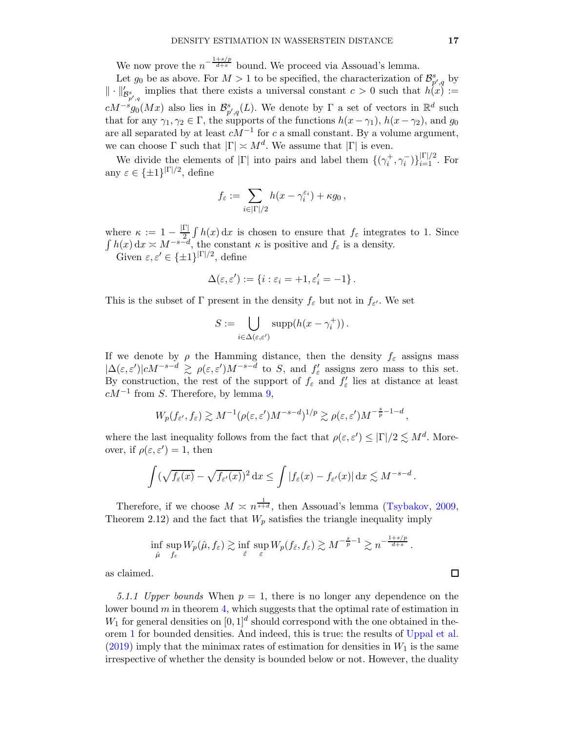We now prove the $n^{-\frac{1+s/p}{d+s}}$ bound. We proceed via Assouad's lemma.

Let $g_0$ be as above. For $M > 1$ to be specified, the characterization of $\mathcal{B}^s_{p',q}$ by $\|\cdot\|'_{\mathcal{B}^s_{p',q}}$ implies that there exists a universal constant $c > 0$ such that $h(x) := cM^{-s}g_0(Mx)$ also lies in $\mathcal{B}^s_{p',q}(L)$. We denote by $\Gamma$ a set of vectors in $\mathbb{R}^d$ such that for any $\gamma_1, \gamma_2 \in \Gamma$, the supports of the functions $h(x-\gamma_1)$, $h(x-\gamma_2)$, and $g_0$ are all separated by at least $cM^{-1}$ for $c$ a small constant. By a volume argument, we can choose $\Gamma$ such that $|\Gamma| \asymp M^d$. We assume that $|\Gamma|$ is even.

We divide the elements of $|\Gamma|$ into pairs and label them $\{(\gamma_i^+, \gamma_i^-)\}_{i=1}^{|\Gamma|/2}$. For any $\varepsilon \in \{\pm 1\}^{|\Gamma|/2}$, define

$$f_\varepsilon := \sum_{i \in |\Gamma|/2} h(x - \gamma_i^{\varepsilon_i}) + \kappa g_0 \,,$$

where $\kappa := 1 - \frac{|\Gamma|}{2}\int h(x)\,\mathrm{d}x$ is chosen to ensure that $f_\varepsilon$ integrates to 1. Since $\int h(x)\,\mathrm{d}x \asymp M^{-s-d}$, the constant $\kappa$ is positive and $f_\varepsilon$ is a density.

Given $\varepsilon, \varepsilon' \in \{\pm 1\}^{|\Gamma|/2}$, define

$$\Delta(\varepsilon, \varepsilon') := \{i : \varepsilon_i = +1, \varepsilon'_i = -1\} \,.$$

This is the subset of $\Gamma$ present in the density $f_\varepsilon$ but not in $f_{\varepsilon'}$. We set

$$S := \bigcup_{i \in \Delta(\varepsilon, \varepsilon')} \mathrm{supp}(h(x - \gamma_i^+)) \,.$$

If we denote by $\rho$ the Hamming distance, then the density $f_\varepsilon$ assigns mass $|\Delta(\varepsilon,\varepsilon')|cM^{-s-d} \gtrsim \rho(\varepsilon,\varepsilon')M^{-s-d}$ to $S$, and $f'_\varepsilon$ assigns zero mass to this set. By construction, the rest of the support of $f_\varepsilon$ and $f'_\varepsilon$ lies at distance at least $cM^{-1}$ from $S$. Therefore, by lemma 9,

$$W_p(f_{\varepsilon'}, f_\varepsilon) \gtrsim M^{-1}(\rho(\varepsilon,\varepsilon')M^{-s-d})^{1/p} \gtrsim \rho(\varepsilon,\varepsilon')M^{-\frac{s}{p}-1-d} \,,$$

where the last inequality follows from the fact that $\rho(\varepsilon, \varepsilon') \leq |\Gamma|/2 \lesssim M^d$. Moreover, if $\rho(\varepsilon,\varepsilon') = 1$, then

$$\int (\sqrt{f_\varepsilon(x)} - \sqrt{f_{\varepsilon'}(x)})^2\,\mathrm{d}x \leq \int |f_\varepsilon(x) - f_{\varepsilon'}(x)|\,\mathrm{d}x \lesssim M^{-s-d} \,.$$

Therefore, if we choose $M \asymp n^{\frac{1}{s+d}}$, then Assouad's lemma (Tsybakov, 2009, Theorem 2.12) and the fact that $W_p$ satisfies the triangle inequality imply

$$\inf_{\hat{\mu}} \sup_{f_\varepsilon} W_p(\hat{\mu}, f_\varepsilon) \gtrsim \inf_{\hat{\varepsilon}} \sup_{\varepsilon} W_p(f_{\hat{\varepsilon}}, f_\varepsilon) \gtrsim M^{-\frac{s}{p}-1} \gtrsim n^{-\frac{1+s/p}{d+s}} \,.$$

as claimed. □

*5.1.1 Upper bounds* When $p = 1$, there is no longer any dependence on the lower bound $m$ in theorem 4, which suggests that the optimal rate of estimation in $W_1$ for general densities on $[0,1]^d$ should correspond with the one obtained in theorem 1 for bounded densities. And indeed, this is true: the results of Uppal et al. (2019) imply that the minimax rates of estimation for densities in $W_1$ is the same irrespective of whether the density is bounded below or not. However, the duality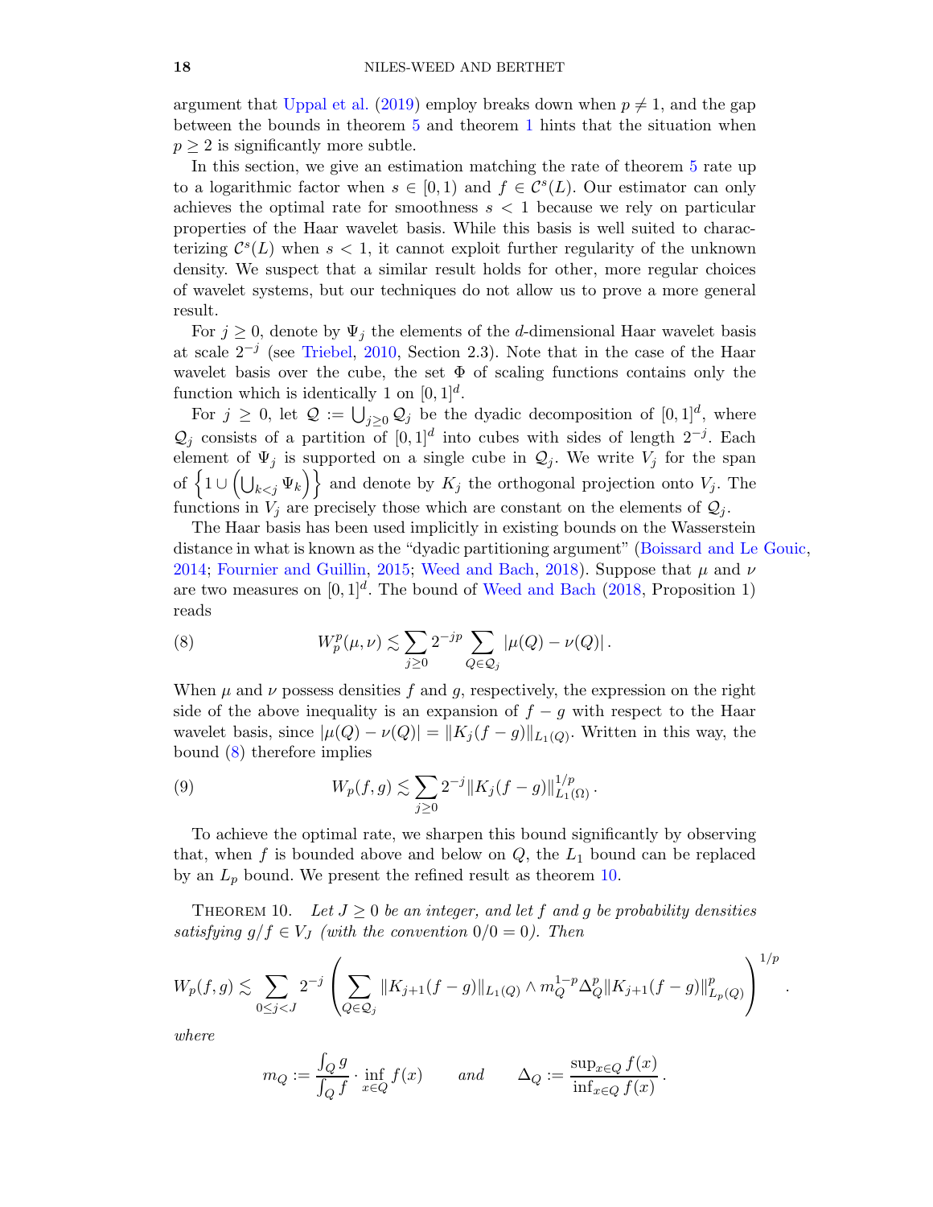argument that Uppal et al. (2019) employ breaks down when $p \neq 1$, and the gap between the bounds in theorem 5 and theorem 1 hints that the situation when $p \geq 2$ is significantly more subtle.

In this section, we give an estimation matching the rate of theorem 5 rate up to a logarithmic factor when $s \in [0, 1)$ and $f \in \mathcal{C}^s(L)$. Our estimator can only achieves the optimal rate for smoothness $s < 1$ because we rely on particular properties of the Haar wavelet basis. While this basis is well suited to characterizing $\mathcal{C}^s(L)$ when $s < 1$, it cannot exploit further regularity of the unknown density. We suspect that a similar result holds for other, more regular choices of wavelet systems, but our techniques do not allow us to prove a more general result.

For $j \geq 0$, denote by $\Psi_j$ the elements of the $d$-dimensional Haar wavelet basis at scale $2^{-j}$ (see Triebel, 2010, Section 2.3). Note that in the case of the Haar wavelet basis over the cube, the set $\Phi$ of scaling functions contains only the function which is identically 1 on $[0, 1]^d$.

For $j \geq 0$, let $\mathcal{Q} := \bigcup_{j \geq 0} \mathcal{Q}_j$ be the dyadic decomposition of $[0, 1]^d$, where $\mathcal{Q}_j$ consists of a partition of $[0, 1]^d$ into cubes with sides of length $2^{-j}$. Each element of $\Psi_j$ is supported on a single cube in $\mathcal{Q}_j$. We write $V_j$ for the span of $\left\{1 \cup \left(\bigcup_{k<j} \Psi_k\right)\right\}$ and denote by $K_j$ the orthogonal projection onto $V_j$. The functions in $V_j$ are precisely those which are constant on the elements of $\mathcal{Q}_j$.

The Haar basis has been used implicitly in existing bounds on the Wasserstein distance in what is known as the "dyadic partitioning argument" (Boissard and Le Gouic, 2014; Fournier and Guillin, 2015; Weed and Bach, 2018). Suppose that $\mu$ and $\nu$ are two measures on $[0, 1]^d$. The bound of Weed and Bach (2018, Proposition 1) reads

$$W_p^p(\mu, \nu) \lesssim \sum_{j \geq 0} 2^{-jp} \sum_{Q \in \mathcal{Q}_j} |\mu(Q) - \nu(Q)| . \tag{8}$$

When $\mu$ and $\nu$ possess densities $f$ and $g$, respectively, the expression on the right side of the above inequality is an expansion of $f - g$ with respect to the Haar wavelet basis, since $|\mu(Q) - \nu(Q)| = \|K_j(f - g)\|_{L_1(Q)}$. Written in this way, the bound (8) therefore implies

$$W_p(f, g) \lesssim \sum_{j \geq 0} 2^{-j} \|K_j(f - g)\|_{L_1(\Omega)}^{1/p} . \tag{9}$$

To achieve the optimal rate, we sharpen this bound significantly by observing that, when $f$ is bounded above and below on $Q$, the $L_1$ bound can be replaced by an $L_p$ bound. We present the refined result as theorem 10.

Theorem 10. *Let $J \geq 0$ be an integer, and let $f$ and $g$ be probability densities satisfying $g/f \in V_J$ (with the convention $0/0 = 0$). Then*

$$W_p(f, g) \lesssim \sum_{0 \leq j < J} 2^{-j} \left( \sum_{Q \in \mathcal{Q}_j} \|K_{j+1}(f - g)\|_{L_1(Q)} \wedge m_Q^{1-p} \Delta_Q^p \|K_{j+1}(f - g)\|_{L_p(Q)}^p \right)^{1/p} .$$

*where*

$$m_Q := \frac{\int_Q g}{\int_Q f} \cdot \inf_{x \in Q} f(x) \qquad \text{and} \qquad \Delta_Q := \frac{\sup_{x \in Q} f(x)}{\inf_{x \in Q} f(x)} .$$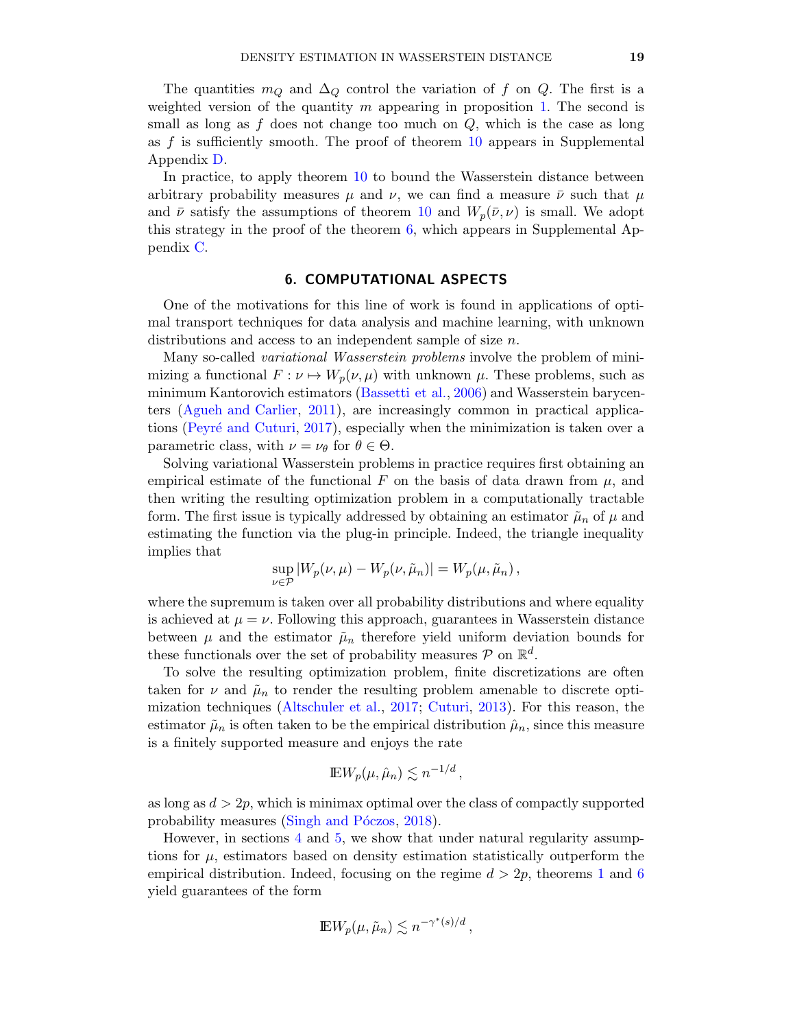The quantities $m_Q$ and $\Delta_Q$ control the variation of $f$ on $Q$. The first is a weighted version of the quantity $m$ appearing in proposition 1. The second is small as long as $f$ does not change too much on $Q$, which is the case as long as $f$ is sufficiently smooth. The proof of theorem 10 appears in Supplemental Appendix D.

In practice, to apply theorem 10 to bound the Wasserstein distance between arbitrary probability measures $\mu$ and $\nu$, we can find a measure $\bar{\nu}$ such that $\mu$ and $\bar{\nu}$ satisfy the assumptions of theorem 10 and $W_p(\bar{\nu}, \nu)$ is small. We adopt this strategy in the proof of the theorem 6, which appears in Supplemental Appendix C.

## 6. COMPUTATIONAL ASPECTS

One of the motivations for this line of work is found in applications of optimal transport techniques for data analysis and machine learning, with unknown distributions and access to an independent sample of size $n$.

Many so-called *variational Wasserstein problems* involve the problem of minimizing a functional $F : \nu \mapsto W_p(\nu, \mu)$ with unknown $\mu$. These problems, such as minimum Kantorovich estimators (Bassetti et al., 2006) and Wasserstein barycenters (Agueh and Carlier, 2011), are increasingly common in practical applications (Peyré and Cuturi, 2017), especially when the minimization is taken over a parametric class, with $\nu = \nu_\theta$ for $\theta \in \Theta$.

Solving variational Wasserstein problems in practice requires first obtaining an empirical estimate of the functional $F$ on the basis of data drawn from $\mu$, and then writing the resulting optimization problem in a computationally tractable form. The first issue is typically addressed by obtaining an estimator $\tilde{\mu}_n$ of $\mu$ and estimating the function via the plug-in principle. Indeed, the triangle inequality implies that

$$\sup_{\nu \in \mathcal{P}} |W_p(\nu, \mu) - W_p(\nu, \tilde{\mu}_n)| = W_p(\mu, \tilde{\mu}_n)\,,$$

where the supremum is taken over all probability distributions and where equality is achieved at $\mu = \nu$. Following this approach, guarantees in Wasserstein distance between $\mu$ and the estimator $\tilde{\mu}_n$ therefore yield uniform deviation bounds for these functionals over the set of probability measures $\mathcal{P}$ on $\mathbb{R}^d$.

To solve the resulting optimization problem, finite discretizations are often taken for $\nu$ and $\tilde{\mu}_n$ to render the resulting problem amenable to discrete optimization techniques (Altschuler et al., 2017; Cuturi, 2013). For this reason, the estimator $\tilde{\mu}_n$ is often taken to be the empirical distribution $\hat{\mu}_n$, since this measure is a finitely supported measure and enjoys the rate

$$\mathbb{E} W_p(\mu, \hat{\mu}_n) \lesssim n^{-1/d}\,,$$

as long as $d > 2p$, which is minimax optimal over the class of compactly supported probability measures (Singh and Póczos, 2018).

However, in sections 4 and 5, we show that under natural regularity assumptions for $\mu$, estimators based on density estimation statistically outperform the empirical distribution. Indeed, focusing on the regime $d > 2p$, theorems 1 and 6 yield guarantees of the form

$$\mathbb{E} W_p(\mu, \tilde{\mu}_n) \lesssim n^{-\gamma^*(s)/d}\,,$$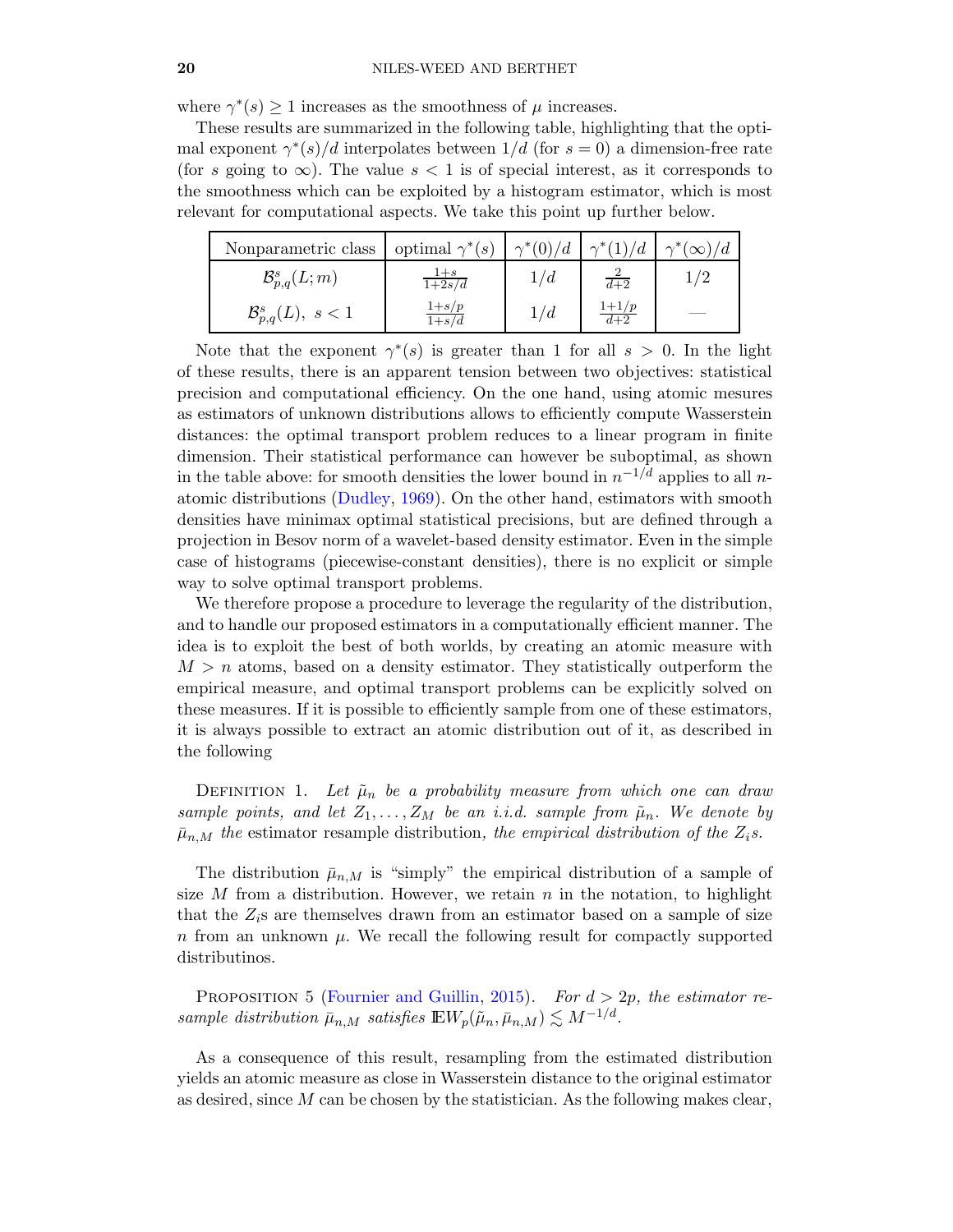where $\gamma^*(s) \geq 1$ increases as the smoothness of $\mu$ increases.

These results are summarized in the following table, highlighting that the optimal exponent $\gamma^*(s)/d$ interpolates between $1/d$ (for $s = 0$) a dimension-free rate (for $s$ going to $\infty$). The value $s < 1$ is of special interest, as it corresponds to the smoothness which can be exploited by a histogram estimator, which is most relevant for computational aspects. We take this point up further below.

| Nonparametric class | optimal $\gamma^*(s)$ | $\gamma^*(0)/d$ | $\gamma^*(1)/d$ | $\gamma^*(\infty)/d$ |
|---|---|---|---|---|
| $\mathcal{B}^s_{p,q}(L;m)$ | $\frac{1+s}{1+2s/d}$ | $1/d$ | $\frac{2}{d+2}$ | $1/2$ |
| $\mathcal{B}^s_{p,q}(L),\ s<1$ | $\frac{1+s/p}{1+s/d}$ | $1/d$ | $\frac{1+1/p}{d+2}$ | — |

Note that the exponent $\gamma^*(s)$ is greater than 1 for all $s > 0$. In the light of these results, there is an apparent tension between two objectives: statistical precision and computational efficiency. On the one hand, using atomic mesures as estimators of unknown distributions allows to efficiently compute Wasserstein distances: the optimal transport problem reduces to a linear program in finite dimension. Their statistical performance can however be suboptimal, as shown in the table above: for smooth densities the lower bound in $n^{-1/d}$ applies to all $n$-atomic distributions (Dudley, 1969). On the other hand, estimators with smooth densities have minimax optimal statistical precisions, but are defined through a projection in Besov norm of a wavelet-based density estimator. Even in the simple case of histograms (piecewise-constant densities), there is no explicit or simple way to solve optimal transport problems.

We therefore propose a procedure to leverage the regularity of the distribution, and to handle our proposed estimators in a computationally efficient manner. The idea is to exploit the best of both worlds, by creating an atomic measure with $M > n$ atoms, based on a density estimator. They statistically outperform the empirical measure, and optimal transport problems can be explicitly solved on these measures. If it is possible to efficiently sample from one of these estimators, it is always possible to extract an atomic distribution out of it, as described in the following

Definition 1. *Let $\tilde{\mu}_n$ be a probability measure from which one can draw sample points, and let $Z_1, \ldots, Z_M$ be an i.i.d. sample from $\tilde{\mu}_n$. We denote by $\bar{\mu}_{n,M}$ the* estimator resample distribution*, the empirical distribution of the $Z_i$s.*

The distribution $\bar{\mu}_{n,M}$ is "simply" the empirical distribution of a sample of size $M$ from a distribution. However, we retain $n$ in the notation, to highlight that the $Z_i$s are themselves drawn from an estimator based on a sample of size $n$ from an unknown $\mu$. We recall the following result for compactly supported distributinos.

Proposition 5 (Fournier and Guillin, 2015). *For $d > 2p$, the estimator resample distribution $\bar{\mu}_{n,M}$ satisfies $\mathbb{E}W_p(\tilde{\mu}_n, \bar{\mu}_{n,M}) \lesssim M^{-1/d}$.*

As a consequence of this result, resampling from the estimated distribution yields an atomic measure as close in Wasserstein distance to the original estimator as desired, since $M$ can be chosen by the statistician. As the following makes clear,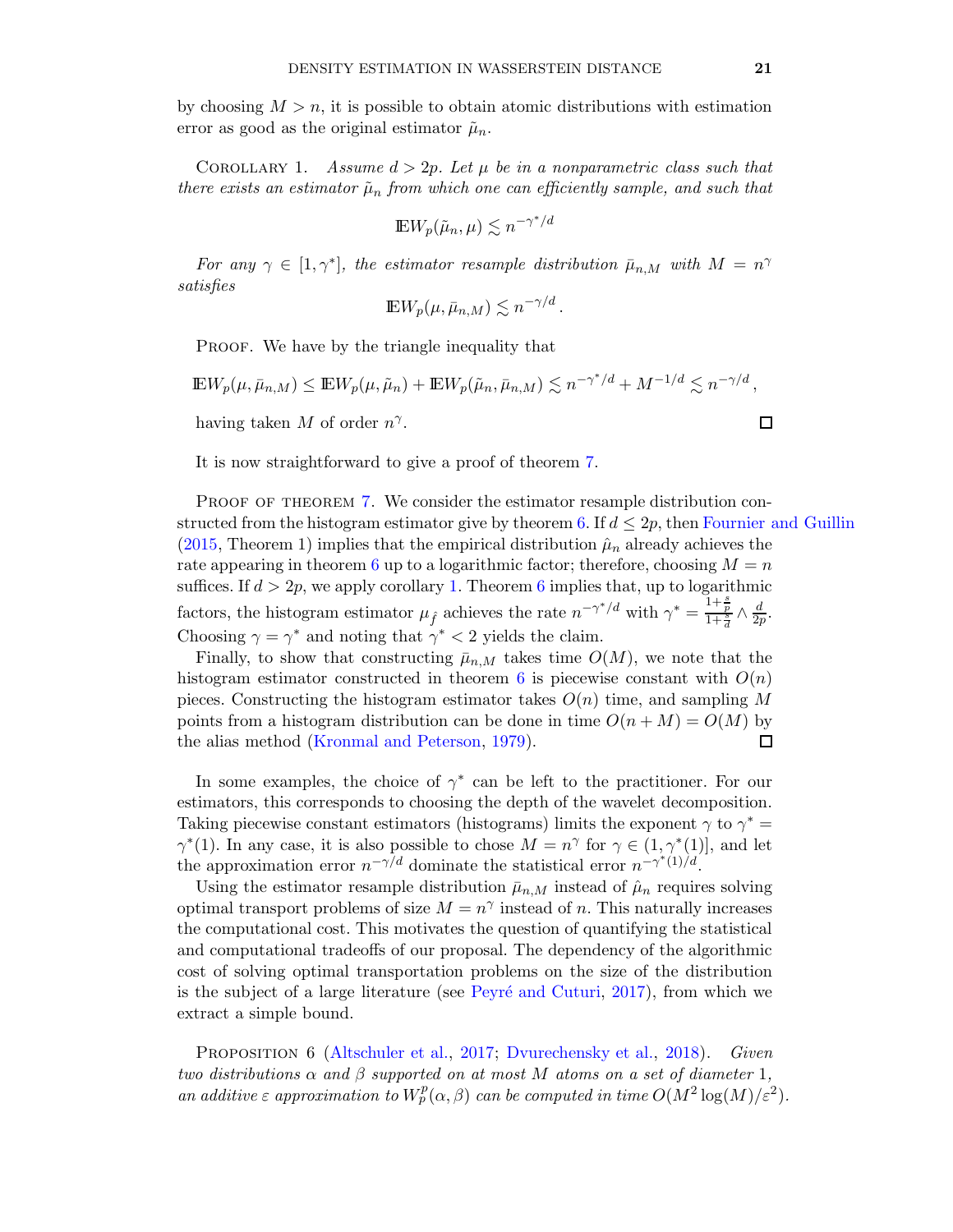by choosing $M > n$, it is possible to obtain atomic distributions with estimation error as good as the original estimator $\tilde{\mu}_n$.

Corollary 1. *Assume $d > 2p$. Let $\mu$ be in a nonparametric class such that there exists an estimator $\tilde{\mu}_n$ from which one can efficiently sample, and such that*

$$\mathbb{E}W_p(\tilde{\mu}_n, \mu) \lesssim n^{-\gamma^*/d}$$

*For any $\gamma \in [1, \gamma^*]$, the estimator resample distribution $\bar{\mu}_{n,M}$ with $M = n^\gamma$ satisfies*

$$\mathbb{E}W_p(\mu, \bar{\mu}_{n,M}) \lesssim n^{-\gamma/d}\,.$$

Proof. We have by the triangle inequality that

$$\mathbb{E}W_p(\mu, \bar{\mu}_{n,M}) \leq \mathbb{E}W_p(\mu, \tilde{\mu}_n) + \mathbb{E}W_p(\tilde{\mu}_n, \bar{\mu}_{n,M}) \lesssim n^{-\gamma^*/d} + M^{-1/d} \lesssim n^{-\gamma/d}\,,$$

having taken $M$ of order $n^\gamma$. □

It is now straightforward to give a proof of theorem 7.

Proof of theorem 7. We consider the estimator resample distribution constructed from the histogram estimator give by theorem 6. If $d \leq 2p$, then Fournier and Guillin (2015, Theorem 1) implies that the empirical distribution $\hat{\mu}_n$ already achieves the rate appearing in theorem 6 up to a logarithmic factor; therefore, choosing $M = n$ suffices. If $d > 2p$, we apply corollary 1. Theorem 6 implies that, up to logarithmic factors, the histogram estimator $\mu_{\hat{f}}$ achieves the rate $n^{-\gamma^*/d}$ with $\gamma^* = \frac{1+\frac{s}{p}}{1+\frac{s}{d}} \wedge \frac{d}{2p}$. Choosing $\gamma = \gamma^*$ and noting that $\gamma^* < 2$ yields the claim.

Finally, to show that constructing $\bar{\mu}_{n,M}$ takes time $O(M)$, we note that the histogram estimator constructed in theorem 6 is piecewise constant with $O(n)$ pieces. Constructing the histogram estimator takes $O(n)$ time, and sampling $M$ points from a histogram distribution can be done in time $O(n + M) = O(M)$ by the alias method (Kronmal and Peterson, 1979). □

In some examples, the choice of $\gamma^*$ can be left to the practitioner. For our estimators, this corresponds to choosing the depth of the wavelet decomposition. Taking piecewise constant estimators (histograms) limits the exponent $\gamma$ to $\gamma^* = \gamma^*(1)$. In any case, it is also possible to chose $M = n^\gamma$ for $\gamma \in (1, \gamma^*(1)]$, and let the approximation error $n^{-\gamma/d}$ dominate the statistical error $n^{-\gamma^*(1)/d}$.

Using the estimator resample distribution $\bar{\mu}_{n,M}$ instead of $\hat{\mu}_n$ requires solving optimal transport problems of size $M = n^\gamma$ instead of $n$. This naturally increases the computational cost. This motivates the question of quantifying the statistical and computational tradeoffs of our proposal. The dependency of the algorithmic cost of solving optimal transportation problems on the size of the distribution is the subject of a large literature (see Peyré and Cuturi, 2017), from which we extract a simple bound.

Proposition 6 (Altschuler et al., 2017; Dvurechensky et al., 2018). *Given two distributions $\alpha$ and $\beta$ supported on at most $M$ atoms on a set of diameter 1, an additive $\varepsilon$ approximation to $W_p^p(\alpha, \beta)$ can be computed in time $O(M^2 \log(M)/\varepsilon^2)$.*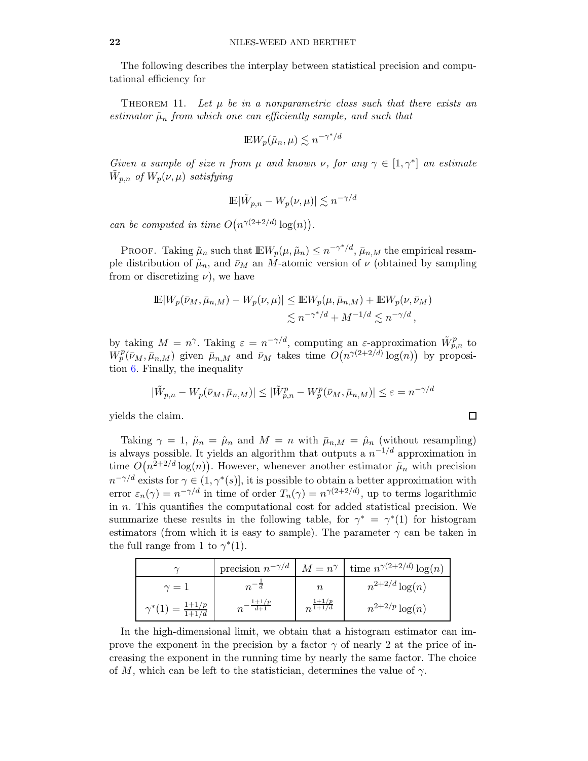The following describes the interplay between statistical precision and computational efficiency for

THEOREM 11. *Let $\mu$ be in a nonparametric class such that there exists an estimator $\tilde{\mu}_n$ from which one can efficiently sample, and such that*

$$\mathbb{E}W_p(\tilde{\mu}_n, \mu) \lesssim n^{-\gamma^*/d}$$

*Given a sample of size $n$ from $\mu$ and known $\nu$, for any $\gamma \in [1, \gamma^*]$ an estimate $\tilde{W}_{p,n}$ of $W_p(\nu, \mu)$ satisfying*

$$\mathbb{E}|\tilde{W}_{p,n} - W_p(\nu, \mu)| \lesssim n^{-\gamma/d}$$

*can be computed in time $O\big(n^{\gamma(2+2/d)} \log(n)\big)$.*

PROOF. Taking $\tilde{\mu}_n$ such that $\mathbb{E}W_p(\mu, \tilde{\mu}_n) \leq n^{-\gamma^*/d}$, $\bar{\mu}_{n,M}$ the empirical resample distribution of $\tilde{\mu}_n$, and $\bar{\nu}_M$ an $M$-atomic version of $\nu$ (obtained by sampling from or discretizing $\nu$), we have

$$\begin{aligned}\mathbb{E}|W_p(\bar{\nu}_M, \bar{\mu}_{n,M}) - W_p(\nu, \mu)| &\leq \mathbb{E}W_p(\mu, \bar{\mu}_{n,M}) + \mathbb{E}W_p(\nu, \bar{\nu}_M) \\ &\lesssim n^{-\gamma^*/d} + M^{-1/d} \lesssim n^{-\gamma/d},\end{aligned}$$

by taking $M = n^{\gamma}$. Taking $\varepsilon = n^{-\gamma/d}$, computing an $\varepsilon$-approximation $\tilde{W}^p_{p,n}$ to $W^p_p(\bar{\nu}_M, \bar{\mu}_{n,M})$ given $\bar{\mu}_{n,M}$ and $\bar{\nu}_M$ takes time $O\big(n^{\gamma(2+2/d)} \log(n)\big)$ by proposition 6. Finally, the inequality

$$|\tilde{W}_{p,n} - W_p(\bar{\nu}_M, \bar{\mu}_{n,M})| \leq |\tilde{W}^p_{p,n} - W^p_p(\bar{\nu}_M, \bar{\mu}_{n,M})| \leq \varepsilon = n^{-\gamma/d}$$

yields the claim. □

Taking $\gamma = 1$, $\tilde{\mu}_n = \hat{\mu}_n$ and $M = n$ with $\bar{\mu}_{n,M} = \hat{\mu}_n$ (without resampling) is always possible. It yields an algorithm that outputs a $n^{-1/d}$ approximation in time $O\big(n^{2+2/d} \log(n)\big)$. However, whenever another estimator $\tilde{\mu}_n$ with precision $n^{-\gamma/d}$ exists for $\gamma \in (1, \gamma^*(s)]$, it is possible to obtain a better approximation with error $\varepsilon_n(\gamma) = n^{-\gamma/d}$ in time of order $T_n(\gamma) = n^{\gamma(2+2/d)}$, up to terms logarithmic in $n$. This quantifies the computational cost for added statistical precision. We summarize these results in the following table, for $\gamma^* = \gamma^*(1)$ for histogram estimators (from which it is easy to sample). The parameter $\gamma$ can be taken in the full range from 1 to $\gamma^*(1)$.

| $\gamma$ | precision $n^{-\gamma/d}$ | $M = n^{\gamma}$ | time $n^{\gamma(2+2/d)} \log(n)$ |
|---|---|---|---|
| $\gamma = 1$ | $n^{-\frac{1}{d}}$ | $n$ | $n^{2+2/d} \log(n)$ |
| $\gamma^*(1) = \frac{1+1/p}{1+1/d}$ | $n^{-\frac{1+1/p}{d+1}}$ | $n^{\frac{1+1/p}{1+1/d}}$ | $n^{2+2/p} \log(n)$ |

In the high-dimensional limit, we obtain that a histogram estimator can improve the exponent in the precision by a factor $\gamma$ of nearly 2 at the price of increasing the exponent in the running time by nearly the same factor. The choice of $M$, which can be left to the statistician, determines the value of $\gamma$.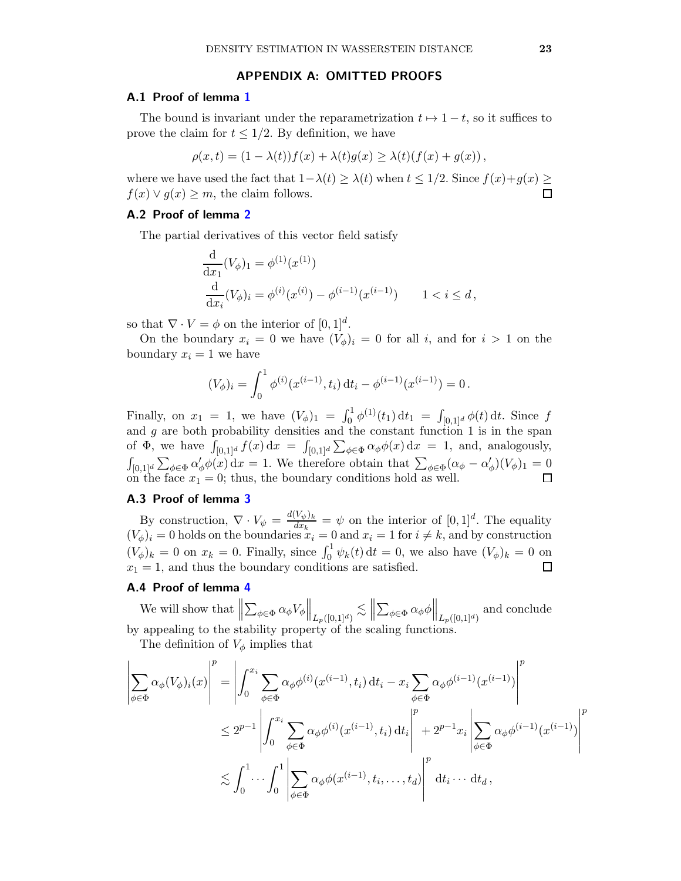## APPENDIX A: OMITTED PROOFS

### A.1 Proof of lemma 1

The bound is invariant under the reparametrization $t \mapsto 1-t$, so it suffices to prove the claim for $t \leq 1/2$. By definition, we have

$$\rho(x,t) = (1-\lambda(t))f(x) + \lambda(t)g(x) \geq \lambda(t)(f(x)+g(x)),$$

where we have used the fact that $1-\lambda(t) \geq \lambda(t)$ when $t \leq 1/2$. Since $f(x)+g(x) \geq f(x) \vee g(x) \geq m$, the claim follows. □

### A.2 Proof of lemma 2

The partial derivatives of this vector field satisfy

$$\frac{\mathrm{d}}{\mathrm{d}x_1}(V_\phi)_1 = \phi^{(1)}(x^{(1)})$$
$$\frac{\mathrm{d}}{\mathrm{d}x_i}(V_\phi)_i = \phi^{(i)}(x^{(i)}) - \phi^{(i-1)}(x^{(i-1)}) \qquad 1 < i \leq d,$$

so that $\nabla \cdot V = \phi$ on the interior of $[0,1]^d$.

On the boundary $x_i = 0$ we have $(V_\phi)_i = 0$ for all $i$, and for $i > 1$ on the boundary $x_i = 1$ we have

$$(V_\phi)_i = \int_0^1 \phi^{(i)}(x^{(i-1)}, t_i)\,\mathrm{d}t_i - \phi^{(i-1)}(x^{(i-1)}) = 0.$$

Finally, on $x_1 = 1$, we have $(V_\phi)_1 = \int_0^1 \phi^{(1)}(t_1)\,\mathrm{d}t_1 = \int_{[0,1]^d} \phi(t)\,\mathrm{d}t$. Since $f$ and $g$ are both probability densities and the constant function 1 is in the span of $\Phi$, we have $\int_{[0,1]^d} f(x)\,\mathrm{d}x = \int_{[0,1]^d} \sum_{\phi\in\Phi} \alpha_\phi \phi(x)\,\mathrm{d}x = 1$, and, analogously, $\int_{[0,1]^d} \sum_{\phi\in\Phi} \alpha'_\phi \phi(x)\,\mathrm{d}x = 1$. We therefore obtain that $\sum_{\phi\in\Phi}(\alpha_\phi - \alpha'_\phi)(V_\phi)_1 = 0$ on the face $x_1 = 0$; thus, the boundary conditions hold as well. □

### A.3 Proof of lemma 3

By construction, $\nabla \cdot V_\psi = \frac{d(V_\psi)_k}{dx_k} = \psi$ on the interior of $[0,1]^d$. The equality $(V_\phi)_i = 0$ holds on the boundaries $x_i = 0$ and $x_i = 1$ for $i \neq k$, and by construction $(V_\phi)_k = 0$ on $x_k = 0$. Finally, since $\int_0^1 \psi_k(t)\,\mathrm{d}t = 0$, we also have $(V_\phi)_k = 0$ on $x_1 = 1$, and thus the boundary conditions are satisfied. □

### A.4 Proof of lemma 4

We will show that $\left\|\sum_{\phi\in\Phi} \alpha_\phi V_\phi\right\|_{L_p([0,1]^d)} \lesssim \left\|\sum_{\phi\in\Phi} \alpha_\phi \phi\right\|_{L_p([0,1]^d)}$ and conclude by appealing to the stability property of the scaling functions.

The definition of $V_\phi$ implies that

$$\begin{aligned}
\left|\sum_{\phi\in\Phi} \alpha_\phi (V_\phi)_i(x)\right|^p &= \left|\int_0^{x_i} \sum_{\phi\in\Phi} \alpha_\phi \phi^{(i)}(x^{(i-1)}, t_i)\,\mathrm{d}t_i - x_i \sum_{\phi\in\Phi} \alpha_\phi \phi^{(i-1)}(x^{(i-1)})\right|^p \\
&\leq 2^{p-1}\left|\int_0^{x_i} \sum_{\phi\in\Phi} \alpha_\phi \phi^{(i)}(x^{(i-1)}, t_i)\,\mathrm{d}t_i\right|^p + 2^{p-1} x_i \left|\sum_{\phi\in\Phi} \alpha_\phi \phi^{(i-1)}(x^{(i-1)})\right|^p \\
&\lesssim \int_0^1 \cdots \int_0^1 \left|\sum_{\phi\in\Phi} \alpha_\phi \phi(x^{(i-1)}, t_i, \ldots, t_d)\right|^p \,\mathrm{d}t_i \cdots \mathrm{d}t_d,
\end{aligned}$$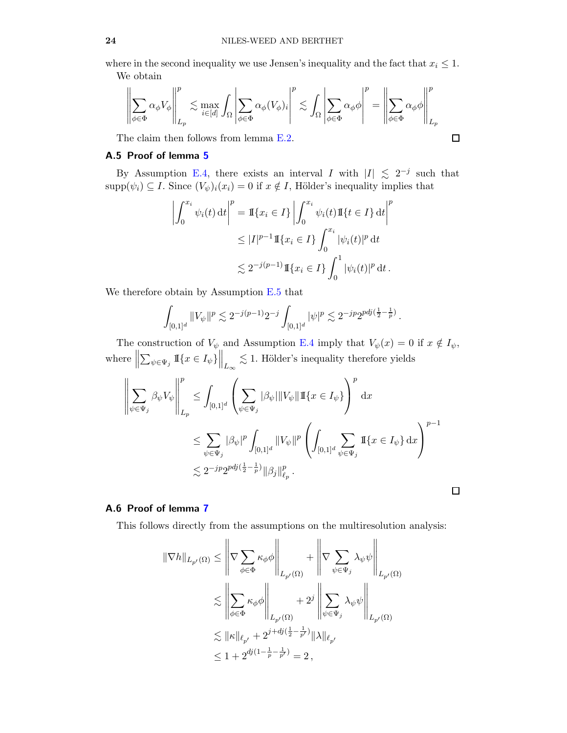where in the second inequality we use Jensen's inequality and the fact that $x_i \leq 1$.

We obtain

$$\left\| \sum_{\phi \in \Phi} \alpha_\phi V_\phi \right\|_{L_p}^p \lesssim \max_{i \in [d]} \int_\Omega \left| \sum_{\phi \in \Phi} \alpha_\phi (V_\phi)_i \right|^p \lesssim \int_\Omega \left| \sum_{\phi \in \Phi} \alpha_\phi \phi \right|^p = \left\| \sum_{\phi \in \Phi} \alpha_\phi \phi \right\|_{L_p}^p$$

The claim then follows from lemma E.2. $\square$

### A.5 Proof of lemma 5

By Assumption E.4, there exists an interval $I$ with $|I| \lesssim 2^{-j}$ such that $\mathrm{supp}(\psi_i) \subseteq I$. Since $(V_\psi)_i(x_i) = 0$ if $x \notin I$, Hölder's inequality implies that

$$\begin{aligned}
\left| \int_0^{x_i} \psi_i(t)\, \mathrm{d}t \right|^p &= \mathbb{1}\{x_i \in I\} \left| \int_0^{x_i} \psi_i(t) \mathbb{1}\{t \in I\}\, \mathrm{d}t \right|^p \\
&\leq |I|^{p-1} \mathbb{1}\{x_i \in I\} \int_0^{x_i} |\psi_i(t)|^p \, \mathrm{d}t \\
&\lesssim 2^{-j(p-1)} \mathbb{1}\{x_i \in I\} \int_0^1 |\psi_i(t)|^p \, \mathrm{d}t \,.
\end{aligned}$$

We therefore obtain by Assumption E.5 that

$$\int_{[0,1]^d} \|V_\psi\|^p \lesssim 2^{-j(p-1)} 2^{-j} \int_{[0,1]^d} |\psi|^p \lesssim 2^{-jp} 2^{pdj(\frac{1}{2} - \frac{1}{p})} \,.$$

The construction of $V_\psi$ and Assumption E.4 imply that $V_\psi(x) = 0$ if $x \notin I_\psi$, where $\left\| \sum_{\psi \in \Psi_j} \mathbb{1}\{x \in I_\psi\} \right\|_{L_\infty} \lesssim 1$. Hölder's inequality therefore yields

$$\begin{aligned}
\left\| \sum_{\psi \in \Psi_j} \beta_\psi V_\psi \right\|_{L_p}^p &\leq \int_{[0,1]^d} \left( \sum_{\psi \in \Psi_j} |\beta_\psi| \|V_\psi\| \mathbb{1}\{x \in I_\psi\} \right)^p \mathrm{d}x \\
&\leq \sum_{\psi \in \Psi_j} |\beta_\psi|^p \int_{[0,1]^d} \|V_\psi\|^p \left( \int_{[0,1]^d} \sum_{\psi \in \Psi_j} \mathbb{1}\{x \in I_\psi\} \, \mathrm{d}x \right)^{p-1} \\
&\lesssim 2^{-jp} 2^{pdj(\frac{1}{2} - \frac{1}{p})} \|\beta_j\|_{\ell_p}^p \,.
\end{aligned}$$

$\square$

### A.6 Proof of lemma 7

This follows directly from the assumptions on the multiresolution analysis:

$$\begin{aligned}
\|\nabla h\|_{L_{p'}(\Omega)} &\leq \left\| \nabla \sum_{\phi \in \Phi} \kappa_\phi \phi \right\|_{L_{p'}(\Omega)} + \left\| \nabla \sum_{\psi \in \Psi_j} \lambda_\psi \psi \right\|_{L_{p'}(\Omega)} \\
&\lesssim \left\| \sum_{\phi \in \Phi} \kappa_\phi \phi \right\|_{L_{p'}(\Omega)} + 2^j \left\| \sum_{\psi \in \Psi_j} \lambda_\psi \psi \right\|_{L_{p'}(\Omega)} \\
&\lesssim \|\kappa\|_{\ell_{p'}} + 2^{j + dj(\frac{1}{2} - \frac{1}{p'})} \|\lambda\|_{\ell_{p'}} \\
&\leq 1 + 2^{dj(1 - \frac{1}{p} - \frac{1}{p'})} = 2 \,,
\end{aligned}$$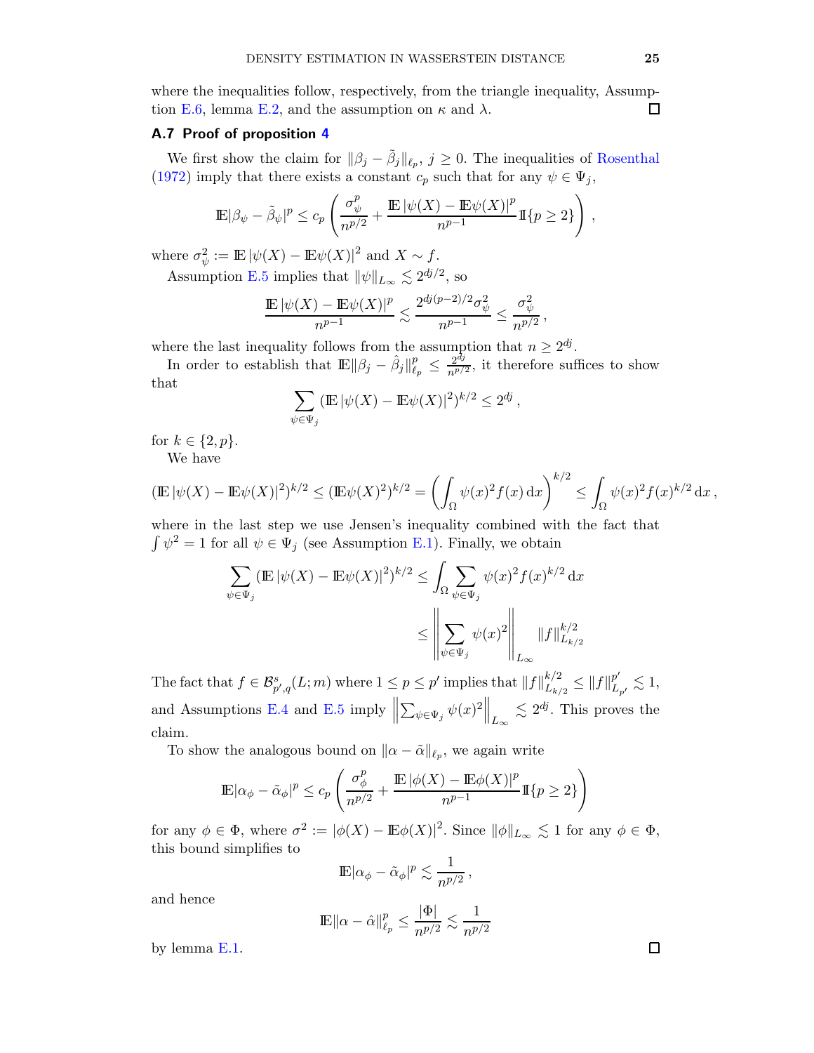where the inequalities follow, respectively, from the triangle inequality, Assumption E.6, lemma E.2, and the assumption on $\kappa$ and $\lambda$. $\square$

### A.7 Proof of proposition 4

We first show the claim for $\|\beta_j - \tilde{\beta}_j\|_{\ell_p}$, $j \geq 0$. The inequalities of Rosenthal (1972) imply that there exists a constant $c_p$ such that for any $\psi \in \Psi_j$,

$$\mathbb{E}|\beta_\psi - \tilde{\beta}_\psi|^p \leq c_p \left( \frac{\sigma_\psi^p}{n^{p/2}} + \frac{\mathbb{E}\,|\psi(X) - \mathbb{E}\psi(X)|^p}{n^{p-1}} \mathbb{1}\{p \geq 2\} \right),$$

where $\sigma_\psi^2 := \mathbb{E}\,|\psi(X) - \mathbb{E}\psi(X)|^2$ and $X \sim f$.

Assumption E.5 implies that $\|\psi\|_{L_\infty} \lesssim 2^{dj/2}$, so

$$\frac{\mathbb{E}\,|\psi(X) - \mathbb{E}\psi(X)|^p}{n^{p-1}} \lesssim \frac{2^{dj(p-2)/2}\sigma_\psi^2}{n^{p-1}} \leq \frac{\sigma_\psi^2}{n^{p/2}},$$

where the last inequality follows from the assumption that $n \geq 2^{dj}$.

In order to establish that $\mathbb{E}\|\beta_j - \hat{\beta}_j\|_{\ell_p}^p \leq \frac{2^{dj}}{n^{p/2}}$, it therefore suffices to show that

$$\sum_{\psi \in \Psi_j} (\mathbb{E}\,|\psi(X) - \mathbb{E}\psi(X)|^2)^{k/2} \leq 2^{dj},$$

for $k \in \{2, p\}$.

We have

$$(\mathbb{E}\,|\psi(X) - \mathbb{E}\psi(X)|^2)^{k/2} \leq (\mathbb{E}\psi(X)^2)^{k/2} = \left( \int_\Omega \psi(x)^2 f(x)\,\mathrm{d}x \right)^{k/2} \leq \int_\Omega \psi(x)^2 f(x)^{k/2}\,\mathrm{d}x,$$

where in the last step we use Jensen's inequality combined with the fact that $\int \psi^2 = 1$ for all $\psi \in \Psi_j$ (see Assumption E.1). Finally, we obtain

$$\begin{aligned}
\sum_{\psi \in \Psi_j} (\mathbb{E}\,|\psi(X) - \mathbb{E}\psi(X)|^2)^{k/2} &\leq \int_\Omega \sum_{\psi \in \Psi_j} \psi(x)^2 f(x)^{k/2}\,\mathrm{d}x \\
&\leq \left\| \sum_{\psi \in \Psi_j} \psi(x)^2 \right\|_{L_\infty} \|f\|_{L_{k/2}}^{k/2}
\end{aligned}$$

The fact that $f \in \mathcal{B}_{p',q}^s(L; m)$ where $1 \leq p \leq p'$ implies that $\|f\|_{L_{k/2}}^{k/2} \leq \|f\|_{L_{p'}}^{p'} \lesssim 1$, and Assumptions E.4 and E.5 imply $\left\|\sum_{\psi \in \Psi_j} \psi(x)^2\right\|_{L_\infty} \lesssim 2^{dj}$. This proves the claim.

To show the analogous bound on $\|\alpha - \tilde{\alpha}\|_{\ell_p}$, we again write

$$\mathbb{E}|\alpha_\phi - \tilde{\alpha}_\phi|^p \leq c_p \left( \frac{\sigma_\phi^p}{n^{p/2}} + \frac{\mathbb{E}\,|\phi(X) - \mathbb{E}\phi(X)|^p}{n^{p-1}} \mathbb{1}\{p \geq 2\} \right)$$

for any $\phi \in \Phi$, where $\sigma^2 := |\phi(X) - \mathbb{E}\phi(X)|^2$. Since $\|\phi\|_{L_\infty} \lesssim 1$ for any $\phi \in \Phi$, this bound simplifies to

$$\mathbb{E}|\alpha_\phi - \tilde{\alpha}_\phi|^p \lesssim \frac{1}{n^{p/2}},$$

and hence

$$\mathbb{E}\|\alpha - \hat{\alpha}\|_{\ell_p}^p \leq \frac{|\Phi|}{n^{p/2}} \lesssim \frac{1}{n^{p/2}}$$

by lemma E.1. $\square$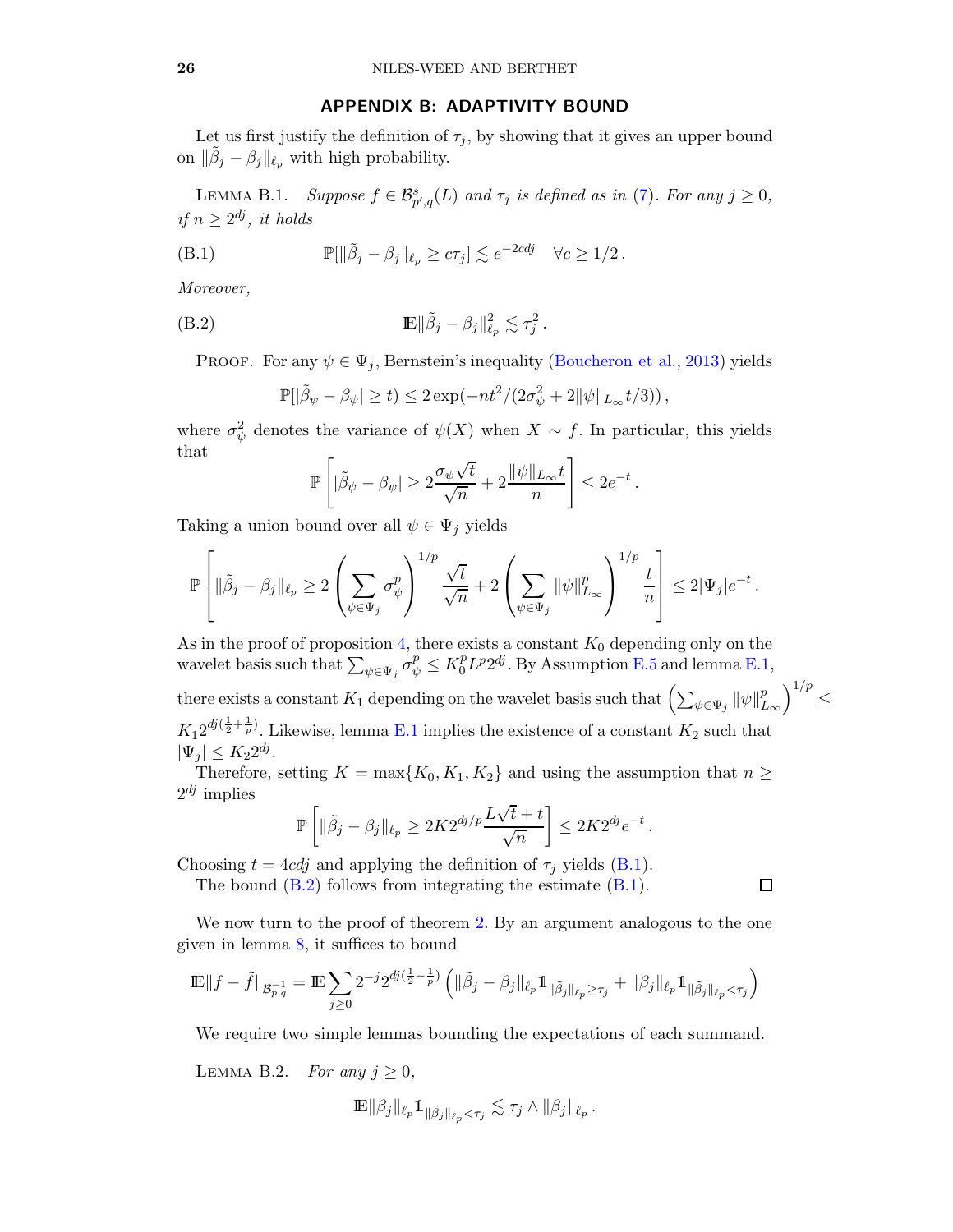## APPENDIX B: ADAPTIVITY BOUND

Let us first justify the definition of $\tau_j$, by showing that it gives an upper bound on $\|\tilde{\beta}_j - \beta_j\|_{\ell_p}$ with high probability.

LEMMA B.1. *Suppose $f \in \mathcal{B}^s_{p',q}(L)$ and $\tau_j$ is defined as in (7). For any $j \geq 0$, if $n \geq 2^{dj}$, it holds*

$$\mathbb{P}[\|\tilde{\beta}_j - \beta_j\|_{\ell_p} \geq c\tau_j] \lesssim e^{-2cdj} \quad \forall c \geq 1/2\,. \tag{B.1}$$

*Moreover,*

$$\mathbb{E}\|\tilde{\beta}_j - \beta_j\|^2_{\ell_p} \lesssim \tau_j^2\,. \tag{B.2}$$

PROOF. For any $\psi \in \Psi_j$, Bernstein's inequality (Boucheron et al., 2013) yields

$$\mathbb{P}[|\tilde{\beta}_\psi - \beta_\psi| \geq t) \leq 2\exp(-nt^2/(2\sigma^2_\psi + 2\|\psi\|_{L_\infty} t/3))\,,$$

where $\sigma^2_\psi$ denotes the variance of $\psi(X)$ when $X \sim f$. In particular, this yields that

$$\mathbb{P}\left[|\tilde{\beta}_\psi - \beta_\psi| \geq 2\frac{\sigma_\psi \sqrt{t}}{\sqrt{n}} + 2\frac{\|\psi\|_{L_\infty} t}{n}\right] \leq 2e^{-t}\,.$$

Taking a union bound over all $\psi \in \Psi_j$ yields

$$\mathbb{P}\left[\|\tilde{\beta}_j - \beta_j\|_{\ell_p} \geq 2\left(\sum_{\psi\in\Psi_j} \sigma^p_\psi\right)^{1/p} \frac{\sqrt{t}}{\sqrt{n}} + 2\left(\sum_{\psi\in\Psi_j} \|\psi\|^p_{L_\infty}\right)^{1/p} \frac{t}{n}\right] \leq 2|\Psi_j|e^{-t}\,.$$

As in the proof of proposition 4, there exists a constant $K_0$ depending only on the wavelet basis such that $\sum_{\psi\in\Psi_j} \sigma^p_\psi \leq K_0^p L^p 2^{dj}$. By Assumption E.5 and lemma E.1, there exists a constant $K_1$ depending on the wavelet basis such that $\left(\sum_{\psi\in\Psi_j} \|\psi\|^p_{L_\infty}\right)^{1/p} \leq K_1 2^{dj(\frac{1}{2}+\frac{1}{p})}$. Likewise, lemma E.1 implies the existence of a constant $K_2$ such that $|\Psi_j| \leq K_2 2^{dj}$.

Therefore, setting $K = \max\{K_0, K_1, K_2\}$ and using the assumption that $n \geq 2^{dj}$ implies

$$\mathbb{P}\left[\|\tilde{\beta}_j - \beta_j\|_{\ell_p} \geq 2K2^{dj/p}\frac{L\sqrt{t} + t}{\sqrt{n}}\right] \leq 2K2^{dj}e^{-t}\,.$$

Choosing $t = 4cdj$ and applying the definition of $\tau_j$ yields (B.1).

The bound (B.2) follows from integrating the estimate (B.1). □

We now turn to the proof of theorem 2. By an argument analogous to the one given in lemma 8, it suffices to bound

$$\mathbb{E}\|f - \tilde{f}\|_{\mathcal{B}^{-1}_{p,q}} = \mathbb{E}\sum_{j\geq 0} 2^{-j}2^{dj(\frac{1}{2}-\frac{1}{p})}\left(\|\tilde{\beta}_j - \beta_j\|_{\ell_p}\mathbb{1}_{\|\tilde{\beta}_j\|_{\ell_p}\geq\tau_j} + \|\beta_j\|_{\ell_p}\mathbb{1}_{\|\tilde{\beta}_j\|_{\ell_p}<\tau_j}\right)$$

We require two simple lemmas bounding the expectations of each summand.

LEMMA B.2. *For any $j \geq 0$,*

$$\mathbb{E}\|\beta_j\|_{\ell_p}\mathbb{1}_{\|\tilde{\beta}_j\|_{\ell_p}<\tau_j} \lesssim \tau_j \wedge \|\beta_j\|_{\ell_p}\,.$$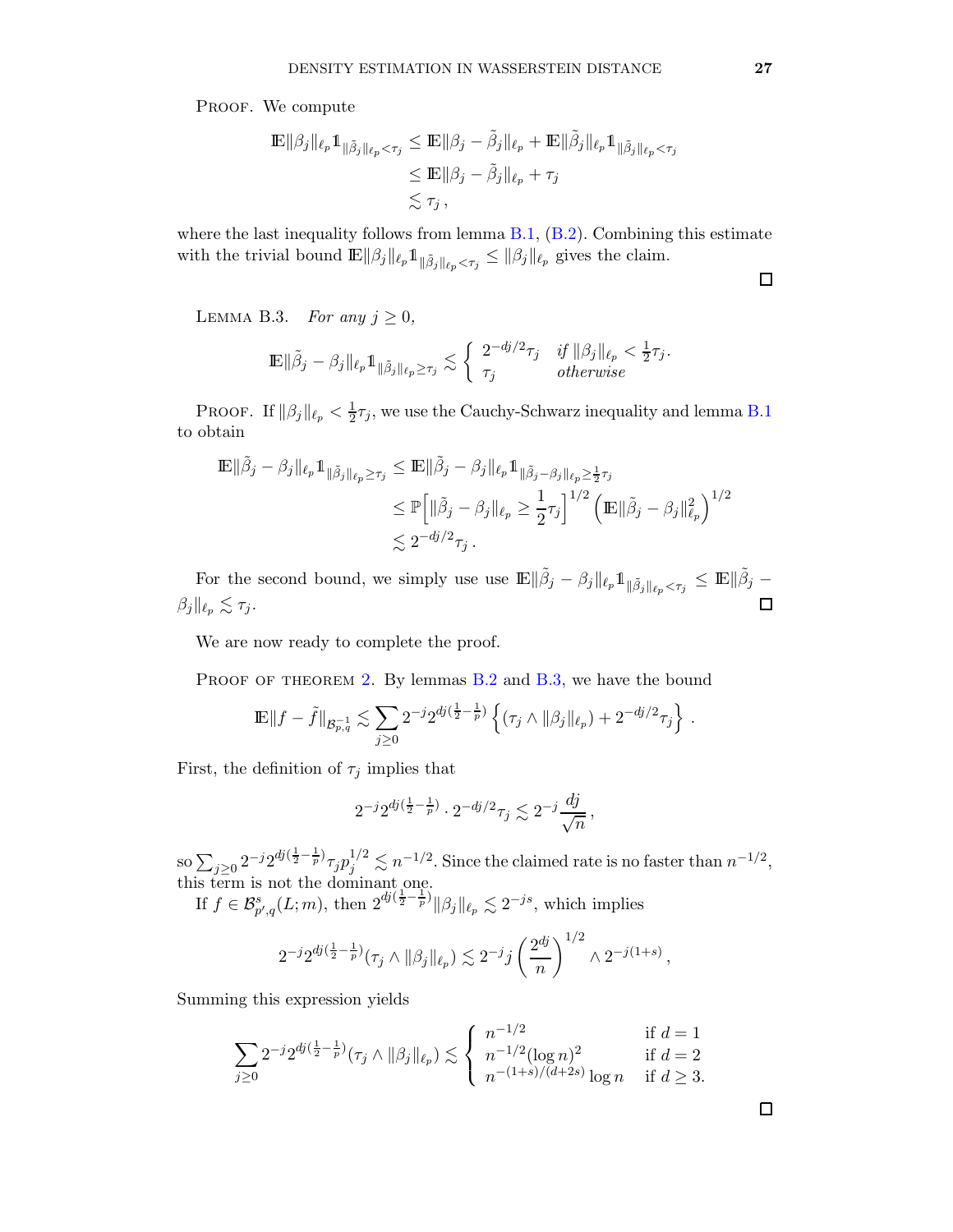PROOF. We compute

$$
\begin{aligned}
\mathbb{E}\|\beta_j\|_{\ell_p}\mathbb{1}_{\|\tilde{\beta}_j\|_{\ell_p}<\tau_j} &\le \mathbb{E}\|\beta_j - \tilde{\beta}_j\|_{\ell_p} + \mathbb{E}\|\tilde{\beta}_j\|_{\ell_p}\mathbb{1}_{\|\tilde{\beta}_j\|_{\ell_p}<\tau_j} \\
&\le \mathbb{E}\|\beta_j - \tilde{\beta}_j\|_{\ell_p} + \tau_j \\
&\lesssim \tau_j \,,
\end{aligned}
$$

where the last inequality follows from lemma B.1, (B.2). Combining this estimate with the trivial bound $\mathbb{E}\|\beta_j\|_{\ell_p}\mathbb{1}_{\|\tilde{\beta}_j\|_{\ell_p}<\tau_j} \le \|\beta_j\|_{\ell_p}$ gives the claim. □

LEMMA B.3. *For any $j \ge 0$,*

$$
\mathbb{E}\|\tilde{\beta}_j - \beta_j\|_{\ell_p}\mathbb{1}_{\|\tilde{\beta}_j\|_{\ell_p}\ge\tau_j} \lesssim \begin{cases} 2^{-dj/2}\tau_j & \text{if } \|\beta_j\|_{\ell_p} < \frac{1}{2}\tau_j. \\ \tau_j & \text{otherwise} \end{cases}
$$

PROOF. If $\|\beta_j\|_{\ell_p} < \frac{1}{2}\tau_j$, we use the Cauchy-Schwarz inequality and lemma B.1 to obtain

$$
\begin{aligned}
\mathbb{E}\|\tilde{\beta}_j - \beta_j\|_{\ell_p}\mathbb{1}_{\|\tilde{\beta}_j\|_{\ell_p}\ge\tau_j} &\le \mathbb{E}\|\tilde{\beta}_j - \beta_j\|_{\ell_p}\mathbb{1}_{\|\tilde{\beta}_j-\beta_j\|_{\ell_p}\ge\frac{1}{2}\tau_j} \\
&\le \mathbb{P}\Big[\|\tilde{\beta}_j - \beta_j\|_{\ell_p} \ge \frac{1}{2}\tau_j\Big]^{1/2}\left(\mathbb{E}\|\tilde{\beta}_j - \beta_j\|_{\ell_p}^2\right)^{1/2} \\
&\lesssim 2^{-dj/2}\tau_j \,.
\end{aligned}
$$

For the second bound, we simply use use $\mathbb{E}\|\tilde{\beta}_j - \beta_j\|_{\ell_p}\mathbb{1}_{\|\tilde{\beta}_j\|_{\ell_p}<\tau_j} \le \mathbb{E}\|\tilde{\beta}_j - \beta_j\|_{\ell_p} \lesssim \tau_j$. □

We are now ready to complete the proof.

PROOF OF THEOREM 2. By lemmas B.2 and B.3, we have the bound

$$
\mathbb{E}\|f - \tilde{f}\|_{\mathcal{B}^{-1}_{p,q}} \lesssim \sum_{j\ge0} 2^{-j}2^{dj(\frac{1}{2}-\frac{1}{p})}\left\{(\tau_j \wedge \|\beta_j\|_{\ell_p}) + 2^{-dj/2}\tau_j\right\} \,.
$$

First, the definition of $\tau_j$ implies that

$$
2^{-j}2^{dj(\frac{1}{2}-\frac{1}{p})} \cdot 2^{-dj/2}\tau_j \lesssim 2^{-j}\frac{dj}{\sqrt{n}} \,,
$$

so $\sum_{j\ge0} 2^{-j}2^{dj(\frac{1}{2}-\frac{1}{p})}\tau_j p_j^{1/2} \lesssim n^{-1/2}$. Since the claimed rate is no faster than $n^{-1/2}$, this term is not the dominant one.

If $f \in \mathcal{B}^s_{p',q}(L;m)$, then $2^{dj(\frac{1}{2}-\frac{1}{p})}\|\beta_j\|_{\ell_p} \lesssim 2^{-js}$, which implies

$$
2^{-j}2^{dj(\frac{1}{2}-\frac{1}{p})}(\tau_j \wedge \|\beta_j\|_{\ell_p}) \lesssim 2^{-j}j\left(\frac{2^{dj}}{n}\right)^{1/2} \wedge 2^{-j(1+s)} \,,
$$

Summing this expression yields

$$
\sum_{j\ge0} 2^{-j}2^{dj(\frac{1}{2}-\frac{1}{p})}(\tau_j \wedge \|\beta_j\|_{\ell_p}) \lesssim \begin{cases} n^{-1/2} & \text{if } d = 1 \\ n^{-1/2}(\log n)^2 & \text{if } d = 2 \\ n^{-(1+s)/(d+2s)}\log n & \text{if } d \ge 3. \end{cases}
$$

□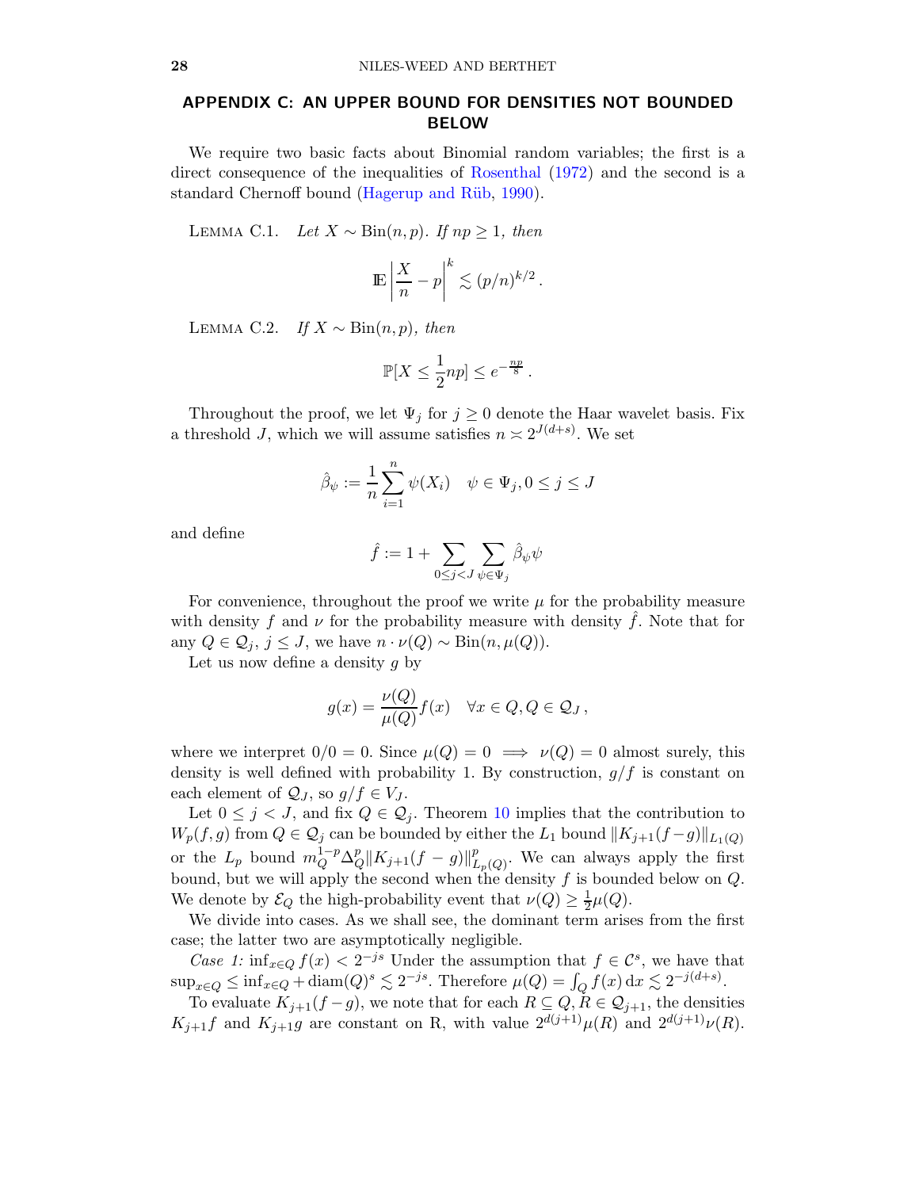## APPENDIX C: AN UPPER BOUND FOR DENSITIES NOT BOUNDED BELOW

We require two basic facts about Binomial random variables; the first is a direct consequence of the inequalities of Rosenthal (1972) and the second is a standard Chernoff bound (Hagerup and Rüb, 1990).

LEMMA C.1. *Let $X \sim \mathrm{Bin}(n, p)$. If $np \geq 1$, then*

$$\mathbb{E}\left|\frac{X}{n} - p\right|^k \lesssim (p/n)^{k/2}.$$

LEMMA C.2. *If $X \sim \mathrm{Bin}(n, p)$, then*

$$\mathbb{P}[X \leq \frac{1}{2}np] \leq e^{-\frac{np}{8}}.$$

Throughout the proof, we let $\Psi_j$ for $j \geq 0$ denote the Haar wavelet basis. Fix a threshold $J$, which we will assume satisfies $n \asymp 2^{J(d+s)}$. We set

$$\hat{\beta}_\psi := \frac{1}{n}\sum_{i=1}^n \psi(X_i) \quad \psi \in \Psi_j, 0 \leq j \leq J$$

and define

$$\hat{f} := 1 + \sum_{0 \leq j < J} \sum_{\psi \in \Psi_j} \hat{\beta}_\psi \psi$$

For convenience, throughout the proof we write $\mu$ for the probability measure with density $f$ and $\nu$ for the probability measure with density $\hat{f}$. Note that for any $Q \in \mathcal{Q}_j$, $j \leq J$, we have $n \cdot \nu(Q) \sim \mathrm{Bin}(n, \mu(Q))$.

Let us now define a density $g$ by

$$g(x) = \frac{\nu(Q)}{\mu(Q)} f(x) \quad \forall x \in Q, Q \in \mathcal{Q}_J,$$

where we interpret $0/0 = 0$. Since $\mu(Q) = 0 \implies \nu(Q) = 0$ almost surely, this density is well defined with probability 1. By construction, $g/f$ is constant on each element of $\mathcal{Q}_J$, so $g/f \in V_J$.

Let $0 \leq j < J$, and fix $Q \in \mathcal{Q}_j$. Theorem 10 implies that the contribution to $W_p(f, g)$ from $Q \in \mathcal{Q}_j$ can be bounded by either the $L_1$ bound $\|K_{j+1}(f-g)\|_{L_1(Q)}$ or the $L_p$ bound $m_Q^{1-p} \Delta_Q^p \|K_{j+1}(f-g)\|_{L_p(Q)}^p$. We can always apply the first bound, but we will apply the second when the density $f$ is bounded below on $Q$. We denote by $\mathcal{E}_Q$ the high-probability event that $\nu(Q) \geq \frac{1}{2}\mu(Q)$.

We divide into cases. As we shall see, the dominant term arises from the first case; the latter two are asymptotically negligible.

*Case 1:* $\inf_{x \in Q} f(x) < 2^{-js}$ Under the assumption that $f \in \mathcal{C}^s$, we have that $\sup_{x \in Q} \leq \inf_{x \in Q} + \mathrm{diam}(Q)^s \lesssim 2^{-js}$. Therefore $\mu(Q) = \int_Q f(x)\,\mathrm{d}x \lesssim 2^{-j(d+s)}$.

To evaluate $K_{j+1}(f-g)$, we note that for each $R \subseteq Q, R \in \mathcal{Q}_{j+1}$, the densities $K_{j+1}f$ and $K_{j+1}g$ are constant on R, with value $2^{d(j+1)}\mu(R)$ and $2^{d(j+1)}\nu(R)$.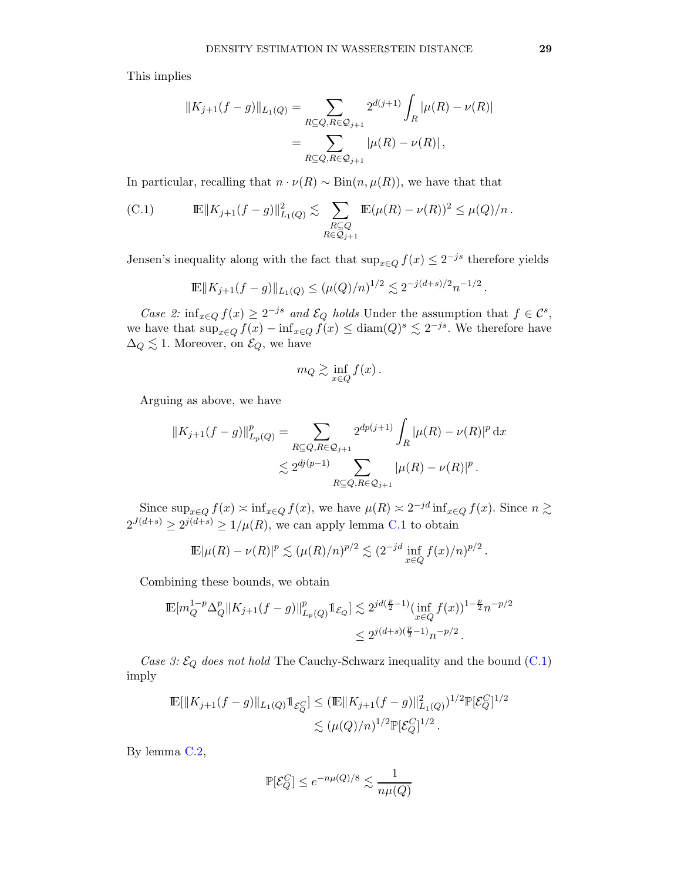This implies

$$\begin{aligned}
\|K_{j+1}(f-g)\|_{L_1(Q)} &= \sum_{R\subseteq Q, R\in\mathcal{Q}_{j+1}} 2^{d(j+1)} \int_R |\mu(R)-\nu(R)| \\
&= \sum_{R\subseteq Q, R\in\mathcal{Q}_{j+1}} |\mu(R)-\nu(R)|\,,
\end{aligned}$$

In particular, recalling that $n\cdot\nu(R)\sim \mathrm{Bin}(n,\mu(R))$, we have that that

$$\mathbb{E}\|K_{j+1}(f-g)\|_{L_1(Q)}^2 \lesssim \sum_{\substack{R\subseteq Q\\ R\in\mathcal{Q}_{j+1}}} \mathbb{E}(\mu(R)-\nu(R))^2 \le \mu(Q)/n\,. \tag{C.1}$$

Jensen's inequality along with the fact that $\sup_{x\in Q} f(x)\le 2^{-js}$ therefore yields

$$\mathbb{E}\|K_{j+1}(f-g)\|_{L_1(Q)} \le (\mu(Q)/n)^{1/2} \lesssim 2^{-j(d+s)/2} n^{-1/2}\,.$$

*Case 2:* $\inf_{x\in Q} f(x)\ge 2^{-js}$ *and* $\mathcal{E}_Q$ *holds* Under the assumption that $f\in\mathcal{C}^s$, we have that $\sup_{x\in Q} f(x)-\inf_{x\in Q} f(x)\le \mathrm{diam}(Q)^s\lesssim 2^{-js}$. We therefore have $\Delta_Q\lesssim 1$. Moreover, on $\mathcal{E}_Q$, we have

$$m_Q \gtrsim \inf_{x\in Q} f(x)\,.$$

Arguing as above, we have

$$\begin{aligned}
\|K_{j+1}(f-g)\|_{L_p(Q)}^p &= \sum_{R\subseteq Q, R\in\mathcal{Q}_{j+1}} 2^{dp(j+1)} \int_R |\mu(R)-\nu(R)|^p \,\mathrm{d}x \\
&\lesssim 2^{dj(p-1)} \sum_{R\subseteq Q, R\in\mathcal{Q}_{j+1}} |\mu(R)-\nu(R)|^p\,.
\end{aligned}$$

Since $\sup_{x\in Q} f(x)\asymp \inf_{x\in Q} f(x)$, we have $\mu(R)\asymp 2^{-jd}\inf_{x\in Q} f(x)$. Since $n\gtrsim 2^{J(d+s)}\ge 2^{j(d+s)}\ge 1/\mu(R)$, we can apply lemma C.1 to obtain

$$\mathbb{E}|\mu(R)-\nu(R)|^p \lesssim (\mu(R)/n)^{p/2} \lesssim (2^{-jd}\inf_{x\in Q} f(x)/n)^{p/2}\,.$$

Combining these bounds, we obtain

$$\begin{aligned}
\mathbb{E}[m_Q^{1-p}\Delta_Q^p \|K_{j+1}(f-g)\|_{L_p(Q)}^p \mathbb{1}_{\mathcal{E}_Q}] &\lesssim 2^{jd(\frac{p}{2}-1)} (\inf_{x\in Q} f(x))^{1-\frac{p}{2}} n^{-p/2} \\
&\le 2^{j(d+s)(\frac{p}{2}-1)} n^{-p/2}\,.
\end{aligned}$$

*Case 3:* $\mathcal{E}_Q$ *does not hold* The Cauchy-Schwarz inequality and the bound (C.1) imply

$$\begin{aligned}
\mathbb{E}[\|K_{j+1}(f-g)\|_{L_1(Q)} \mathbb{1}_{\mathcal{E}_Q^C}] &\le (\mathbb{E}\|K_{j+1}(f-g)\|_{L_1(Q)}^2)^{1/2} \mathbb{P}[\mathcal{E}_Q^C]^{1/2} \\
&\lesssim (\mu(Q)/n)^{1/2} \mathbb{P}[\mathcal{E}_Q^C]^{1/2}\,.
\end{aligned}$$

By lemma C.2,

$$\mathbb{P}[\mathcal{E}_Q^C] \le e^{-n\mu(Q)/8} \lesssim \frac{1}{n\mu(Q)}$$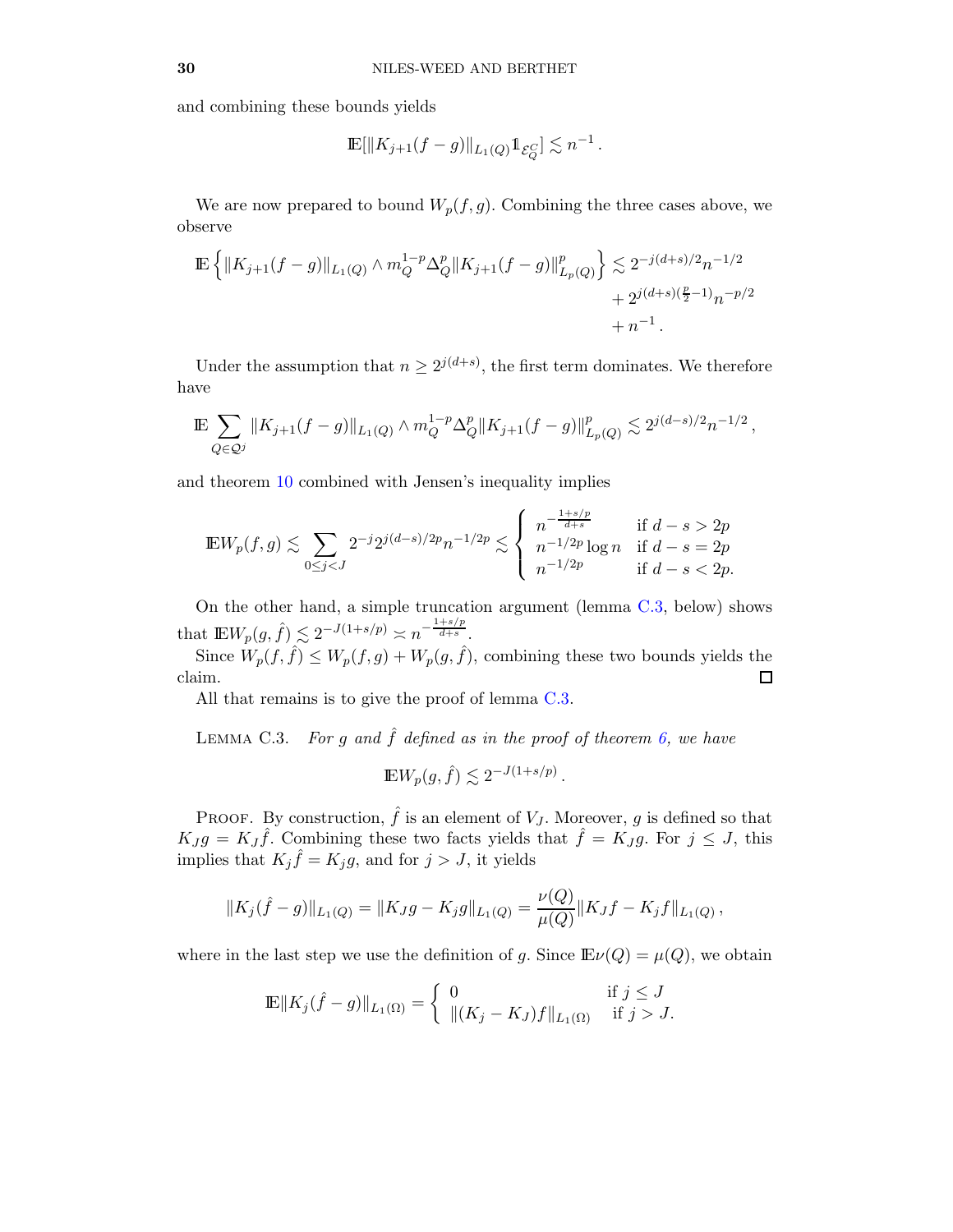and combining these bounds yields

$$\mathbb{E}[\|K_{j+1}(f-g)\|_{L_1(Q)} \mathbb{1}_{\mathcal{E}_Q^C}] \lesssim n^{-1}\,.$$

We are now prepared to bound $W_p(f,g)$. Combining the three cases above, we observe

$$\begin{aligned}\mathbb{E}\left\{\|K_{j+1}(f-g)\|_{L_1(Q)} \wedge m_Q^{1-p}\Delta_Q^p \|K_{j+1}(f-g)\|_{L_p(Q)}^p\right\} &\lesssim 2^{-j(d+s)/2} n^{-1/2} \\ &\quad + 2^{j(d+s)(\frac{p}{2}-1)} n^{-p/2} \\ &\quad + n^{-1}\,.\end{aligned}$$

Under the assumption that $n \geq 2^{j(d+s)}$, the first term dominates. We therefore have

$$\mathbb{E}\sum_{Q \in \mathcal{Q}^j} \|K_{j+1}(f-g)\|_{L_1(Q)} \wedge m_Q^{1-p}\Delta_Q^p \|K_{j+1}(f-g)\|_{L_p(Q)}^p \lesssim 2^{j(d-s)/2} n^{-1/2}\,,$$

and theorem 10 combined with Jensen's inequality implies

$$\mathbb{E}W_p(f,g) \lesssim \sum_{0 \leq j < J} 2^{-j} 2^{j(d-s)/2p} n^{-1/2p} \lesssim \begin{cases} n^{-\frac{1+s/p}{d+s}} & \text{if } d-s > 2p \\ n^{-1/2p}\log n & \text{if } d-s = 2p \\ n^{-1/2p} & \text{if } d-s < 2p. \end{cases}$$

On the other hand, a simple truncation argument (lemma C.3, below) shows that $\mathbb{E}W_p(g,\hat{f}) \lesssim 2^{-J(1+s/p)} \asymp n^{-\frac{1+s/p}{d+s}}$.

Since $W_p(f,\hat{f}) \leq W_p(f,g) + W_p(g,\hat{f})$, combining these two bounds yields the claim. □

All that remains is to give the proof of lemma C.3.

Lemma C.3. *For $g$ and $\hat{f}$ defined as in the proof of theorem 6, we have*

$$\mathbb{E}W_p(g,\hat{f}) \lesssim 2^{-J(1+s/p)}\,.$$

Proof. By construction, $\hat{f}$ is an element of $V_J$. Moreover, $g$ is defined so that $K_J g = K_J \hat{f}$. Combining these two facts yields that $\hat{f} = K_J g$. For $j \leq J$, this implies that $K_j \hat{f} = K_j g$, and for $j > J$, it yields

$$\|K_j(\hat{f}-g)\|_{L_1(Q)} = \|K_J g - K_j g\|_{L_1(Q)} = \frac{\nu(Q)}{\mu(Q)} \|K_J f - K_j f\|_{L_1(Q)}\,,$$

where in the last step we use the definition of $g$. Since $\mathbb{E}\nu(Q) = \mu(Q)$, we obtain

$$\mathbb{E}\|K_j(\hat{f}-g)\|_{L_1(\Omega)} = \begin{cases} 0 & \text{if } j \leq J \\ \|(K_j - K_J)f\|_{L_1(\Omega)} & \text{if } j > J. \end{cases}$$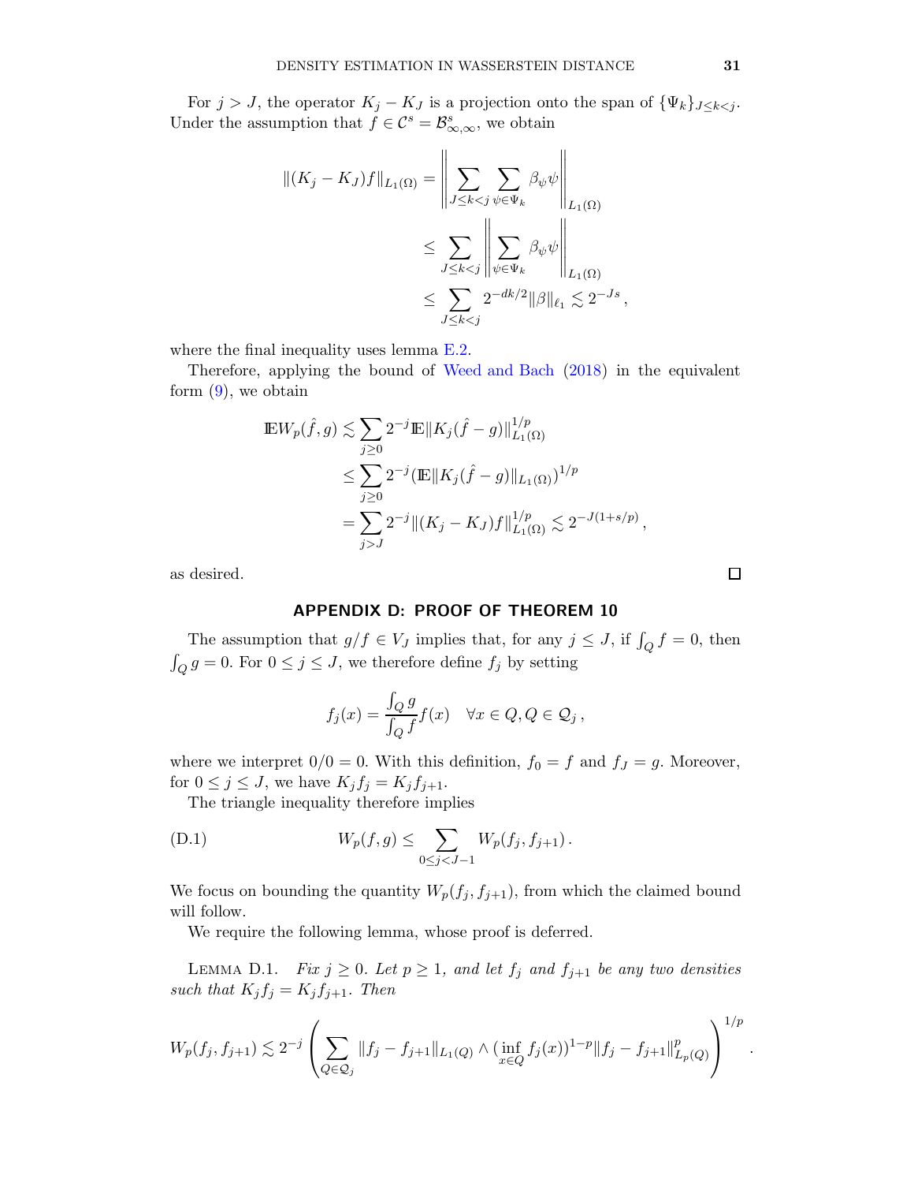For $j > J$, the operator $K_j - K_J$ is a projection onto the span of $\{\Psi_k\}_{J \leq k < j}$. Under the assumption that $f \in \mathcal{C}^s = \mathcal{B}^s_{\infty,\infty}$, we obtain

$$
\begin{aligned}
\|(K_j - K_J)f\|_{L_1(\Omega)} &= \left\| \sum_{J \leq k < j} \sum_{\psi \in \Psi_k} \beta_\psi \psi \right\|_{L_1(\Omega)} \\
&\leq \sum_{J \leq k < j} \left\| \sum_{\psi \in \Psi_k} \beta_\psi \psi \right\|_{L_1(\Omega)} \\
&\leq \sum_{J \leq k < j} 2^{-dk/2} \|\beta\|_{\ell_1} \lesssim 2^{-Js} ,
\end{aligned}
$$

where the final inequality uses lemma E.2.

Therefore, applying the bound of Weed and Bach (2018) in the equivalent form (9), we obtain

$$
\begin{aligned}
\mathbb{E} W_p(\hat{f}, g) &\lesssim \sum_{j \geq 0} 2^{-j} \mathbb{E} \|K_j(\hat{f} - g)\|_{L_1(\Omega)}^{1/p} \\
&\leq \sum_{j \geq 0} 2^{-j} (\mathbb{E} \|K_j(\hat{f} - g)\|_{L_1(\Omega)})^{1/p} \\
&= \sum_{j > J} 2^{-j} \|(K_j - K_J) f\|_{L_1(\Omega)}^{1/p} \lesssim 2^{-J(1+s/p)} ,
\end{aligned}
$$

as desired. $\square$

## APPENDIX D: PROOF OF THEOREM 10

The assumption that $g/f \in V_J$ implies that, for any $j \leq J$, if $\int_Q f = 0$, then $\int_Q g = 0$. For $0 \leq j \leq J$, we therefore define $f_j$ by setting

$$
f_j(x) = \frac{\int_Q g}{\int_Q f} f(x) \quad \forall x \in Q, Q \in \mathcal{Q}_j ,
$$

where we interpret $0/0 = 0$. With this definition, $f_0 = f$ and $f_J = g$. Moreover, for $0 \leq j \leq J$, we have $K_j f_j = K_j f_{j+1}$.

The triangle inequality therefore implies

$$
W_p(f, g) \leq \sum_{0 \leq j < J-1} W_p(f_j, f_{j+1}) . \tag{D.1}
$$

We focus on bounding the quantity $W_p(f_j, f_{j+1})$, from which the claimed bound will follow.

We require the following lemma, whose proof is deferred.

Lemma D.1. *Fix $j \geq 0$. Let $p \geq 1$, and let $f_j$ and $f_{j+1}$ be any two densities such that $K_j f_j = K_j f_{j+1}$. Then*

$$
W_p(f_j, f_{j+1}) \lesssim 2^{-j} \left( \sum_{Q \in \mathcal{Q}_j} \|f_j - f_{j+1}\|_{L_1(Q)} \wedge (\inf_{x \in Q} f_j(x))^{1-p} \|f_j - f_{j+1}\|_{L_p(Q)}^p \right)^{1/p} .
$$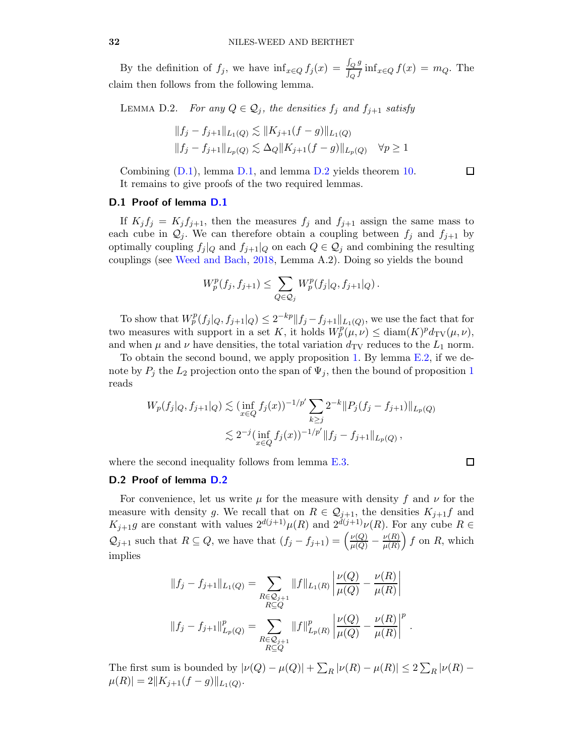By the definition of $f_j$, we have $\inf_{x \in Q} f_j(x) = \frac{\int_Q g}{\int_Q f} \inf_{x \in Q} f(x) = m_Q$. The claim then follows from the following lemma.

LEMMA D.2. *For any $Q \in \mathcal{Q}_j$, the densities $f_j$ and $f_{j+1}$ satisfy*

$$
\begin{aligned}
\|f_j - f_{j+1}\|_{L_1(Q)} &\lesssim \|K_{j+1}(f-g)\|_{L_1(Q)} \\
\|f_j - f_{j+1}\|_{L_p(Q)} &\lesssim \Delta_Q \|K_{j+1}(f-g)\|_{L_p(Q)} \quad \forall p \geq 1
\end{aligned}
$$

Combining (D.1), lemma D.1, and lemma D.2 yields theorem 10. ☐

It remains to give proofs of the two required lemmas.

### D.1 Proof of lemma D.1

If $K_j f_j = K_j f_{j+1}$, then the measures $f_j$ and $f_{j+1}$ assign the same mass to each cube in $\mathcal{Q}_j$. We can therefore obtain a coupling between $f_j$ and $f_{j+1}$ by optimally coupling $f_j|_Q$ and $f_{j+1}|_Q$ on each $Q \in \mathcal{Q}_j$ and combining the resulting couplings (see Weed and Bach, 2018, Lemma A.2). Doing so yields the bound

$$
W_p^p(f_j, f_{j+1}) \leq \sum_{Q \in \mathcal{Q}_j} W_p^p(f_j|_Q, f_{j+1}|_Q)\,.
$$

To show that $W_p^p(f_j|_Q, f_{j+1}|_Q) \leq 2^{-kp}\|f_j - f_{j+1}\|_{L_1(Q)}$, we use the fact that for two measures with support in a set $K$, it holds $W_p^p(\mu, \nu) \leq \operatorname{diam}(K)^p d_{\mathrm{TV}}(\mu, \nu)$, and when $\mu$ and $\nu$ have densities, the total variation $d_{\mathrm{TV}}$ reduces to the $L_1$ norm.

To obtain the second bound, we apply proposition 1. By lemma E.2, if we denote by $P_j$ the $L_2$ projection onto the span of $\Psi_j$, then the bound of proposition 1 reads

$$
\begin{aligned}
W_p(f_j|_Q, f_{j+1}|_Q) &\lesssim (\inf_{x \in Q} f_j(x))^{-1/p'} \sum_{k \geq j} 2^{-k} \|P_j(f_j - f_{j+1})\|_{L_p(Q)} \\
&\lesssim 2^{-j}(\inf_{x \in Q} f_j(x))^{-1/p'} \|f_j - f_{j+1}\|_{L_p(Q)}\,,
\end{aligned}
$$

where the second inequality follows from lemma E.3. ☐

### D.2 Proof of lemma D.2

For convenience, let us write $\mu$ for the measure with density $f$ and $\nu$ for the measure with density $g$. We recall that on $R \in \mathcal{Q}_{j+1}$, the densities $K_{j+1}f$ and $K_{j+1}g$ are constant with values $2^{d(j+1)}\mu(R)$ and $2^{d(j+1)}\nu(R)$. For any cube $R \in \mathcal{Q}_{j+1}$ such that $R \subseteq Q$, we have that $(f_j - f_{j+1}) = \left(\frac{\nu(Q)}{\mu(Q)} - \frac{\nu(R)}{\mu(R)}\right) f$ on $R$, which implies

$$
\begin{aligned}
\|f_j - f_{j+1}\|_{L_1(Q)} &= \sum_{\substack{R \in \mathcal{Q}_{j+1} \\ R \subseteq Q}} \|f\|_{L_1(R)} \left| \frac{\nu(Q)}{\mu(Q)} - \frac{\nu(R)}{\mu(R)} \right| \\
\|f_j - f_{j+1}\|_{L_p(Q)}^p &= \sum_{\substack{R \in \mathcal{Q}_{j+1} \\ R \subseteq Q}} \|f\|_{L_p(R)}^p \left| \frac{\nu(Q)}{\mu(Q)} - \frac{\nu(R)}{\mu(R)} \right|^p\,.
\end{aligned}
$$

The first sum is bounded by $|\nu(Q) - \mu(Q)| + \sum_R |\nu(R) - \mu(R)| \leq 2\sum_R |\nu(R) - \mu(R)| = 2\|K_{j+1}(f-g)\|_{L_1(Q)}$.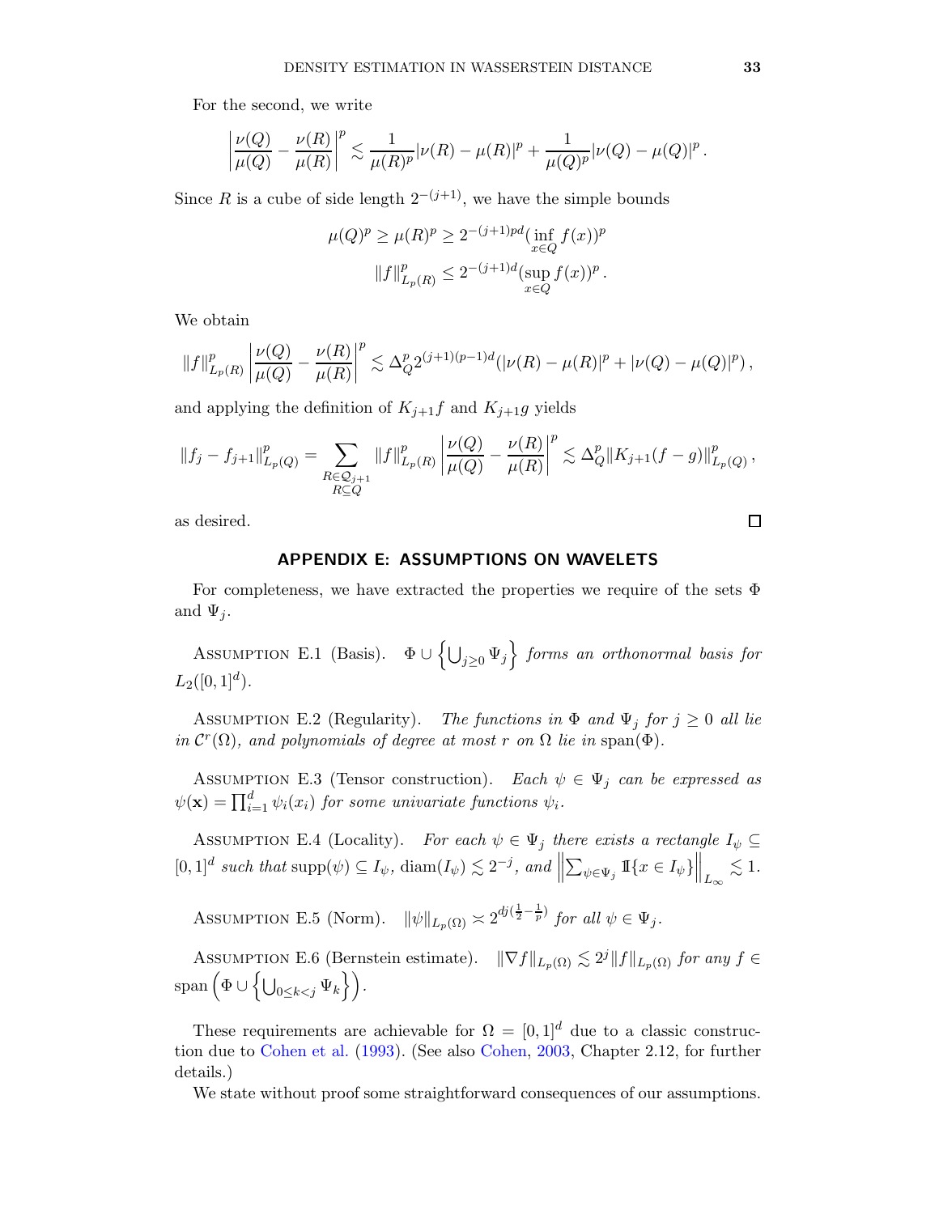For the second, we write

$$\left|\frac{\nu(Q)}{\mu(Q)} - \frac{\nu(R)}{\mu(R)}\right|^p \lesssim \frac{1}{\mu(R)^p}|\nu(R) - \mu(R)|^p + \frac{1}{\mu(Q)^p}|\nu(Q) - \mu(Q)|^p .$$

Since $R$ is a cube of side length $2^{-(j+1)}$, we have the simple bounds

$$\mu(Q)^p \geq \mu(R)^p \geq 2^{-(j+1)pd}(\inf_{x\in Q} f(x))^p$$
$$\|f\|_{L_p(R)}^p \leq 2^{-(j+1)d}(\sup_{x\in Q} f(x))^p .$$

We obtain

$$\|f\|_{L_p(R)}^p \left|\frac{\nu(Q)}{\mu(Q)} - \frac{\nu(R)}{\mu(R)}\right|^p \lesssim \Delta_Q^p 2^{(j+1)(p-1)d}(|\nu(R) - \mu(R)|^p + |\nu(Q) - \mu(Q)|^p) ,$$

and applying the definition of $K_{j+1}f$ and $K_{j+1}g$ yields

$$\|f_j - f_{j+1}\|_{L_p(Q)}^p = \sum_{\substack{R\in\mathcal{Q}_{j+1}\\ R\subseteq Q}} \|f\|_{L_p(R)}^p \left|\frac{\nu(Q)}{\mu(Q)} - \frac{\nu(R)}{\mu(R)}\right|^p \lesssim \Delta_Q^p \|K_{j+1}(f-g)\|_{L_p(Q)}^p ,$$

as desired. □

## APPENDIX E: ASSUMPTIONS ON WAVELETS

For completeness, we have extracted the properties we require of the sets $\Phi$ and $\Psi_j$.

Assumption E.1 (Basis). *$\Phi \cup \left\{\bigcup_{j\geq 0}\Psi_j\right\}$ forms an orthonormal basis for $L_2([0,1]^d)$.*

Assumption E.2 (Regularity). *The functions in $\Phi$ and $\Psi_j$ for $j \geq 0$ all lie in $\mathcal{C}^r(\Omega)$, and polynomials of degree at most $r$ on $\Omega$ lie in $\mathrm{span}(\Phi)$.*

Assumption E.3 (Tensor construction). *Each $\psi \in \Psi_j$ can be expressed as $\psi(\mathbf{x}) = \prod_{i=1}^d \psi_i(x_i)$ for some univariate functions $\psi_i$.*

Assumption E.4 (Locality). *For each $\psi \in \Psi_j$ there exists a rectangle $I_\psi \subseteq [0,1]^d$ such that $\mathrm{supp}(\psi) \subseteq I_\psi$, $\mathrm{diam}(I_\psi) \lesssim 2^{-j}$, and $\left\|\sum_{\psi\in\Psi_j} \mathbb{1}\{x \in I_\psi\}\right\|_{L_\infty} \lesssim 1$.*

Assumption E.5 (Norm). *$\|\psi\|_{L_p(\Omega)} \asymp 2^{dj(\frac{1}{2}-\frac{1}{p})}$ for all $\psi \in \Psi_j$.*

Assumption E.6 (Bernstein estimate). *$\|\nabla f\|_{L_p(\Omega)} \lesssim 2^j \|f\|_{L_p(\Omega)}$ for any $f \in \mathrm{span}\left(\Phi \cup \left\{\bigcup_{0\leq k<j}\Psi_k\right\}\right)$.*

These requirements are achievable for $\Omega = [0,1]^d$ due to a classic construction due to Cohen et al. (1993). (See also Cohen, 2003, Chapter 2.12, for further details.)

We state without proof some straightforward consequences of our assumptions.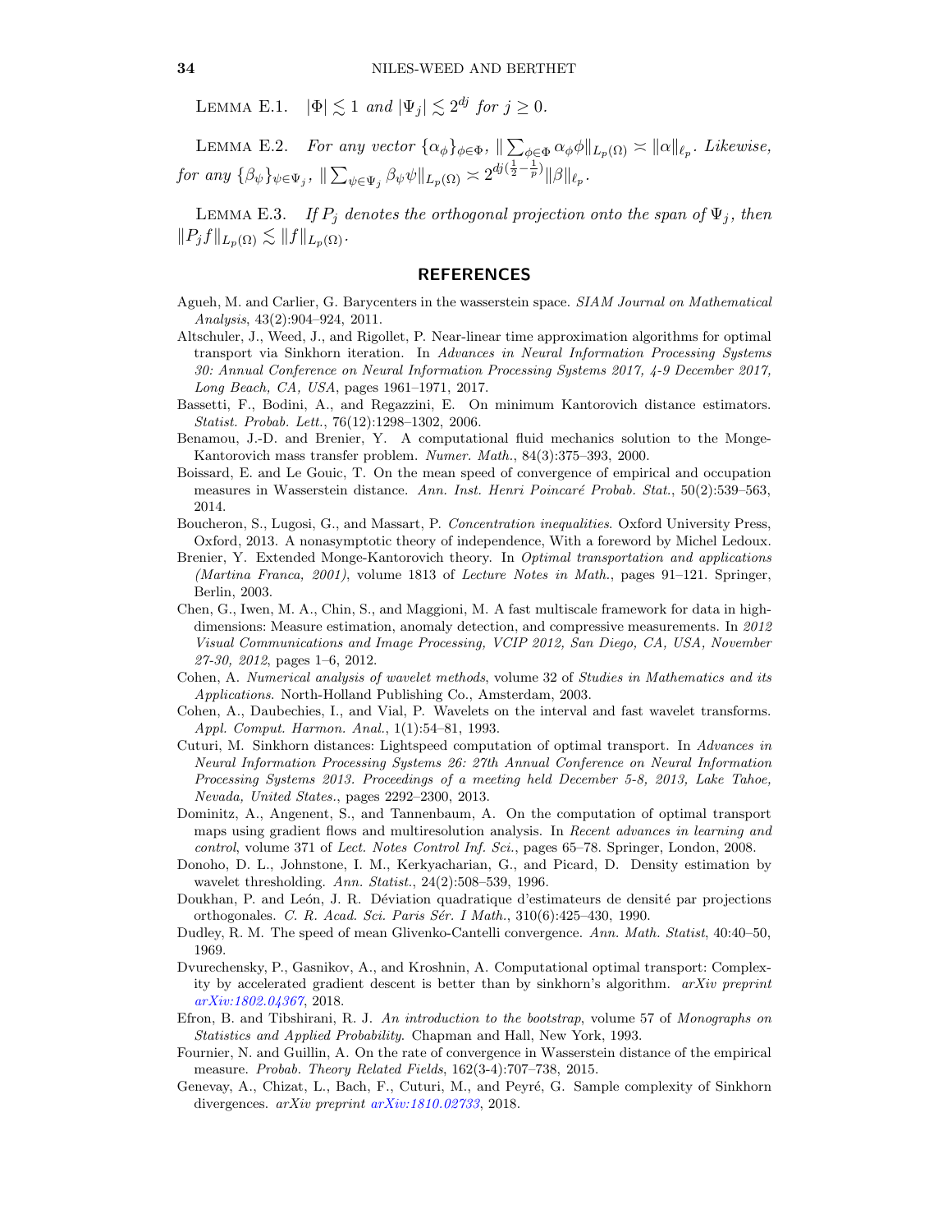Lemma E.1. *$|\Phi| \lesssim 1$ and $|\Psi_j| \lesssim 2^{dj}$ for $j \geq 0$.*

Lemma E.2. *For any vector $\{\alpha_\phi\}_{\phi \in \Phi}$, $\| \sum_{\phi \in \Phi} \alpha_\phi \phi \|_{L_p(\Omega)} \asymp \|\alpha\|_{\ell_p}$. Likewise, for any $\{\beta_\psi\}_{\psi \in \Psi_j}$, $\| \sum_{\psi \in \Psi_j} \beta_\psi \psi \|_{L_p(\Omega)} \asymp 2^{dj(\frac{1}{2} - \frac{1}{p})} \|\beta\|_{\ell_p}$.*

Lemma E.3. *If $P_j$ denotes the orthogonal projection onto the span of $\Psi_j$, then $\|P_j f\|_{L_p(\Omega)} \lesssim \|f\|_{L_p(\Omega)}$.*

## REFERENCES

Agueh, M. and Carlier, G. Barycenters in the wasserstein space. *SIAM Journal on Mathematical Analysis*, 43(2):904–924, 2011.

Altschuler, J., Weed, J., and Rigollet, P. Near-linear time approximation algorithms for optimal transport via Sinkhorn iteration. In *Advances in Neural Information Processing Systems 30: Annual Conference on Neural Information Processing Systems 2017, 4-9 December 2017, Long Beach, CA, USA*, pages 1961–1971, 2017.

Bassetti, F., Bodini, A., and Regazzini, E. On minimum Kantorovich distance estimators. *Statist. Probab. Lett.*, 76(12):1298–1302, 2006.

Benamou, J.-D. and Brenier, Y. A computational fluid mechanics solution to the Monge-Kantorovich mass transfer problem. *Numer. Math.*, 84(3):375–393, 2000.

Boissard, E. and Le Gouic, T. On the mean speed of convergence of empirical and occupation measures in Wasserstein distance. *Ann. Inst. Henri Poincaré Probab. Stat.*, 50(2):539–563, 2014.

Boucheron, S., Lugosi, G., and Massart, P. *Concentration inequalities*. Oxford University Press, Oxford, 2013. A nonasymptotic theory of independence, With a foreword by Michel Ledoux.

Brenier, Y. Extended Monge-Kantorovich theory. In *Optimal transportation and applications (Martina Franca, 2001)*, volume 1813 of *Lecture Notes in Math.*, pages 91–121. Springer, Berlin, 2003.

Chen, G., Iwen, M. A., Chin, S., and Maggioni, M. A fast multiscale framework for data in high-dimensions: Measure estimation, anomaly detection, and compressive measurements. In *2012 Visual Communications and Image Processing, VCIP 2012, San Diego, CA, USA, November 27-30, 2012*, pages 1–6, 2012.

Cohen, A. *Numerical analysis of wavelet methods*, volume 32 of *Studies in Mathematics and its Applications*. North-Holland Publishing Co., Amsterdam, 2003.

Cohen, A., Daubechies, I., and Vial, P. Wavelets on the interval and fast wavelet transforms. *Appl. Comput. Harmon. Anal.*, 1(1):54–81, 1993.

Cuturi, M. Sinkhorn distances: Lightspeed computation of optimal transport. In *Advances in Neural Information Processing Systems 26: 27th Annual Conference on Neural Information Processing Systems 2013. Proceedings of a meeting held December 5-8, 2013, Lake Tahoe, Nevada, United States.*, pages 2292–2300, 2013.

Dominitz, A., Angenent, S., and Tannenbaum, A. On the computation of optimal transport maps using gradient flows and multiresolution analysis. In *Recent advances in learning and control*, volume 371 of *Lect. Notes Control Inf. Sci.*, pages 65–78. Springer, London, 2008.

Donoho, D. L., Johnstone, I. M., Kerkyacharian, G., and Picard, D. Density estimation by wavelet thresholding. *Ann. Statist.*, 24(2):508–539, 1996.

Doukhan, P. and León, J. R. Déviation quadratique d'estimateurs de densité par projections orthogonales. *C. R. Acad. Sci. Paris Sér. I Math.*, 310(6):425–430, 1990.

Dudley, R. M. The speed of mean Glivenko-Cantelli convergence. *Ann. Math. Statist*, 40:40–50, 1969.

Dvurechensky, P., Gasnikov, A., and Kroshnin, A. Computational optimal transport: Complexity by accelerated gradient descent is better than by sinkhorn's algorithm. *arXiv preprint arXiv:1802.04367*, 2018.

Efron, B. and Tibshirani, R. J. *An introduction to the bootstrap*, volume 57 of *Monographs on Statistics and Applied Probability*. Chapman and Hall, New York, 1993.

Fournier, N. and Guillin, A. On the rate of convergence in Wasserstein distance of the empirical measure. *Probab. Theory Related Fields*, 162(3-4):707–738, 2015.

Genevay, A., Chizat, L., Bach, F., Cuturi, M., and Peyré, G. Sample complexity of Sinkhorn divergences. *arXiv preprint arXiv:1810.02733*, 2018.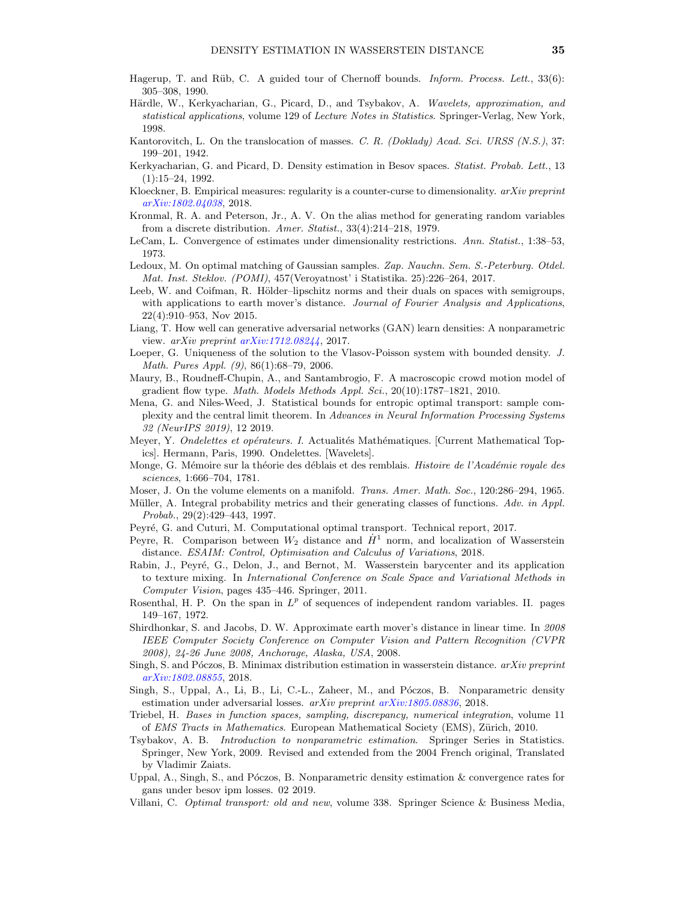Hagerup, T. and Rüb, C. A guided tour of Chernoff bounds. *Inform. Process. Lett.*, 33(6): 305–308, 1990.

Härdle, W., Kerkyacharian, G., Picard, D., and Tsybakov, A. *Wavelets, approximation, and statistical applications*, volume 129 of *Lecture Notes in Statistics*. Springer-Verlag, New York, 1998.

Kantorovitch, L. On the translocation of masses. *C. R. (Doklady) Acad. Sci. URSS (N.S.)*, 37: 199–201, 1942.

Kerkyacharian, G. and Picard, D. Density estimation in Besov spaces. *Statist. Probab. Lett.*, 13 (1):15–24, 1992.

Kloeckner, B. Empirical measures: regularity is a counter-curse to dimensionality. *arXiv preprint arXiv:1802.04038*, 2018.

Kronmal, R. A. and Peterson, Jr., A. V. On the alias method for generating random variables from a discrete distribution. *Amer. Statist.*, 33(4):214–218, 1979.

LeCam, L. Convergence of estimates under dimensionality restrictions. *Ann. Statist.*, 1:38–53, 1973.

Ledoux, M. On optimal matching of Gaussian samples. *Zap. Nauchn. Sem. S.-Peterburg. Otdel. Mat. Inst. Steklov. (POMI)*, 457(Veroyatnost' i Statistika. 25):226–264, 2017.

Leeb, W. and Coifman, R. Hölder–lipschitz norms and their duals on spaces with semigroups, with applications to earth mover's distance. *Journal of Fourier Analysis and Applications*, 22(4):910–953, Nov 2015.

Liang, T. How well can generative adversarial networks (GAN) learn densities: A nonparametric view. *arXiv preprint arXiv:1712.08244*, 2017.

Loeper, G. Uniqueness of the solution to the Vlasov-Poisson system with bounded density. *J. Math. Pures Appl. (9)*, 86(1):68–79, 2006.

Maury, B., Roudneff-Chupin, A., and Santambrogio, F. A macroscopic crowd motion model of gradient flow type. *Math. Models Methods Appl. Sci.*, 20(10):1787–1821, 2010.

Mena, G. and Niles-Weed, J. Statistical bounds for entropic optimal transport: sample complexity and the central limit theorem. In *Advances in Neural Information Processing Systems 32 (NeurIPS 2019)*, 12 2019.

Meyer, Y. *Ondelettes et opérateurs. I*. Actualités Mathématiques. [Current Mathematical Topics]. Hermann, Paris, 1990. Ondelettes. [Wavelets].

Monge, G. Mémoire sur la théorie des déblais et des remblais. *Histoire de l'Académie royale des sciences*, 1:666–704, 1781.

Moser, J. On the volume elements on a manifold. *Trans. Amer. Math. Soc.*, 120:286–294, 1965.

Müller, A. Integral probability metrics and their generating classes of functions. *Adv. in Appl. Probab.*, 29(2):429–443, 1997.

Peyré, G. and Cuturi, M. Computational optimal transport. Technical report, 2017.

Peyre, R. Comparison between $W_2$ distance and $\dot{H}^1$ norm, and localization of Wasserstein distance. *ESAIM: Control, Optimisation and Calculus of Variations*, 2018.

Rabin, J., Peyré, G., Delon, J., and Bernot, M. Wasserstein barycenter and its application to texture mixing. In *International Conference on Scale Space and Variational Methods in Computer Vision*, pages 435–446. Springer, 2011.

Rosenthal, H. P. On the span in $L^p$ of sequences of independent random variables. II. pages 149–167, 1972.

Shirdhonkar, S. and Jacobs, D. W. Approximate earth mover's distance in linear time. In *2008 IEEE Computer Society Conference on Computer Vision and Pattern Recognition (CVPR 2008), 24-26 June 2008, Anchorage, Alaska, USA*, 2008.

Singh, S. and Póczos, B. Minimax distribution estimation in wasserstein distance. *arXiv preprint arXiv:1802.08855*, 2018.

Singh, S., Uppal, A., Li, B., Li, C.-L., Zaheer, M., and Póczos, B. Nonparametric density estimation under adversarial losses. *arXiv preprint arXiv:1805.08836*, 2018.

Triebel, H. *Bases in function spaces, sampling, discrepancy, numerical integration*, volume 11 of *EMS Tracts in Mathematics*. European Mathematical Society (EMS), Zürich, 2010.

Tsybakov, A. B. *Introduction to nonparametric estimation*. Springer Series in Statistics. Springer, New York, 2009. Revised and extended from the 2004 French original, Translated by Vladimir Zaiats.

Uppal, A., Singh, S., and Póczos, B. Nonparametric density estimation & convergence rates for gans under besov ipm losses. 02 2019.

Villani, C. *Optimal transport: old and new*, volume 338. Springer Science & Business Media,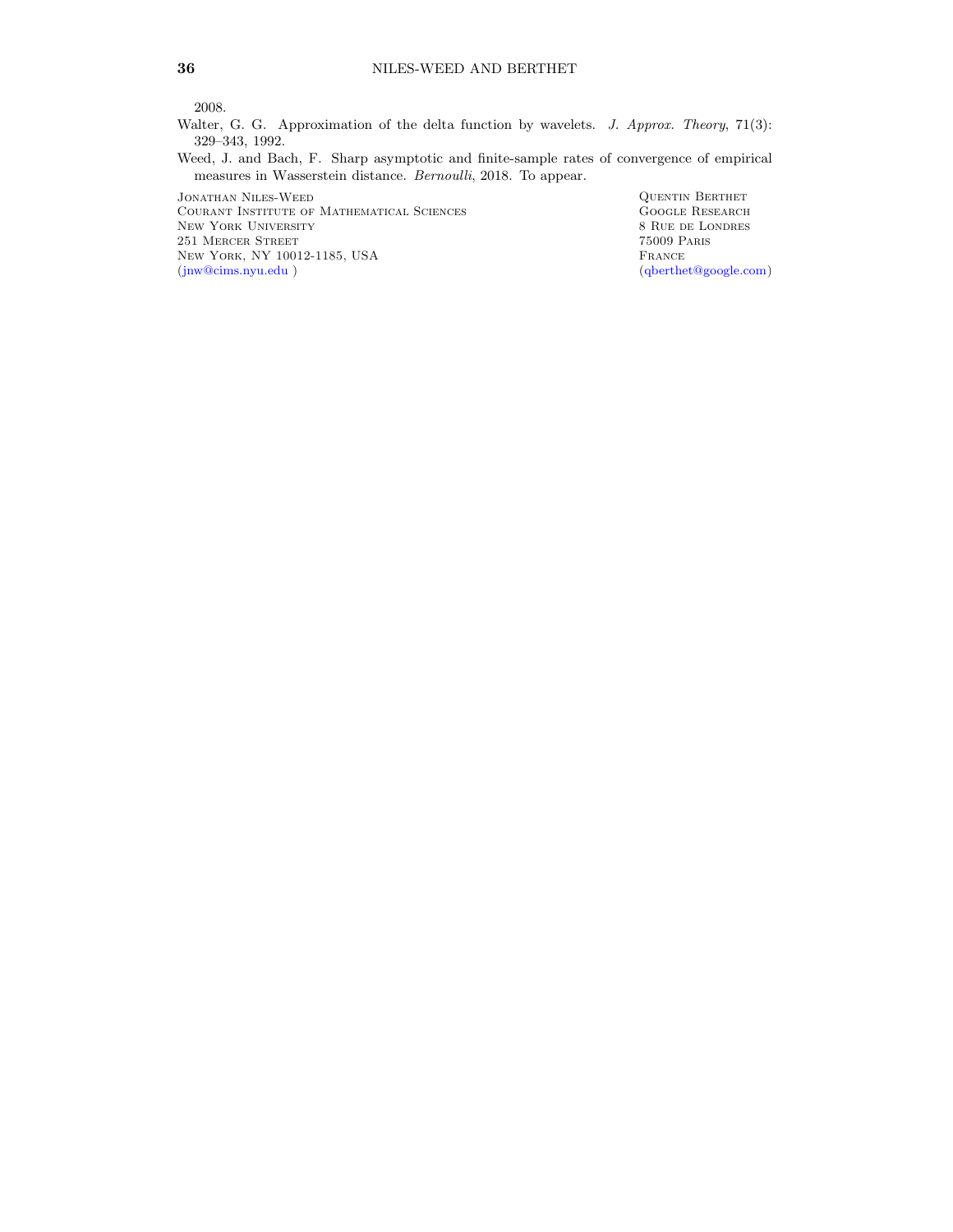2008.

Walter, G. G. Approximation of the delta function by wavelets. *J. Approx. Theory*, 71(3): 329–343, 1992.

Weed, J. and Bach, F. Sharp asymptotic and finite-sample rates of convergence of empirical measures in Wasserstein distance. *Bernoulli*, 2018. To appear.

Jonathan Niles-Weed
Courant Institute of Mathematical Sciences
New York University
251 Mercer Street
New York, NY 10012-1185, USA
(jnw@cims.nyu.edu )

Quentin Berthet
Google Research
8 Rue de Londres
75009 Paris
France
(qberthet@google.com)